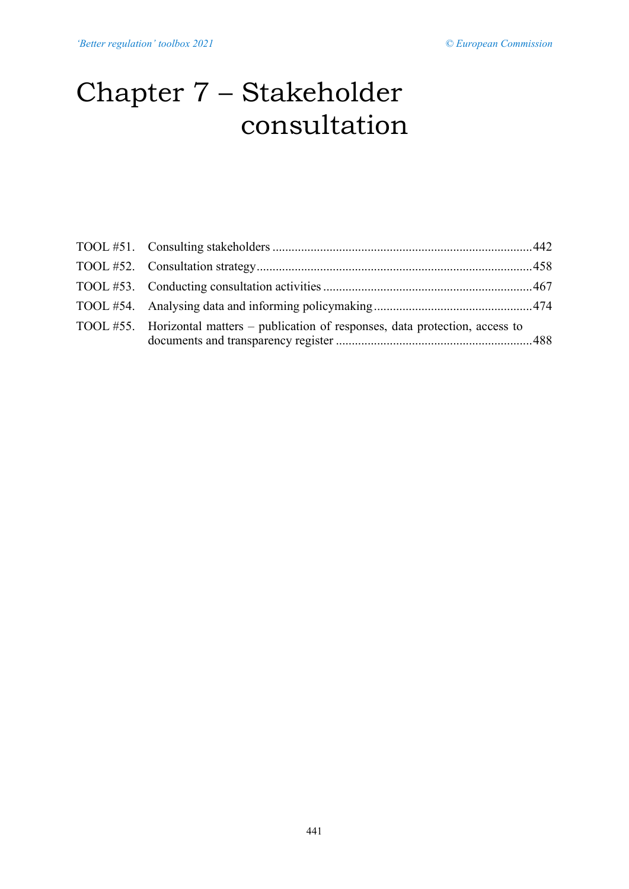# Chapter 7 – Stakeholder consultation

TOOL #51. Consulting stakeholders ....................................................................................442

TOOL #52. Consultation strategy.........................................................................................458

TOOL #53. Conducting consultation activities ....................................................................467

TOOL #54. Analysing data and informing policymaking ....................................................474

TOOL #55. Horizontal matters – publication of responses, data protection, access to documents and transparency register ...............................................................488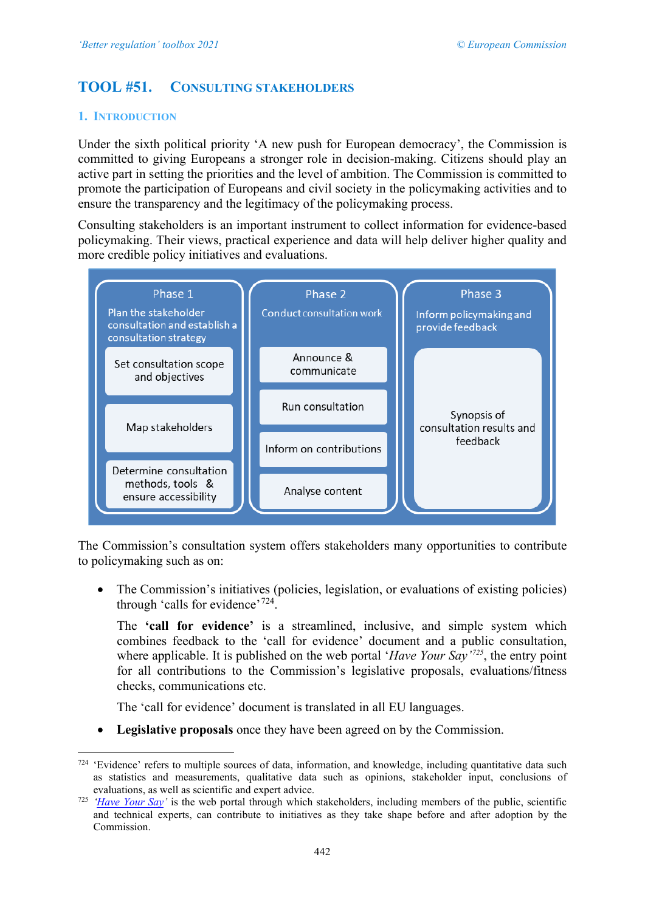# TOOL #51. CONSULTING STAKEHOLDERS

## 1. INTRODUCTION

Under the sixth political priority 'A new push for European democracy', the Commission is committed to giving Europeans a stronger role in decision-making. Citizens should play an active part in setting the priorities and the level of ambition. The Commission is committed to promote the participation of Europeans and civil society in the policymaking activities and to ensure the transparency and the legitimacy of the policymaking process.

Consulting stakeholders is an important instrument to collect information for evidence-based policymaking. Their views, practical experience and data will help deliver higher quality and more credible policy initiatives and evaluations.

| Phase 1: Plan the stakeholder consultation and establish a consultation strategy | Phase 2: Conduct consultation work | Phase 3: Inform policymaking and provide feedback |
|---|---|---|
| Set consultation scope and objectives | Announce & communicate | Synopsis of consultation results and feedback |
| Map stakeholders | Run consultation | |
| Determine consultation methods, tools & ensure accessibility | Inform on contributions | |
| | Analyse content | |

The Commission's consultation system offers stakeholders many opportunities to contribute to policymaking such as on:

- The Commission's initiatives (policies, legislation, or evaluations of existing policies) through 'calls for evidence'[724].

  The **'call for evidence'** is a streamlined, inclusive, and simple system which combines feedback to the 'call for evidence' document and a public consultation, where applicable. It is published on the web portal '*Have Your Say*'[725], the entry point for all contributions to the Commission's legislative proposals, evaluations/fitness checks, communications etc.

  The 'call for evidence' document is translated in all EU languages.

- **Legislative proposals** once they have been agreed on by the Commission.

---

[724] 'Evidence' refers to multiple sources of data, information, and knowledge, including quantitative data such as statistics and measurements, qualitative data such as opinions, stakeholder input, conclusions of evaluations, as well as scientific and expert advice.

[725] '*Have Your Say*' is the web portal through which stakeholders, including members of the public, scientific and technical experts, can contribute to initiatives as they take shape before and after adoption by the Commission.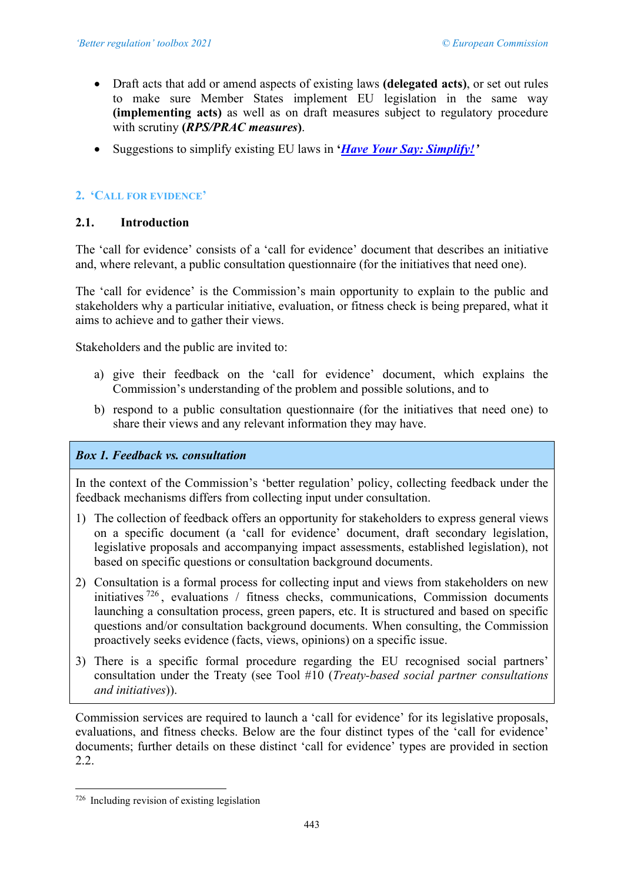- Draft acts that add or amend aspects of existing laws **(delegated acts)**, or set out rules to make sure Member States implement EU legislation in the same way **(implementing acts)** as well as on draft measures subject to regulatory procedure with scrutiny **(*RPS/PRAC measures*)**.
- Suggestions to simplify existing EU laws in **'*Have Your Say: Simplify!*'**

## 2. 'Call for evidence'

### 2.1. Introduction

The 'call for evidence' consists of a 'call for evidence' document that describes an initiative and, where relevant, a public consultation questionnaire (for the initiatives that need one).

The 'call for evidence' is the Commission's main opportunity to explain to the public and stakeholders why a particular initiative, evaluation, or fitness check is being prepared, what it aims to achieve and to gather their views.

Stakeholders and the public are invited to:

a) give their feedback on the 'call for evidence' document, which explains the Commission's understanding of the problem and possible solutions, and to

b) respond to a public consultation questionnaire (for the initiatives that need one) to share their views and any relevant information they may have.

| ***Box 1. Feedback vs. consultation*** |
|---|
| In the context of the Commission's 'better regulation' policy, collecting feedback under the feedback mechanisms differs from collecting input under consultation.<br>1) The collection of feedback offers an opportunity for stakeholders to express general views on a specific document (a 'call for evidence' document, draft secondary legislation, legislative proposals and accompanying impact assessments, established legislation), not based on specific questions or consultation background documents.<br>2) Consultation is a formal process for collecting input and views from stakeholders on new initiatives [726], evaluations / fitness checks, communications, Commission documents launching a consultation process, green papers, etc. It is structured and based on specific questions and/or consultation background documents. When consulting, the Commission proactively seeks evidence (facts, views, opinions) on a specific issue.<br>3) There is a specific formal procedure regarding the EU recognised social partners' consultation under the Treaty (see Tool #10 (*Treaty-based social partner consultations and initiatives*)). |

Commission services are required to launch a 'call for evidence' for its legislative proposals, evaluations, and fitness checks. Below are the four distinct types of the 'call for evidence' documents; further details on these distinct 'call for evidence' types are provided in section 2.2.

[726] Including revision of existing legislation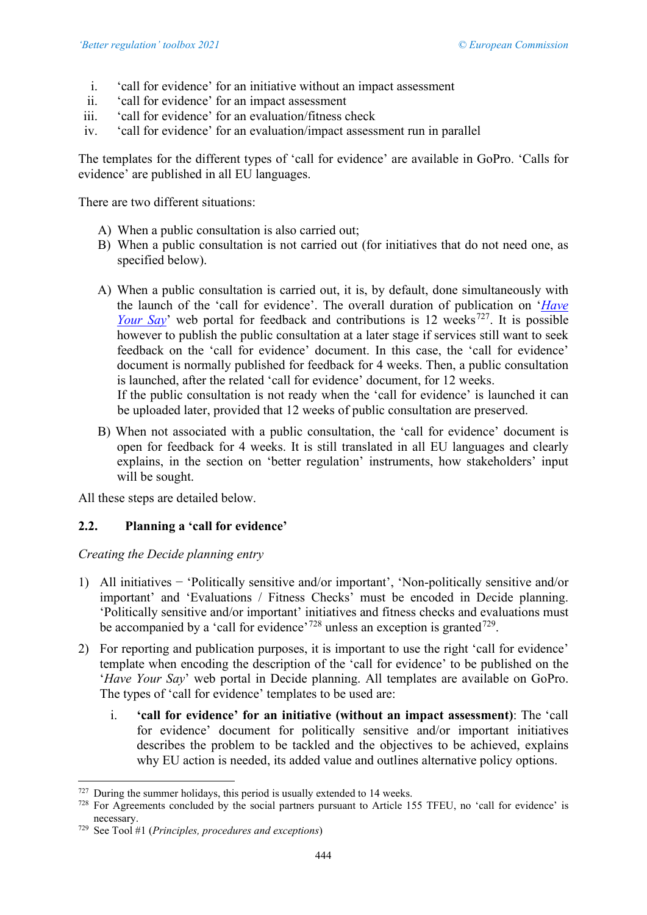i. 'call for evidence' for an initiative without an impact assessment
ii. 'call for evidence' for an impact assessment
iii. 'call for evidence' for an evaluation/fitness check
iv. 'call for evidence' for an evaluation/impact assessment run in parallel

The templates for the different types of 'call for evidence' are available in GoPro. 'Calls for evidence' are published in all EU languages.

There are two different situations:

A) When a public consultation is also carried out;
B) When a public consultation is not carried out (for initiatives that do not need one, as specified below).

A) When a public consultation is carried out, it is, by default, done simultaneously with the launch of the 'call for evidence'. The overall duration of publication on '*Have Your Say*' web portal for feedback and contributions is 12 weeks[727]. It is possible however to publish the public consultation at a later stage if services still want to seek feedback on the 'call for evidence' document. In this case, the 'call for evidence' document is normally published for feedback for 4 weeks. Then, a public consultation is launched, after the related 'call for evidence' document, for 12 weeks.
If the public consultation is not ready when the 'call for evidence' is launched it can be uploaded later, provided that 12 weeks of public consultation are preserved.

B) When not associated with a public consultation, the 'call for evidence' document is open for feedback for 4 weeks. It is still translated in all EU languages and clearly explains, in the section on 'better regulation' instruments, how stakeholders' input will be sought.

All these steps are detailed below.

### 2.2. Planning a 'call for evidence'

*Creating the Decide planning entry*

1) All initiatives − 'Politically sensitive and/or important', 'Non-politically sensitive and/or important' and 'Evaluations / Fitness Checks' must be encoded in Decide planning. 'Politically sensitive and/or important' initiatives and fitness checks and evaluations must be accompanied by a 'call for evidence'[728] unless an exception is granted[729].

2) For reporting and publication purposes, it is important to use the right 'call for evidence' template when encoding the description of the 'call for evidence' to be published on the '*Have Your Say*' web portal in Decide planning. All templates are available on GoPro. The types of 'call for evidence' templates to be used are:

   i. **'call for evidence' for an initiative (without an impact assessment)**: The 'call for evidence' document for politically sensitive and/or important initiatives describes the problem to be tackled and the objectives to be achieved, explains why EU action is needed, its added value and outlines alternative policy options.

---

[727] During the summer holidays, this period is usually extended to 14 weeks.
[728] For Agreements concluded by the social partners pursuant to Article 155 TFEU, no 'call for evidence' is necessary.
[729] See Tool #1 (*Principles, procedures and exceptions*)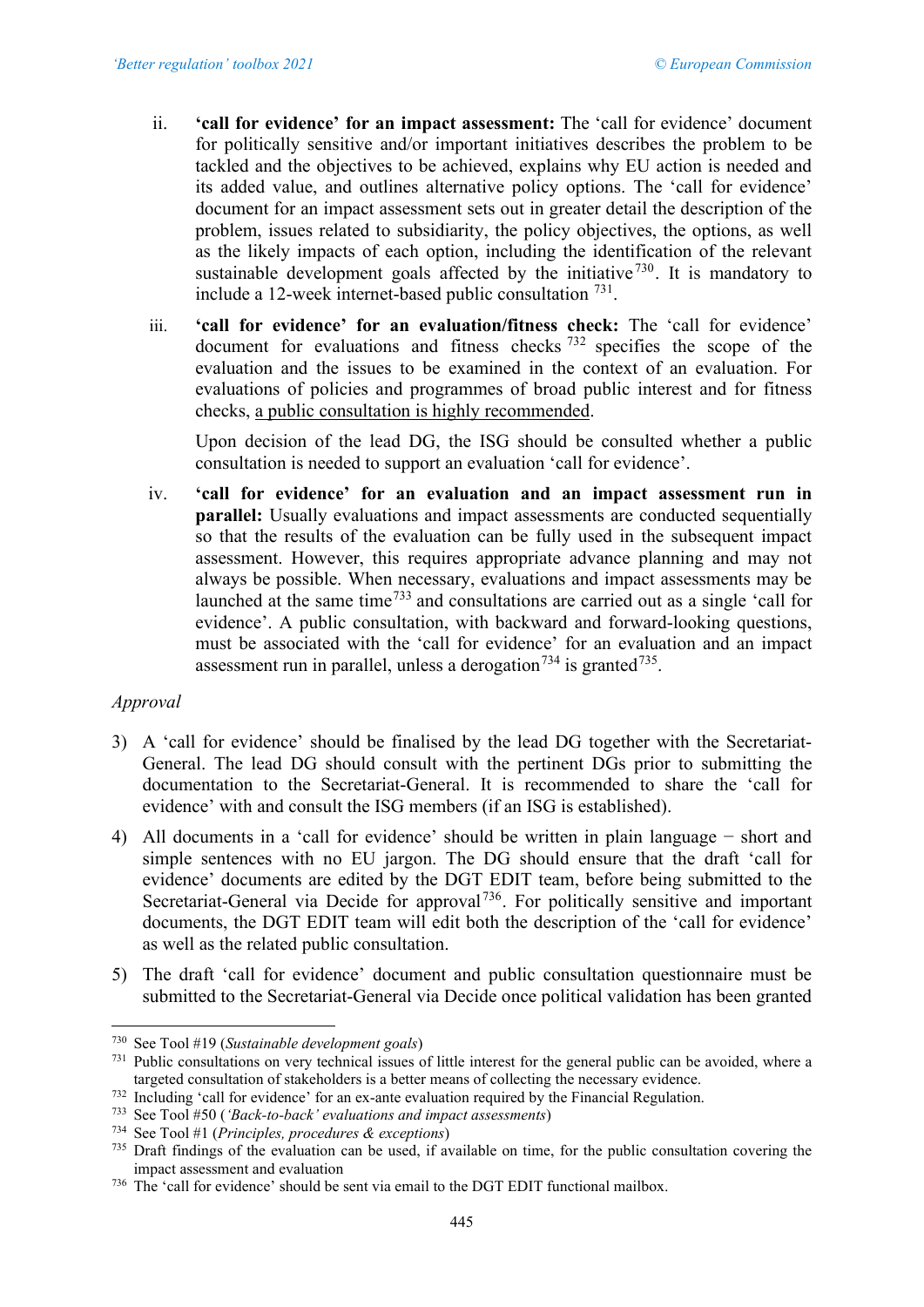ii. **'call for evidence' for an impact assessment:** The 'call for evidence' document for politically sensitive and/or important initiatives describes the problem to be tackled and the objectives to be achieved, explains why EU action is needed and its added value, and outlines alternative policy options. The 'call for evidence' document for an impact assessment sets out in greater detail the description of the problem, issues related to subsidiarity, the policy objectives, the options, as well as the likely impacts of each option, including the identification of the relevant sustainable development goals affected by the initiative[730]. It is mandatory to include a 12-week internet-based public consultation [731].

iii. **'call for evidence' for an evaluation/fitness check:** The 'call for evidence' document for evaluations and fitness checks [732] specifies the scope of the evaluation and the issues to be examined in the context of an evaluation. For evaluations of policies and programmes of broad public interest and for fitness checks, a public consultation is highly recommended.

Upon decision of the lead DG, the ISG should be consulted whether a public consultation is needed to support an evaluation 'call for evidence'.

iv. **'call for evidence' for an evaluation and an impact assessment run in parallel:** Usually evaluations and impact assessments are conducted sequentially so that the results of the evaluation can be fully used in the subsequent impact assessment. However, this requires appropriate advance planning and may not always be possible. When necessary, evaluations and impact assessments may be launched at the same time[733] and consultations are carried out as a single 'call for evidence'. A public consultation, with backward and forward-looking questions, must be associated with the 'call for evidence' for an evaluation and an impact assessment run in parallel, unless a derogation[734] is granted[735].

*Approval*

3) A 'call for evidence' should be finalised by the lead DG together with the Secretariat-General. The lead DG should consult with the pertinent DGs prior to submitting the documentation to the Secretariat-General. It is recommended to share the 'call for evidence' with and consult the ISG members (if an ISG is established).

4) All documents in a 'call for evidence' should be written in plain language − short and simple sentences with no EU jargon. The DG should ensure that the draft 'call for evidence' documents are edited by the DGT EDIT team, before being submitted to the Secretariat-General via Decide for approval[736]. For politically sensitive and important documents, the DGT EDIT team will edit both the description of the 'call for evidence' as well as the related public consultation.

5) The draft 'call for evidence' document and public consultation questionnaire must be submitted to the Secretariat-General via Decide once political validation has been granted

---

[730] See Tool #19 (*Sustainable development goals*)

[731] Public consultations on very technical issues of little interest for the general public can be avoided, where a targeted consultation of stakeholders is a better means of collecting the necessary evidence.

[732] Including 'call for evidence' for an ex-ante evaluation required by the Financial Regulation.

[733] See Tool #50 (*'Back-to-back' evaluations and impact assessments*)

[734] See Tool #1 (*Principles, procedures & exceptions*)

[735] Draft findings of the evaluation can be used, if available on time, for the public consultation covering the impact assessment and evaluation

[736] The 'call for evidence' should be sent via email to the DGT EDIT functional mailbox.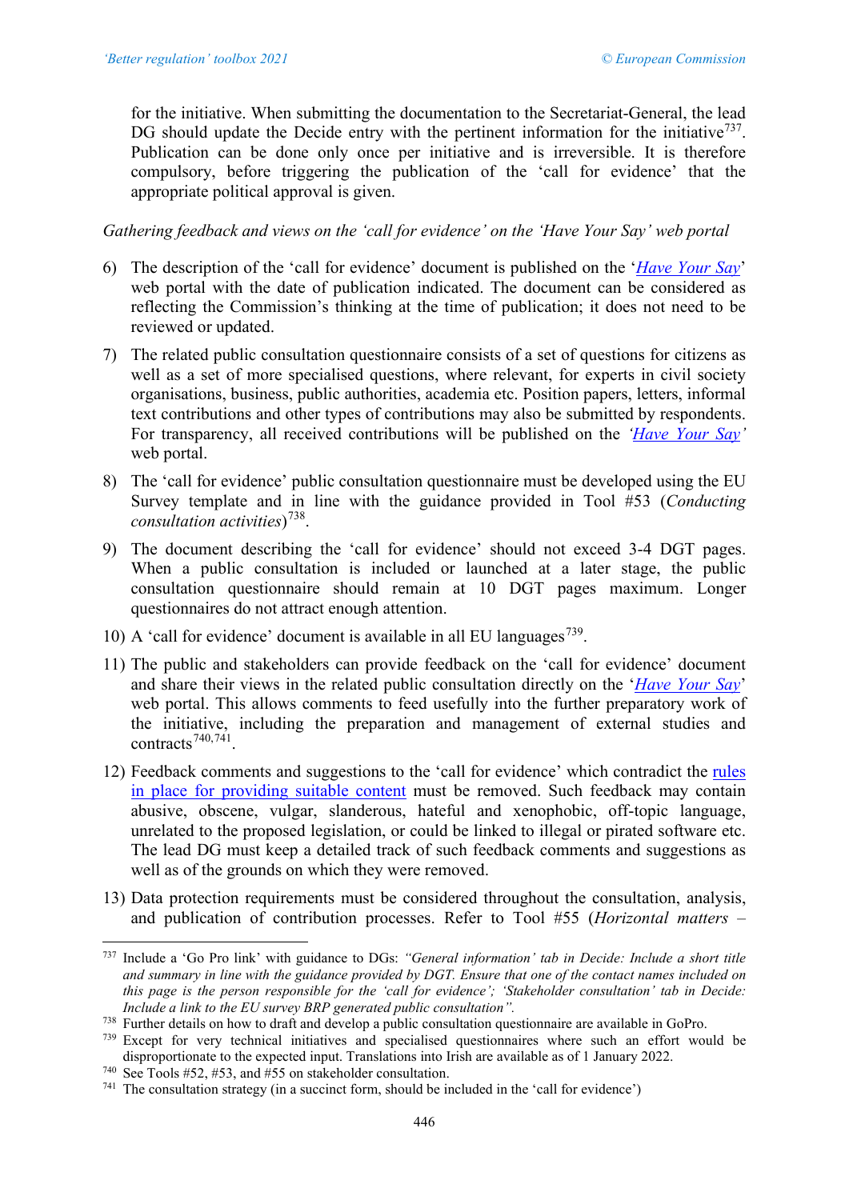for the initiative. When submitting the documentation to the Secretariat-General, the lead DG should update the Decide entry with the pertinent information for the initiative[737]. Publication can be done only once per initiative and is irreversible. It is therefore compulsory, before triggering the publication of the 'call for evidence' that the appropriate political approval is given.

*Gathering feedback and views on the 'call for evidence' on the 'Have Your Say' web portal*

6) The description of the 'call for evidence' document is published on the '*Have Your Say*' web portal with the date of publication indicated. The document can be considered as reflecting the Commission's thinking at the time of publication; it does not need to be reviewed or updated.

7) The related public consultation questionnaire consists of a set of questions for citizens as well as a set of more specialised questions, where relevant, for experts in civil society organisations, business, public authorities, academia etc. Position papers, letters, informal text contributions and other types of contributions may also be submitted by respondents. For transparency, all received contributions will be published on the *'Have Your Say'* web portal.

8) The 'call for evidence' public consultation questionnaire must be developed using the EU Survey template and in line with the guidance provided in Tool #53 (*Conducting consultation activities*)[738].

9) The document describing the 'call for evidence' should not exceed 3-4 DGT pages. When a public consultation is included or launched at a later stage, the public consultation questionnaire should remain at 10 DGT pages maximum. Longer questionnaires do not attract enough attention.

10) A 'call for evidence' document is available in all EU languages[739].

11) The public and stakeholders can provide feedback on the 'call for evidence' document and share their views in the related public consultation directly on the '*Have Your Say*' web portal. This allows comments to feed usefully into the further preparatory work of the initiative, including the preparation and management of external studies and contracts[740,741].

12) Feedback comments and suggestions to the 'call for evidence' which contradict the rules in place for providing suitable content must be removed. Such feedback may contain abusive, obscene, vulgar, slanderous, hateful and xenophobic, off-topic language, unrelated to the proposed legislation, or could be linked to illegal or pirated software etc. The lead DG must keep a detailed track of such feedback comments and suggestions as well as of the grounds on which they were removed.

13) Data protection requirements must be considered throughout the consultation, analysis, and publication of contribution processes. Refer to Tool #55 (*Horizontal matters –*

---

[737] Include a 'Go Pro link' with guidance to DGs: *"'General information' tab in Decide: Include a short title and summary in line with the guidance provided by DGT. Ensure that one of the contact names included on this page is the person responsible for the 'call for evidence'; 'Stakeholder consultation' tab in Decide: Include a link to the EU survey BRP generated public consultation".*

[738] Further details on how to draft and develop a public consultation questionnaire are available in GoPro.

[739] Except for very technical initiatives and specialised questionnaires where such an effort would be disproportionate to the expected input. Translations into Irish are available as of 1 January 2022.

[740] See Tools #52, #53, and #55 on stakeholder consultation.

[741] The consultation strategy (in a succinct form, should be included in the 'call for evidence')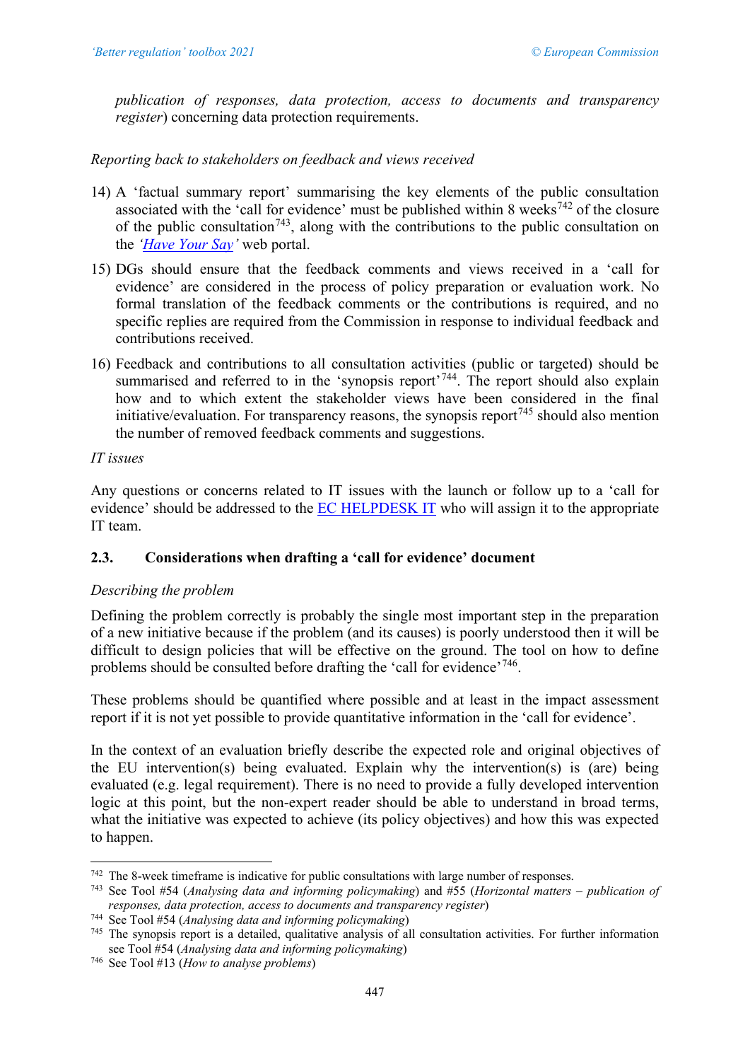*publication of responses, data protection, access to documents and transparency register*) concerning data protection requirements.

*Reporting back to stakeholders on feedback and views received*

14) A 'factual summary report' summarising the key elements of the public consultation associated with the 'call for evidence' must be published within 8 weeks[742] of the closure of the public consultation[743], along with the contributions to the public consultation on the *'Have Your Say'* web portal.

15) DGs should ensure that the feedback comments and views received in a 'call for evidence' are considered in the process of policy preparation or evaluation work. No formal translation of the feedback comments or the contributions is required, and no specific replies are required from the Commission in response to individual feedback and contributions received.

16) Feedback and contributions to all consultation activities (public or targeted) should be summarised and referred to in the 'synopsis report'[744]. The report should also explain how and to which extent the stakeholder views have been considered in the final initiative/evaluation. For transparency reasons, the synopsis report[745] should also mention the number of removed feedback comments and suggestions.

*IT issues*

Any questions or concerns related to IT issues with the launch or follow up to a 'call for evidence' should be addressed to the EC HELPDESK IT who will assign it to the appropriate IT team.

### 2.3. Considerations when drafting a 'call for evidence' document

*Describing the problem*

Defining the problem correctly is probably the single most important step in the preparation of a new initiative because if the problem (and its causes) is poorly understood then it will be difficult to design policies that will be effective on the ground. The tool on how to define problems should be consulted before drafting the 'call for evidence'[746].

These problems should be quantified where possible and at least in the impact assessment report if it is not yet possible to provide quantitative information in the 'call for evidence'.

In the context of an evaluation briefly describe the expected role and original objectives of the EU intervention(s) being evaluated. Explain why the intervention(s) is (are) being evaluated (e.g. legal requirement). There is no need to provide a fully developed intervention logic at this point, but the non-expert reader should be able to understand in broad terms, what the initiative was expected to achieve (its policy objectives) and how this was expected to happen.

---

[742] The 8-week timeframe is indicative for public consultations with large number of responses.

[743] See Tool #54 (*Analysing data and informing policymaking*) and #55 (*Horizontal matters – publication of responses, data protection, access to documents and transparency register*)

[744] See Tool #54 (*Analysing data and informing policymaking*)

[745] The synopsis report is a detailed, qualitative analysis of all consultation activities. For further information see Tool #54 (*Analysing data and informing policymaking*)

[746] See Tool #13 (*How to analyse problems*)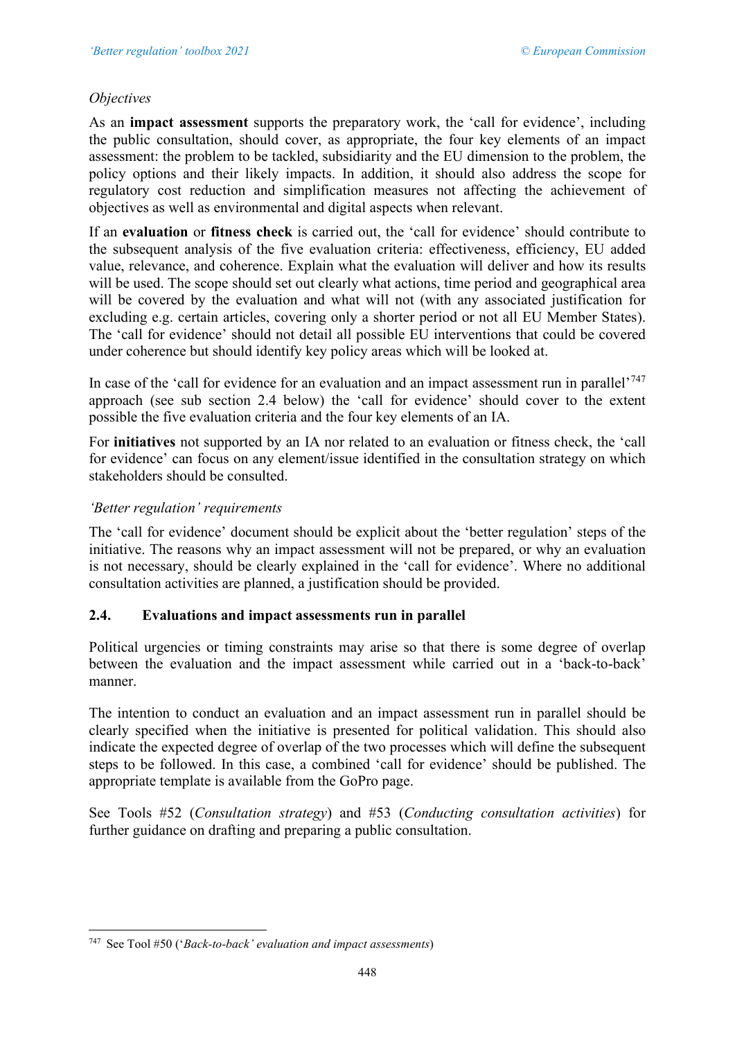*Objectives*

As an **impact assessment** supports the preparatory work, the 'call for evidence', including the public consultation, should cover, as appropriate, the four key elements of an impact assessment: the problem to be tackled, subsidiarity and the EU dimension to the problem, the policy options and their likely impacts. In addition, it should also address the scope for regulatory cost reduction and simplification measures not affecting the achievement of objectives as well as environmental and digital aspects when relevant.

If an **evaluation** or **fitness check** is carried out, the 'call for evidence' should contribute to the subsequent analysis of the five evaluation criteria: effectiveness, efficiency, EU added value, relevance, and coherence. Explain what the evaluation will deliver and how its results will be used. The scope should set out clearly what actions, time period and geographical area will be covered by the evaluation and what will not (with any associated justification for excluding e.g. certain articles, covering only a shorter period or not all EU Member States). The 'call for evidence' should not detail all possible EU interventions that could be covered under coherence but should identify key policy areas which will be looked at.

In case of the 'call for evidence for an evaluation and an impact assessment run in parallel'[747] approach (see sub section 2.4 below) the 'call for evidence' should cover to the extent possible the five evaluation criteria and the four key elements of an IA.

For **initiatives** not supported by an IA nor related to an evaluation or fitness check, the 'call for evidence' can focus on any element/issue identified in the consultation strategy on which stakeholders should be consulted.

*'Better regulation' requirements*

The 'call for evidence' document should be explicit about the 'better regulation' steps of the initiative. The reasons why an impact assessment will not be prepared, or why an evaluation is not necessary, should be clearly explained in the 'call for evidence'. Where no additional consultation activities are planned, a justification should be provided.

### 2.4. Evaluations and impact assessments run in parallel

Political urgencies or timing constraints may arise so that there is some degree of overlap between the evaluation and the impact assessment while carried out in a 'back-to-back' manner.

The intention to conduct an evaluation and an impact assessment run in parallel should be clearly specified when the initiative is presented for political validation. This should also indicate the expected degree of overlap of the two processes which will define the subsequent steps to be followed. In this case, a combined 'call for evidence' should be published. The appropriate template is available from the GoPro page.

See Tools #52 (*Consultation strategy*) and #53 (*Conducting consultation activities*) for further guidance on drafting and preparing a public consultation.

---

[747] See Tool #50 (*'Back-to-back' evaluation and impact assessments*)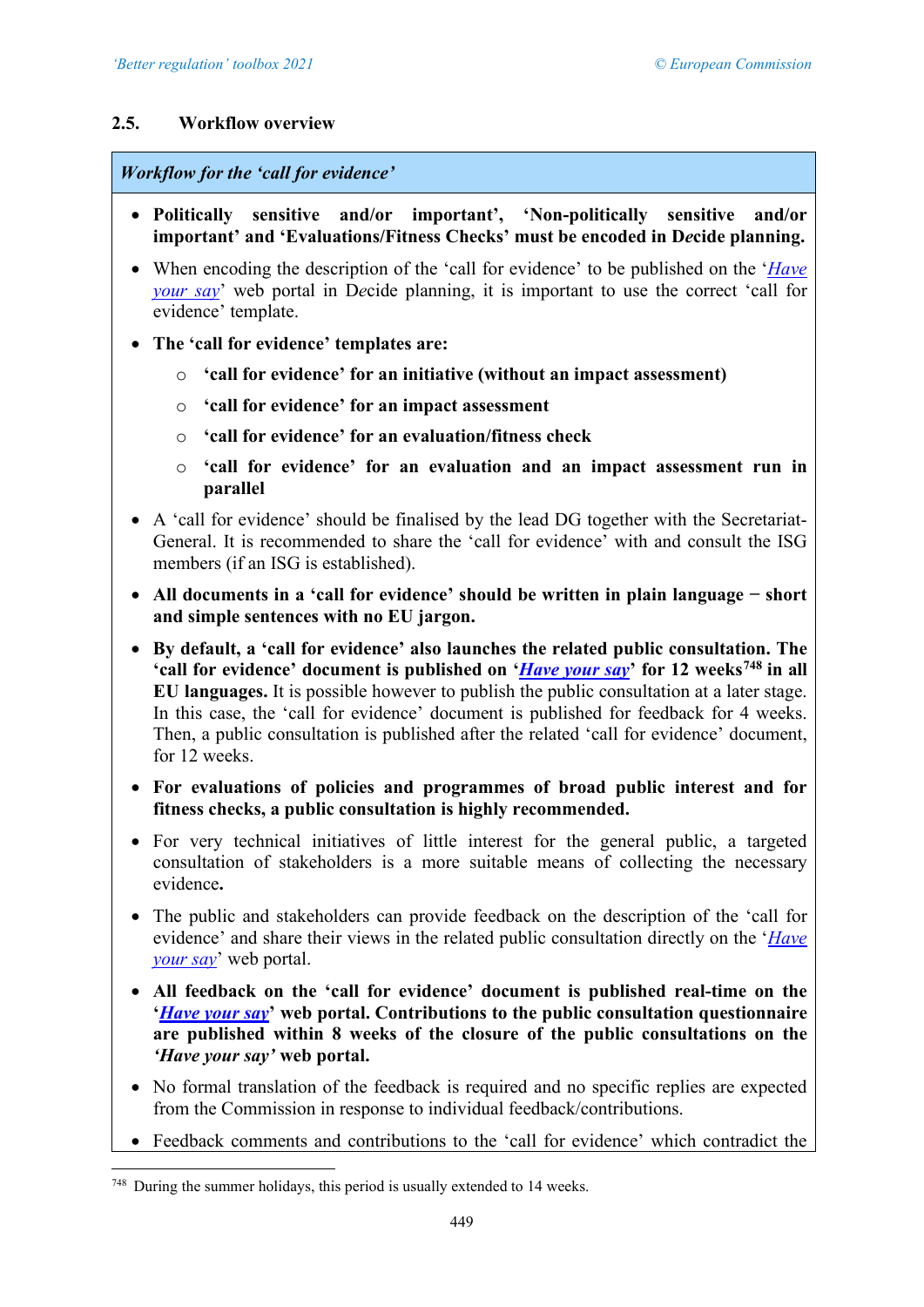## 2.5. Workflow overview

*Workflow for the 'call for evidence'*

- **Politically sensitive and/or important', 'Non-politically sensitive and/or important' and 'Evaluations/Fitness Checks' must be encoded in Decide planning.**
- When encoding the description of the 'call for evidence' to be published on the '*Have your say*' web portal in Decide planning, it is important to use the correct 'call for evidence' template.
- **The 'call for evidence' templates are:**
  - **'call for evidence' for an initiative (without an impact assessment)**
  - **'call for evidence' for an impact assessment**
  - **'call for evidence' for an evaluation/fitness check**
  - **'call for evidence' for an evaluation and an impact assessment run in parallel**
- A 'call for evidence' should be finalised by the lead DG together with the Secretariat-General. It is recommended to share the 'call for evidence' with and consult the ISG members (if an ISG is established).
- **All documents in a 'call for evidence' should be written in plain language − short and simple sentences with no EU jargon.**
- **By default, a 'call for evidence' also launches the related public consultation. The 'call for evidence' document is published on '*Have your say*' for 12 weeks[748] in all EU languages.** It is possible however to publish the public consultation at a later stage. In this case, the 'call for evidence' document is published for feedback for 4 weeks. Then, a public consultation is published after the related 'call for evidence' document, for 12 weeks.
- **For evaluations of policies and programmes of broad public interest and for fitness checks, a public consultation is highly recommended.**
- For very technical initiatives of little interest for the general public, a targeted consultation of stakeholders is a more suitable means of collecting the necessary evidence**.**
- The public and stakeholders can provide feedback on the description of the 'call for evidence' and share their views in the related public consultation directly on the '*Have your say*' web portal.
- **All feedback on the 'call for evidence' document is published real-time on the '*Have your say*' web portal. Contributions to the public consultation questionnaire are published within 8 weeks of the closure of the public consultations on the *'Have your say'* web portal.**
- No formal translation of the feedback is required and no specific replies are expected from the Commission in response to individual feedback/contributions.
- Feedback comments and contributions to the 'call for evidence' which contradict the

[748] During the summer holidays, this period is usually extended to 14 weeks.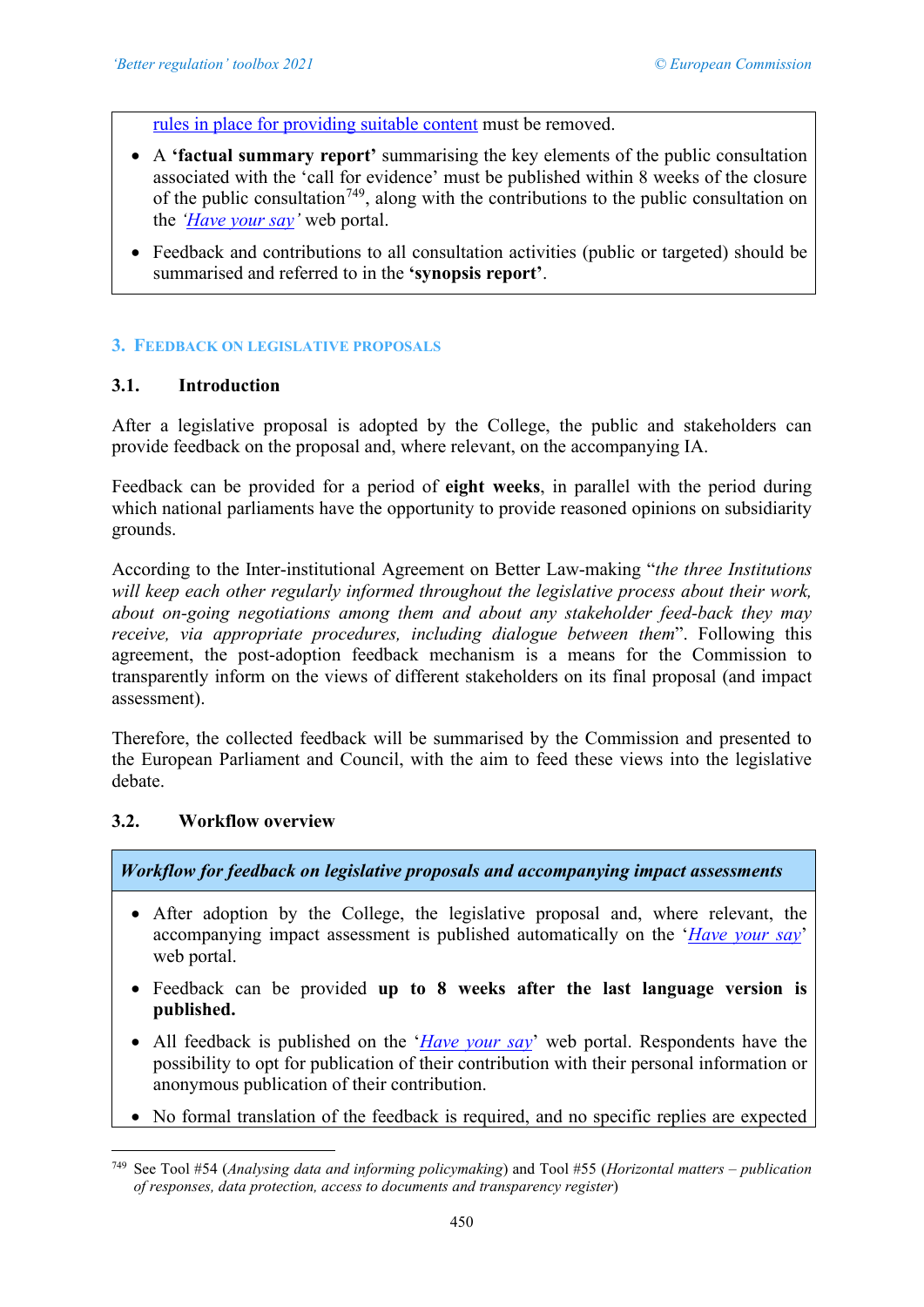rules in place for providing suitable content must be removed.

- A **'factual summary report'** summarising the key elements of the public consultation associated with the 'call for evidence' must be published within 8 weeks of the closure of the public consultation[749], along with the contributions to the public consultation on the *'Have your say'* web portal.
- Feedback and contributions to all consultation activities (public or targeted) should be summarised and referred to in the **'synopsis report'**.

## 3. Feedback on legislative proposals

### 3.1. Introduction

After a legislative proposal is adopted by the College, the public and stakeholders can provide feedback on the proposal and, where relevant, on the accompanying IA.

Feedback can be provided for a period of **eight weeks**, in parallel with the period during which national parliaments have the opportunity to provide reasoned opinions on subsidiarity grounds.

According to the Inter-institutional Agreement on Better Law-making "*the three Institutions will keep each other regularly informed throughout the legislative process about their work, about on-going negotiations among them and about any stakeholder feed-back they may receive, via appropriate procedures, including dialogue between them*". Following this agreement, the post-adoption feedback mechanism is a means for the Commission to transparently inform on the views of different stakeholders on its final proposal (and impact assessment).

Therefore, the collected feedback will be summarised by the Commission and presented to the European Parliament and Council, with the aim to feed these views into the legislative debate.

### 3.2. Workflow overview

***Workflow for feedback on legislative proposals and accompanying impact assessments***

- After adoption by the College, the legislative proposal and, where relevant, the accompanying impact assessment is published automatically on the '*Have your say*' web portal.
- Feedback can be provided **up to 8 weeks after the last language version is published.**
- All feedback is published on the '*Have your say*' web portal. Respondents have the possibility to opt for publication of their contribution with their personal information or anonymous publication of their contribution.
- No formal translation of the feedback is required, and no specific replies are expected

[749] See Tool #54 (*Analysing data and informing policymaking*) and Tool #55 (*Horizontal matters – publication of responses, data protection, access to documents and transparency register*)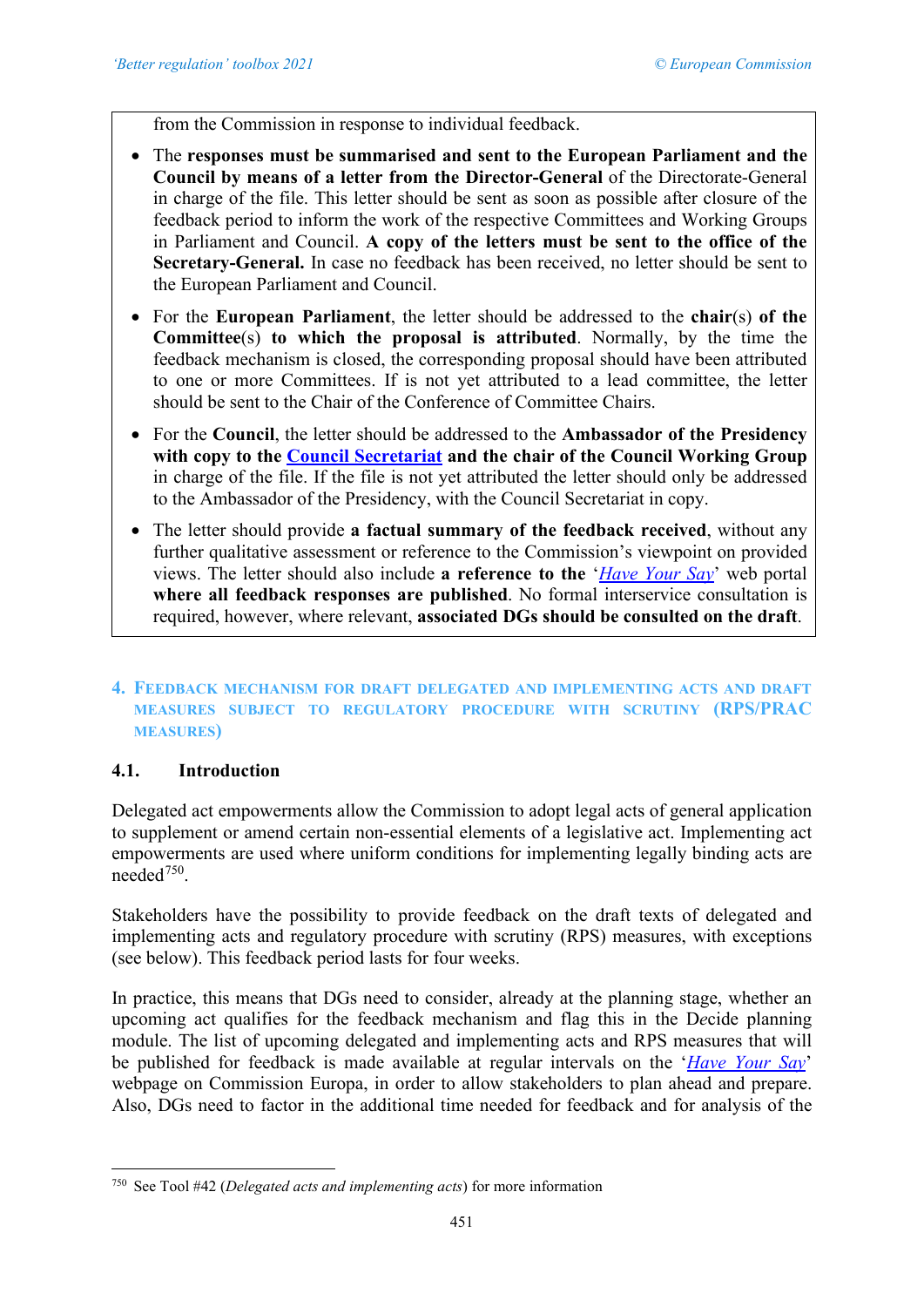from the Commission in response to individual feedback.

- The **responses must be summarised and sent to the European Parliament and the Council by means of a letter from the Director-General** of the Directorate-General in charge of the file. This letter should be sent as soon as possible after closure of the feedback period to inform the work of the respective Committees and Working Groups in Parliament and Council. **A copy of the letters must be sent to the office of the Secretary-General.** In case no feedback has been received, no letter should be sent to the European Parliament and Council.
- For the **European Parliament**, the letter should be addressed to the **chair**(s) **of the Committee**(s) **to which the proposal is attributed**. Normally, by the time the feedback mechanism is closed, the corresponding proposal should have been attributed to one or more Committees. If is not yet attributed to a lead committee, the letter should be sent to the Chair of the Conference of Committee Chairs.
- For the **Council**, the letter should be addressed to the **Ambassador of the Presidency with copy to the Council Secretariat and the chair of the Council Working Group** in charge of the file. If the file is not yet attributed the letter should only be addressed to the Ambassador of the Presidency, with the Council Secretariat in copy.
- The letter should provide **a factual summary of the feedback received**, without any further qualitative assessment or reference to the Commission's viewpoint on provided views. The letter should also include **a reference to the** '*Have Your Say*' web portal **where all feedback responses are published**. No formal interservice consultation is required, however, where relevant, **associated DGs should be consulted on the draft**.

## 4. Feedback mechanism for draft delegated and implementing acts and draft measures subject to regulatory procedure with scrutiny (RPS/PRAC measures)

### 4.1. Introduction

Delegated act empowerments allow the Commission to adopt legal acts of general application to supplement or amend certain non-essential elements of a legislative act. Implementing act empowerments are used where uniform conditions for implementing legally binding acts are needed[750].

Stakeholders have the possibility to provide feedback on the draft texts of delegated and implementing acts and regulatory procedure with scrutiny (RPS) measures, with exceptions (see below). This feedback period lasts for four weeks.

In practice, this means that DGs need to consider, already at the planning stage, whether an upcoming act qualifies for the feedback mechanism and flag this in the Decide planning module. The list of upcoming delegated and implementing acts and RPS measures that will be published for feedback is made available at regular intervals on the '*Have Your Say*' webpage on Commission Europa, in order to allow stakeholders to plan ahead and prepare. Also, DGs need to factor in the additional time needed for feedback and for analysis of the

[750] See Tool #42 (*Delegated acts and implementing acts*) for more information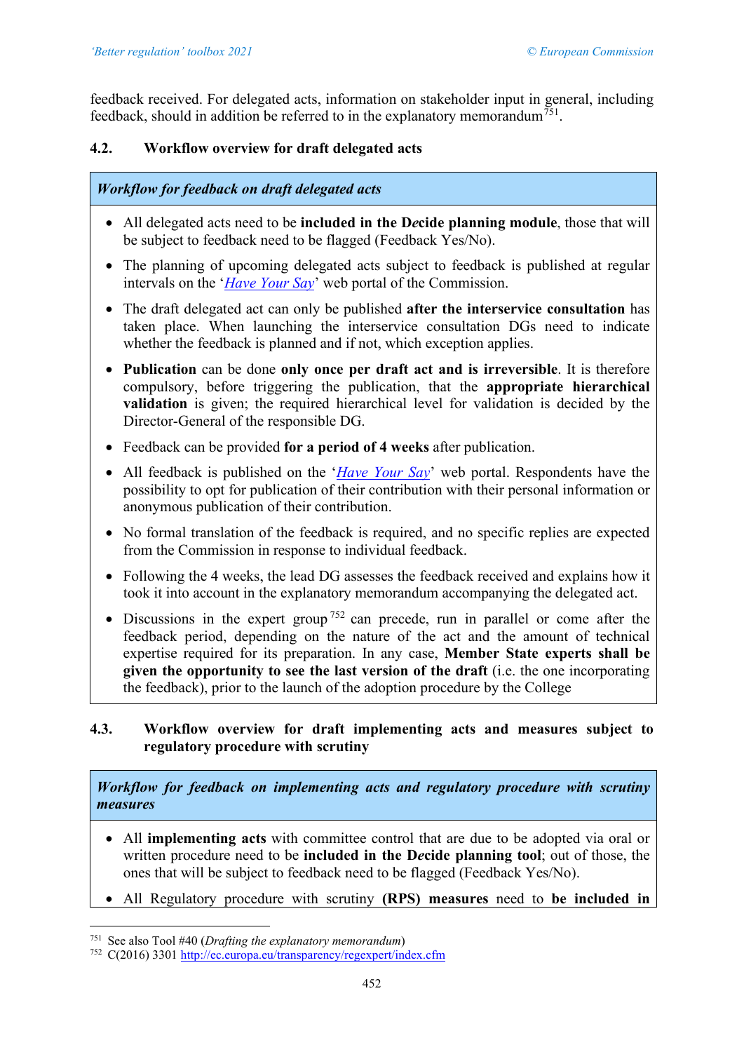feedback received. For delegated acts, information on stakeholder input in general, including feedback, should in addition be referred to in the explanatory memorandum[751].

## 4.2. Workflow overview for draft delegated acts

***Workflow for feedback on draft delegated acts***

- All delegated acts need to be **included in the Decide planning module**, those that will be subject to feedback need to be flagged (Feedback Yes/No).
- The planning of upcoming delegated acts subject to feedback is published at regular intervals on the '*Have Your Say*' web portal of the Commission.
- The draft delegated act can only be published **after the interservice consultation** has taken place. When launching the interservice consultation DGs need to indicate whether the feedback is planned and if not, which exception applies.
- **Publication** can be done **only once per draft act and is irreversible**. It is therefore compulsory, before triggering the publication, that the **appropriate hierarchical validation** is given; the required hierarchical level for validation is decided by the Director-General of the responsible DG.
- Feedback can be provided **for a period of 4 weeks** after publication.
- All feedback is published on the '*Have Your Say*' web portal. Respondents have the possibility to opt for publication of their contribution with their personal information or anonymous publication of their contribution.
- No formal translation of the feedback is required, and no specific replies are expected from the Commission in response to individual feedback.
- Following the 4 weeks, the lead DG assesses the feedback received and explains how it took it into account in the explanatory memorandum accompanying the delegated act.
- Discussions in the expert group[752] can precede, run in parallel or come after the feedback period, depending on the nature of the act and the amount of technical expertise required for its preparation. In any case, **Member State experts shall be given the opportunity to see the last version of the draft** (i.e. the one incorporating the feedback), prior to the launch of the adoption procedure by the College

## 4.3. Workflow overview for draft implementing acts and measures subject to regulatory procedure with scrutiny

***Workflow for feedback on implementing acts and regulatory procedure with scrutiny measures***

- All **implementing acts** with committee control that are due to be adopted via oral or written procedure need to be **included in the Decide planning tool**; out of those, the ones that will be subject to feedback need to be flagged (Feedback Yes/No).
- All Regulatory procedure with scrutiny **(RPS) measures** need to **be included in**

---

[751] See also Tool #40 (*Drafting the explanatory memorandum*)

[752] C(2016) 3301 http://ec.europa.eu/transparency/regexpert/index.cfm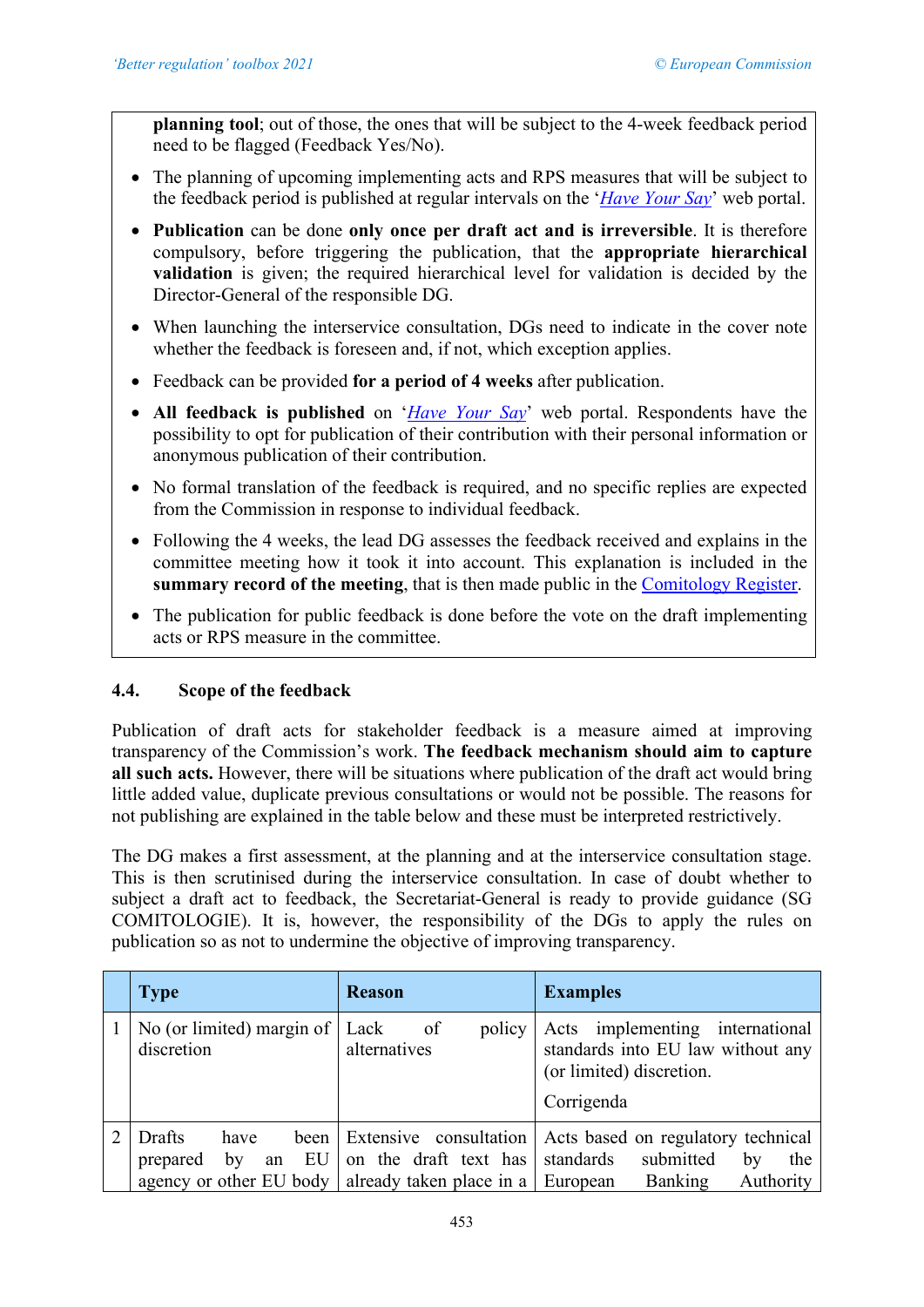**planning tool**; out of those, the ones that will be subject to the 4-week feedback period need to be flagged (Feedback Yes/No).

- The planning of upcoming implementing acts and RPS measures that will be subject to the feedback period is published at regular intervals on the '*Have Your Say*' web portal.
- **Publication** can be done **only once per draft act and is irreversible**. It is therefore compulsory, before triggering the publication, that the **appropriate hierarchical validation** is given; the required hierarchical level for validation is decided by the Director-General of the responsible DG.
- When launching the interservice consultation, DGs need to indicate in the cover note whether the feedback is foreseen and, if not, which exception applies.
- Feedback can be provided **for a period of 4 weeks** after publication.
- **All feedback is published** on '*Have Your Say*' web portal. Respondents have the possibility to opt for publication of their contribution with their personal information or anonymous publication of their contribution.
- No formal translation of the feedback is required, and no specific replies are expected from the Commission in response to individual feedback.
- Following the 4 weeks, the lead DG assesses the feedback received and explains in the committee meeting how it took it into account. This explanation is included in the **summary record of the meeting**, that is then made public in the Comitology Register.
- The publication for public feedback is done before the vote on the draft implementing acts or RPS measure in the committee.

### 4.4. Scope of the feedback

Publication of draft acts for stakeholder feedback is a measure aimed at improving transparency of the Commission's work. **The feedback mechanism should aim to capture all such acts.** However, there will be situations where publication of the draft act would bring little added value, duplicate previous consultations or would not be possible. The reasons for not publishing are explained in the table below and these must be interpreted restrictively.

The DG makes a first assessment, at the planning and at the interservice consultation stage. This is then scrutinised during the interservice consultation. In case of doubt whether to subject a draft act to feedback, the Secretariat-General is ready to provide guidance (SG COMITOLOGIE). It is, however, the responsibility of the DGs to apply the rules on publication so as not to undermine the objective of improving transparency.

| | Type | Reason | Examples |
|---|---|---|---|
| 1 | No (or limited) margin of discretion | Lack of policy alternatives | Acts implementing international standards into EU law without any (or limited) discretion.<br><br>Corrigenda |
| 2 | Drafts have been prepared by an EU agency or other EU body | Extensive consultation on the draft text has already taken place in a | Acts based on regulatory technical standards submitted by the European Banking Authority |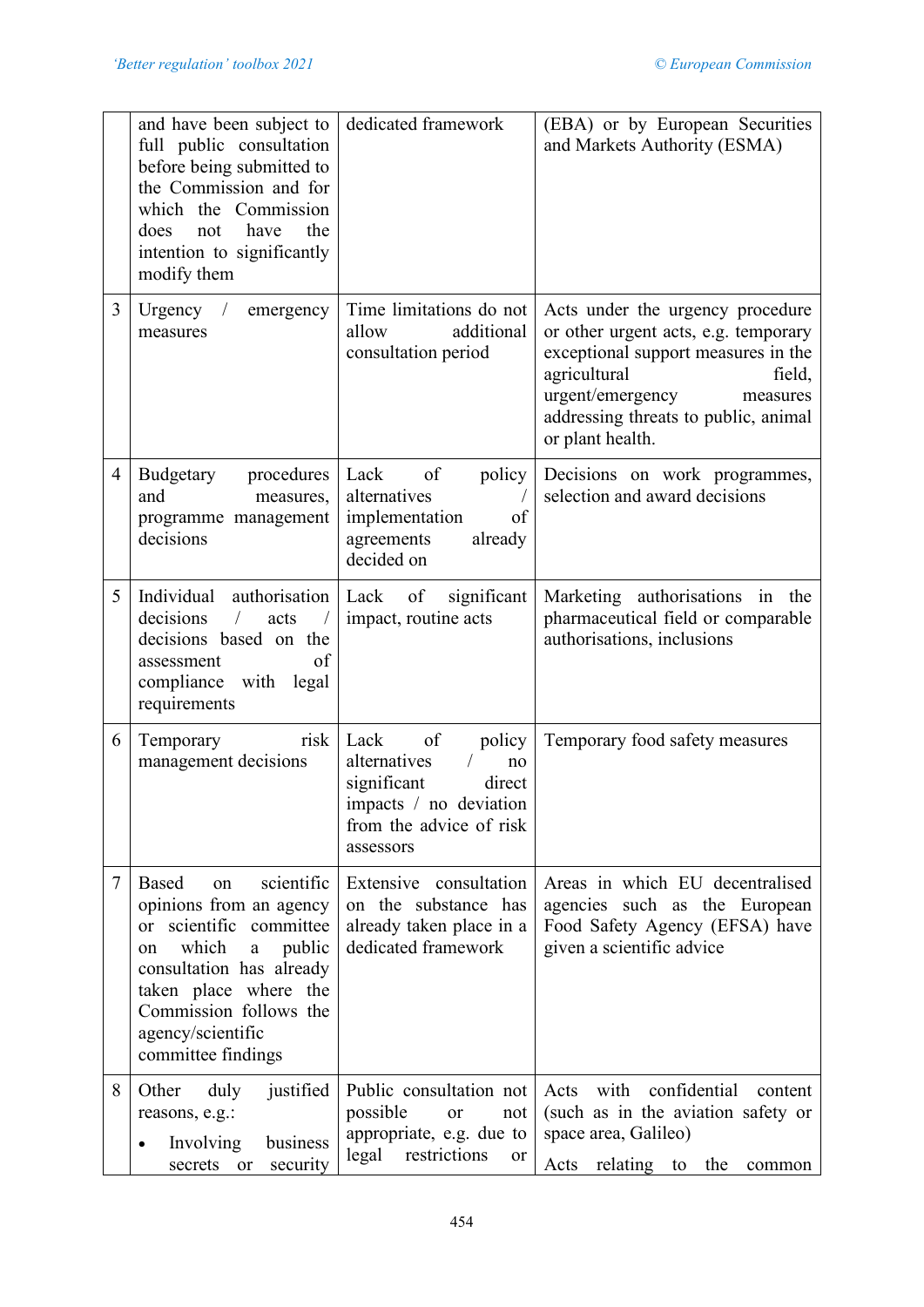| | | | |
|---|---|---|---|
| | and have been subject to full public consultation before being submitted to the Commission and for which the Commission does not have the intention to significantly modify them | dedicated framework | (EBA) or by European Securities and Markets Authority (ESMA) |
| 3 | Urgency / emergency measures | Time limitations do not allow additional consultation period | Acts under the urgency procedure or other urgent acts, e.g. temporary exceptional support measures in the agricultural field, urgent/emergency measures addressing threats to public, animal or plant health. |
| 4 | Budgetary procedures and measures, programme management decisions | Lack of policy alternatives / implementation of agreements already decided on | Decisions on work programmes, selection and award decisions |
| 5 | Individual authorisation decisions / acts / decisions based on the assessment of compliance with legal requirements | Lack of significant impact, routine acts | Marketing authorisations in the pharmaceutical field or comparable authorisations, inclusions |
| 6 | Temporary risk management decisions | Lack of policy alternatives / no significant direct impacts / no deviation from the advice of risk assessors | Temporary food safety measures |
| 7 | Based on scientific opinions from an agency or scientific committee on which a public consultation has already taken place where the Commission follows the agency/scientific committee findings | Extensive consultation on the substance has already taken place in a dedicated framework | Areas in which EU decentralised agencies such as the European Food Safety Agency (EFSA) have given a scientific advice |
| 8 | Other duly justified reasons, e.g.:<br>• Involving business secrets or security | Public consultation not possible or not appropriate, e.g. due to legal restrictions or | Acts with confidential content (such as in the aviation safety or space area, Galileo)<br>Acts relating to the common |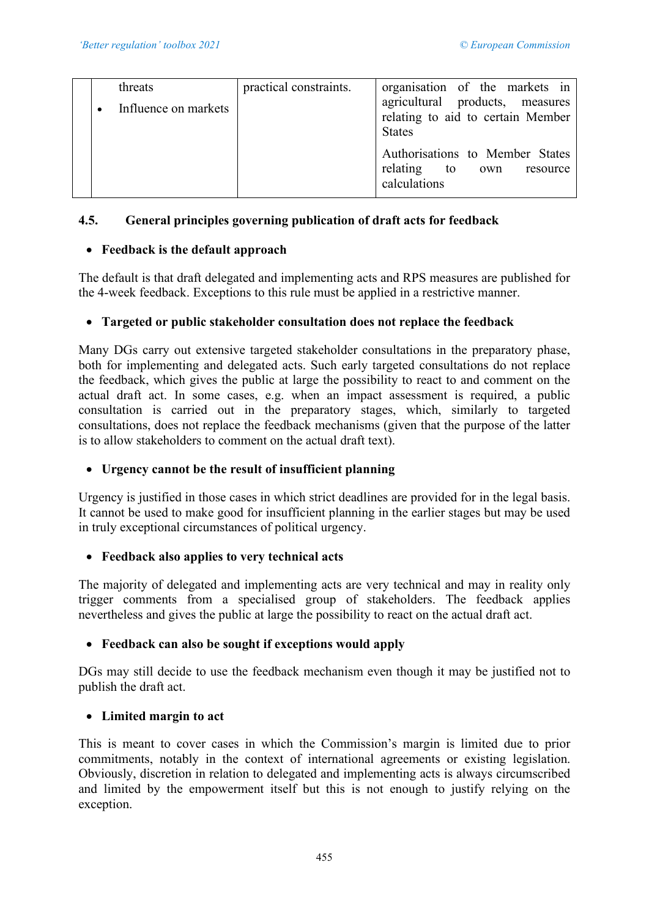| | | | |
|---|---|---|---|
| | threats<br>• Influence on markets | practical constraints. | organisation of the markets in agricultural products, measures relating to aid to certain Member States<br><br>Authorisations to Member States relating to own resource calculations |

### 4.5. General principles governing publication of draft acts for feedback

- **Feedback is the default approach**

The default is that draft delegated and implementing acts and RPS measures are published for the 4-week feedback. Exceptions to this rule must be applied in a restrictive manner.

- **Targeted or public stakeholder consultation does not replace the feedback**

Many DGs carry out extensive targeted stakeholder consultations in the preparatory phase, both for implementing and delegated acts. Such early targeted consultations do not replace the feedback, which gives the public at large the possibility to react to and comment on the actual draft act. In some cases, e.g. when an impact assessment is required, a public consultation is carried out in the preparatory stages, which, similarly to targeted consultations, does not replace the feedback mechanisms (given that the purpose of the latter is to allow stakeholders to comment on the actual draft text).

- **Urgency cannot be the result of insufficient planning**

Urgency is justified in those cases in which strict deadlines are provided for in the legal basis. It cannot be used to make good for insufficient planning in the earlier stages but may be used in truly exceptional circumstances of political urgency.

- **Feedback also applies to very technical acts**

The majority of delegated and implementing acts are very technical and may in reality only trigger comments from a specialised group of stakeholders. The feedback applies nevertheless and gives the public at large the possibility to react on the actual draft act.

- **Feedback can also be sought if exceptions would apply**

DGs may still decide to use the feedback mechanism even though it may be justified not to publish the draft act.

- **Limited margin to act**

This is meant to cover cases in which the Commission's margin is limited due to prior commitments, notably in the context of international agreements or existing legislation. Obviously, discretion in relation to delegated and implementing acts is always circumscribed and limited by the empowerment itself but this is not enough to justify relying on the exception.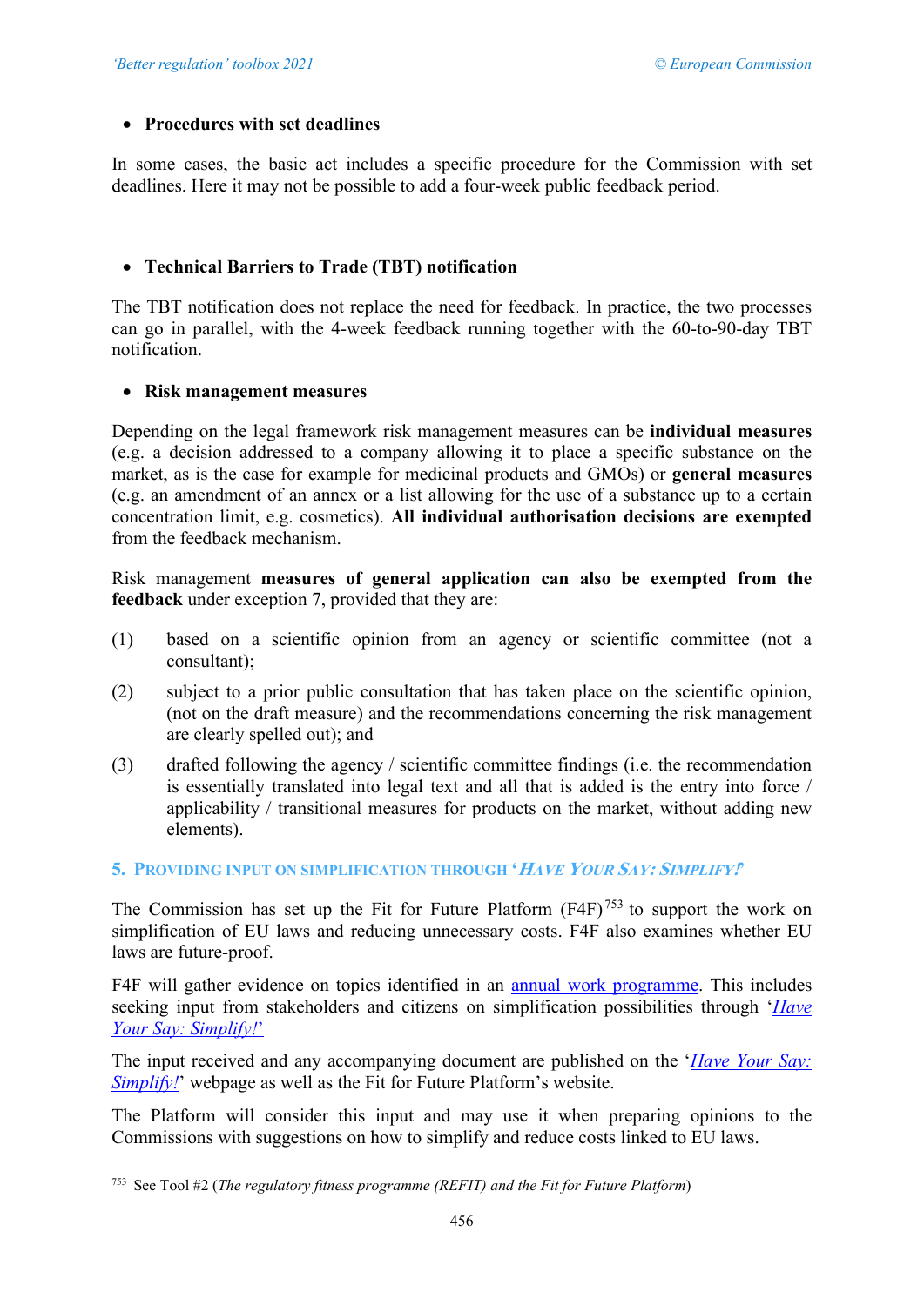- **Procedures with set deadlines**

In some cases, the basic act includes a specific procedure for the Commission with set deadlines. Here it may not be possible to add a four-week public feedback period.

- **Technical Barriers to Trade (TBT) notification**

The TBT notification does not replace the need for feedback. In practice, the two processes can go in parallel, with the 4-week feedback running together with the 60-to-90-day TBT notification.

- **Risk management measures**

Depending on the legal framework risk management measures can be **individual measures** (e.g. a decision addressed to a company allowing it to place a specific substance on the market, as is the case for example for medicinal products and GMOs) or **general measures** (e.g. an amendment of an annex or a list allowing for the use of a substance up to a certain concentration limit, e.g. cosmetics). **All individual authorisation decisions are exempted** from the feedback mechanism.

Risk management **measures of general application can also be exempted from the feedback** under exception 7, provided that they are:

(1) based on a scientific opinion from an agency or scientific committee (not a consultant);

(2) subject to a prior public consultation that has taken place on the scientific opinion, (not on the draft measure) and the recommendations concerning the risk management are clearly spelled out); and

(3) drafted following the agency / scientific committee findings (i.e. the recommendation is essentially translated into legal text and all that is added is the entry into force / applicability / transitional measures for products on the market, without adding new elements).

## 5. Providing input on simplification through '*Have Your Say: Simplify!*'

The Commission has set up the Fit for Future Platform (F4F)[753] to support the work on simplification of EU laws and reducing unnecessary costs. F4F also examines whether EU laws are future-proof.

F4F will gather evidence on topics identified in an annual work programme. This includes seeking input from stakeholders and citizens on simplification possibilities through '*Have Your Say: Simplify!*'

The input received and any accompanying document are published on the '*Have Your Say: Simplify!*' webpage as well as the Fit for Future Platform's website.

The Platform will consider this input and may use it when preparing opinions to the Commissions with suggestions on how to simplify and reduce costs linked to EU laws.

[753] See Tool #2 (*The regulatory fitness programme (REFIT) and the Fit for Future Platform*)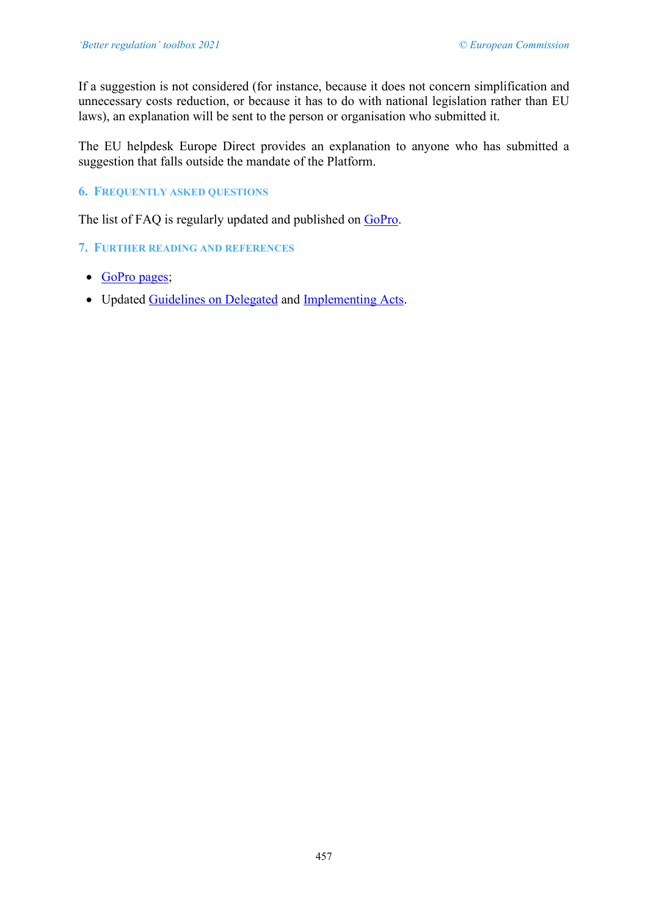If a suggestion is not considered (for instance, because it does not concern simplification and unnecessary costs reduction, or because it has to do with national legislation rather than EU laws), an explanation will be sent to the person or organisation who submitted it.

The EU helpdesk Europe Direct provides an explanation to anyone who has submitted a suggestion that falls outside the mandate of the Platform.

## 6. Frequently asked questions

The list of FAQ is regularly updated and published on GoPro.

## 7. Further reading and references

- GoPro pages;
- Updated Guidelines on Delegated and Implementing Acts.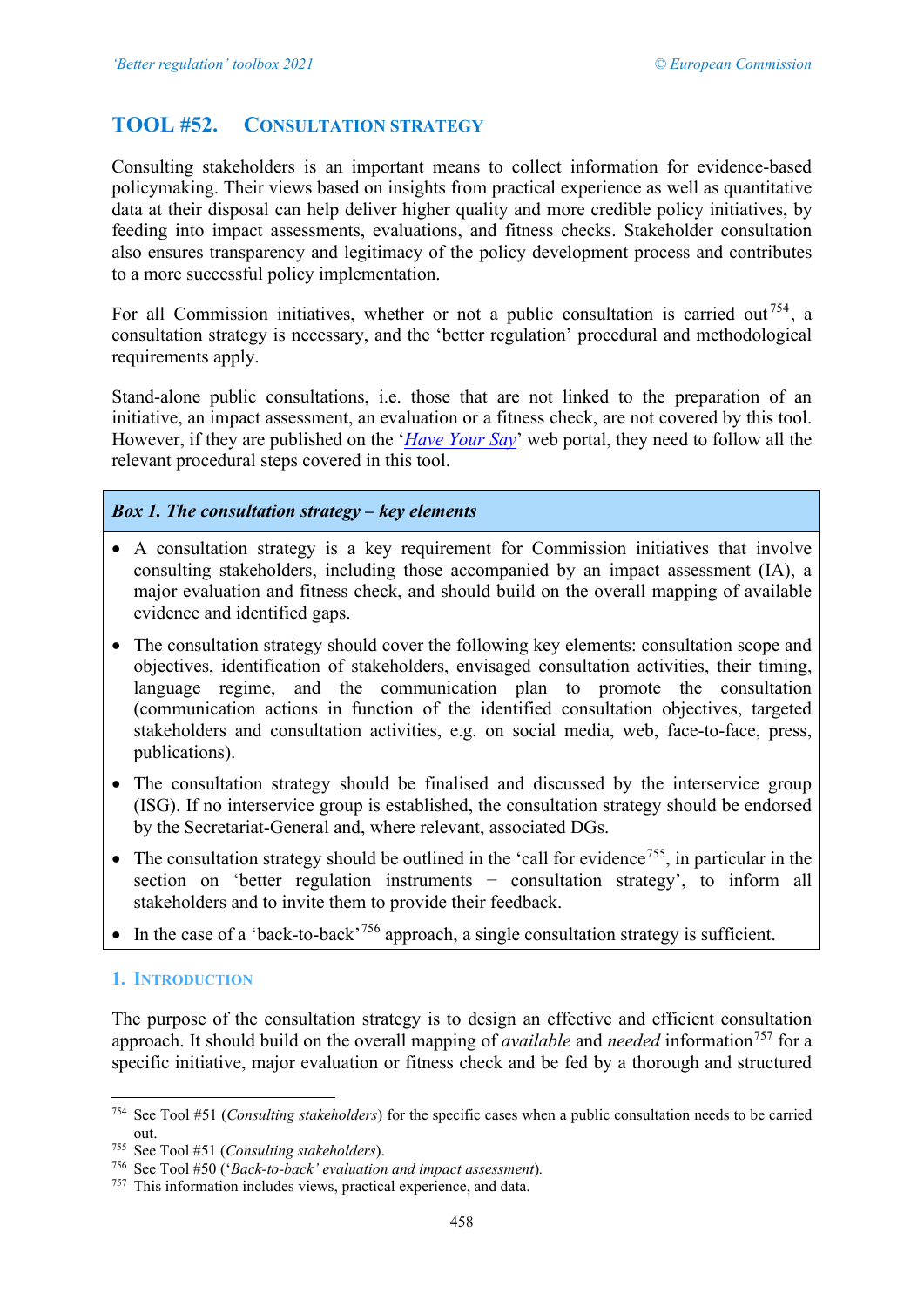# TOOL #52. CONSULTATION STRATEGY

Consulting stakeholders is an important means to collect information for evidence-based policymaking. Their views based on insights from practical experience as well as quantitative data at their disposal can help deliver higher quality and more credible policy initiatives, by feeding into impact assessments, evaluations, and fitness checks. Stakeholder consultation also ensures transparency and legitimacy of the policy development process and contributes to a more successful policy implementation.

For all Commission initiatives, whether or not a public consultation is carried out[754], a consultation strategy is necessary, and the 'better regulation' procedural and methodological requirements apply.

Stand-alone public consultations, i.e. those that are not linked to the preparation of an initiative, an impact assessment, an evaluation or a fitness check, are not covered by this tool. However, if they are published on the '*Have Your Say*' web portal, they need to follow all the relevant procedural steps covered in this tool.

***Box 1. The consultation strategy – key elements***

- A consultation strategy is a key requirement for Commission initiatives that involve consulting stakeholders, including those accompanied by an impact assessment (IA), a major evaluation and fitness check, and should build on the overall mapping of available evidence and identified gaps.
- The consultation strategy should cover the following key elements: consultation scope and objectives, identification of stakeholders, envisaged consultation activities, their timing, language regime, and the communication plan to promote the consultation (communication actions in function of the identified consultation objectives, targeted stakeholders and consultation activities, e.g. on social media, web, face-to-face, press, publications).
- The consultation strategy should be finalised and discussed by the interservice group (ISG). If no interservice group is established, the consultation strategy should be endorsed by the Secretariat-General and, where relevant, associated DGs.
- The consultation strategy should be outlined in the 'call for evidence[755], in particular in the section on 'better regulation instruments − consultation strategy', to inform all stakeholders and to invite them to provide their feedback.
- In the case of a 'back-to-back'[756] approach, a single consultation strategy is sufficient.

## 1. INTRODUCTION

The purpose of the consultation strategy is to design an effective and efficient consultation approach. It should build on the overall mapping of *available* and *needed* information[757] for a specific initiative, major evaluation or fitness check and be fed by a thorough and structured

---

[754] See Tool #51 (*Consulting stakeholders*) for the specific cases when a public consultation needs to be carried out.

[755] See Tool #51 (*Consulting stakeholders*).

[756] See Tool #50 ('*Back-to-back' evaluation and impact assessment*).

[757] This information includes views, practical experience, and data.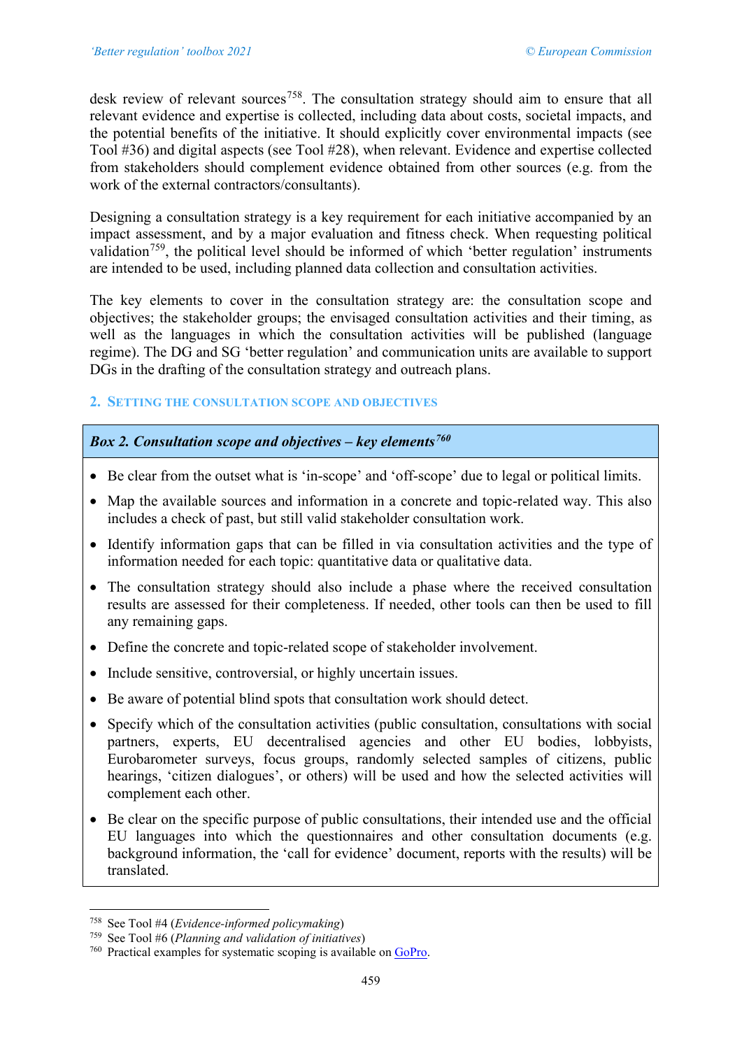desk review of relevant sources[758]. The consultation strategy should aim to ensure that all relevant evidence and expertise is collected, including data about costs, societal impacts, and the potential benefits of the initiative. It should explicitly cover environmental impacts (see Tool #36) and digital aspects (see Tool #28), when relevant. Evidence and expertise collected from stakeholders should complement evidence obtained from other sources (e.g. from the work of the external contractors/consultants).

Designing a consultation strategy is a key requirement for each initiative accompanied by an impact assessment, and by a major evaluation and fitness check. When requesting political validation[759], the political level should be informed of which 'better regulation' instruments are intended to be used, including planned data collection and consultation activities.

The key elements to cover in the consultation strategy are: the consultation scope and objectives; the stakeholder groups; the envisaged consultation activities and their timing, as well as the languages in which the consultation activities will be published (language regime). The DG and SG 'better regulation' and communication units are available to support DGs in the drafting of the consultation strategy and outreach plans.

## 2. Setting the consultation scope and objectives

***Box 2. Consultation scope and objectives – key elements[760]***

- Be clear from the outset what is 'in-scope' and 'off-scope' due to legal or political limits.
- Map the available sources and information in a concrete and topic-related way. This also includes a check of past, but still valid stakeholder consultation work.
- Identify information gaps that can be filled in via consultation activities and the type of information needed for each topic: quantitative data or qualitative data.
- The consultation strategy should also include a phase where the received consultation results are assessed for their completeness. If needed, other tools can then be used to fill any remaining gaps.
- Define the concrete and topic-related scope of stakeholder involvement.
- Include sensitive, controversial, or highly uncertain issues.
- Be aware of potential blind spots that consultation work should detect.
- Specify which of the consultation activities (public consultation, consultations with social partners, experts, EU decentralised agencies and other EU bodies, lobbyists, Eurobarometer surveys, focus groups, randomly selected samples of citizens, public hearings, 'citizen dialogues', or others) will be used and how the selected activities will complement each other.
- Be clear on the specific purpose of public consultations, their intended use and the official EU languages into which the questionnaires and other consultation documents (e.g. background information, the 'call for evidence' document, reports with the results) will be translated.

---

[758] See Tool #4 (*Evidence-informed policymaking*)

[759] See Tool #6 (*Planning and validation of initiatives*)

[760] Practical examples for systematic scoping is available on GoPro.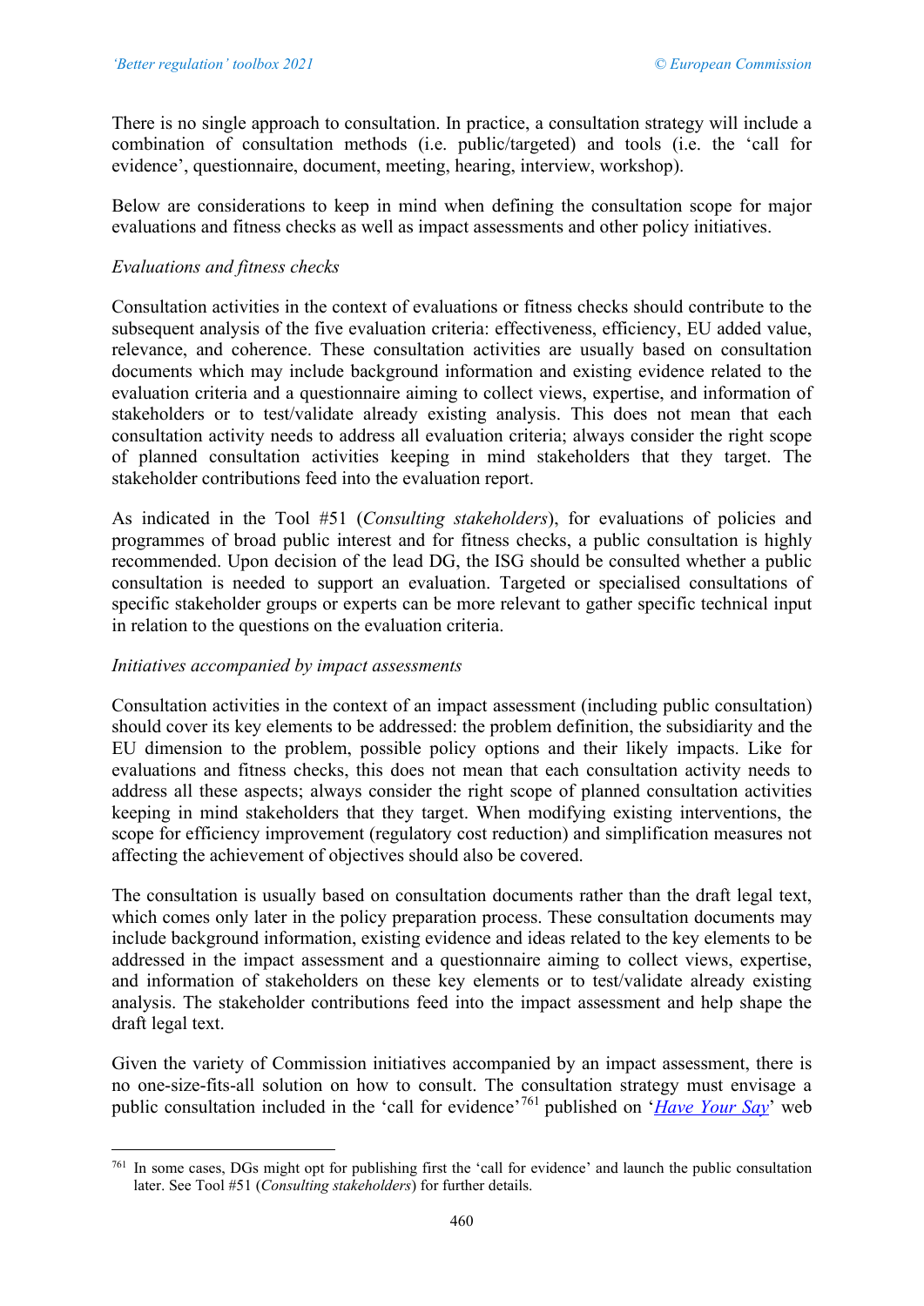There is no single approach to consultation. In practice, a consultation strategy will include a combination of consultation methods (i.e. public/targeted) and tools (i.e. the 'call for evidence', questionnaire, document, meeting, hearing, interview, workshop).

Below are considerations to keep in mind when defining the consultation scope for major evaluations and fitness checks as well as impact assessments and other policy initiatives.

*Evaluations and fitness checks*

Consultation activities in the context of evaluations or fitness checks should contribute to the subsequent analysis of the five evaluation criteria: effectiveness, efficiency, EU added value, relevance, and coherence. These consultation activities are usually based on consultation documents which may include background information and existing evidence related to the evaluation criteria and a questionnaire aiming to collect views, expertise, and information of stakeholders or to test/validate already existing analysis. This does not mean that each consultation activity needs to address all evaluation criteria; always consider the right scope of planned consultation activities keeping in mind stakeholders that they target. The stakeholder contributions feed into the evaluation report.

As indicated in the Tool #51 (*Consulting stakeholders*), for evaluations of policies and programmes of broad public interest and for fitness checks, a public consultation is highly recommended. Upon decision of the lead DG, the ISG should be consulted whether a public consultation is needed to support an evaluation. Targeted or specialised consultations of specific stakeholder groups or experts can be more relevant to gather specific technical input in relation to the questions on the evaluation criteria.

*Initiatives accompanied by impact assessments*

Consultation activities in the context of an impact assessment (including public consultation) should cover its key elements to be addressed: the problem definition, the subsidiarity and the EU dimension to the problem, possible policy options and their likely impacts. Like for evaluations and fitness checks, this does not mean that each consultation activity needs to address all these aspects; always consider the right scope of planned consultation activities keeping in mind stakeholders that they target. When modifying existing interventions, the scope for efficiency improvement (regulatory cost reduction) and simplification measures not affecting the achievement of objectives should also be covered.

The consultation is usually based on consultation documents rather than the draft legal text, which comes only later in the policy preparation process. These consultation documents may include background information, existing evidence and ideas related to the key elements to be addressed in the impact assessment and a questionnaire aiming to collect views, expertise, and information of stakeholders on these key elements or to test/validate already existing analysis. The stakeholder contributions feed into the impact assessment and help shape the draft legal text.

Given the variety of Commission initiatives accompanied by an impact assessment, there is no one-size-fits-all solution on how to consult. The consultation strategy must envisage a public consultation included in the 'call for evidence'[761] published on '*Have Your Say*' web

[761] In some cases, DGs might opt for publishing first the 'call for evidence' and launch the public consultation later. See Tool #51 (*Consulting stakeholders*) for further details.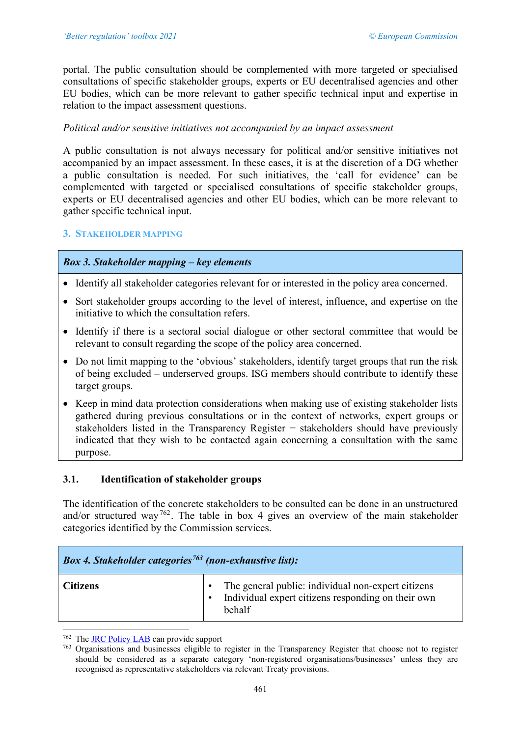portal. The public consultation should be complemented with more targeted or specialised consultations of specific stakeholder groups, experts or EU decentralised agencies and other EU bodies, which can be more relevant to gather specific technical input and expertise in relation to the impact assessment questions.

*Political and/or sensitive initiatives not accompanied by an impact assessment*

A public consultation is not always necessary for political and/or sensitive initiatives not accompanied by an impact assessment. In these cases, it is at the discretion of a DG whether a public consultation is needed. For such initiatives, the 'call for evidence' can be complemented with targeted or specialised consultations of specific stakeholder groups, experts or EU decentralised agencies and other EU bodies, which can be more relevant to gather specific technical input.

## 3. Stakeholder mapping

| ***Box 3. Stakeholder mapping – key elements*** |
|---|
| • Identify all stakeholder categories relevant for or interested in the policy area concerned.<br>• Sort stakeholder groups according to the level of interest, influence, and expertise on the initiative to which the consultation refers.<br>• Identify if there is a sectoral social dialogue or other sectoral committee that would be relevant to consult regarding the scope of the policy area concerned.<br>• Do not limit mapping to the 'obvious' stakeholders, identify target groups that run the risk of being excluded – underserved groups. ISG members should contribute to identify these target groups.<br>• Keep in mind data protection considerations when making use of existing stakeholder lists gathered during previous consultations or in the context of networks, expert groups or stakeholders listed in the Transparency Register − stakeholders should have previously indicated that they wish to be contacted again concerning a consultation with the same purpose. |

### 3.1. Identification of stakeholder groups

The identification of the concrete stakeholders to be consulted can be done in an unstructured and/or structured way[762]. The table in box 4 gives an overview of the main stakeholder categories identified by the Commission services.

| ***Box 4. Stakeholder categories[763] (non-exhaustive list):*** | |
|---|---|
| **Citizens** | • The general public: individual non-expert citizens<br>• Individual expert citizens responding on their own behalf |

[762] The JRC Policy LAB can provide support

[763] Organisations and businesses eligible to register in the Transparency Register that choose not to register should be considered as a separate category 'non-registered organisations/businesses' unless they are recognised as representative stakeholders via relevant Treaty provisions.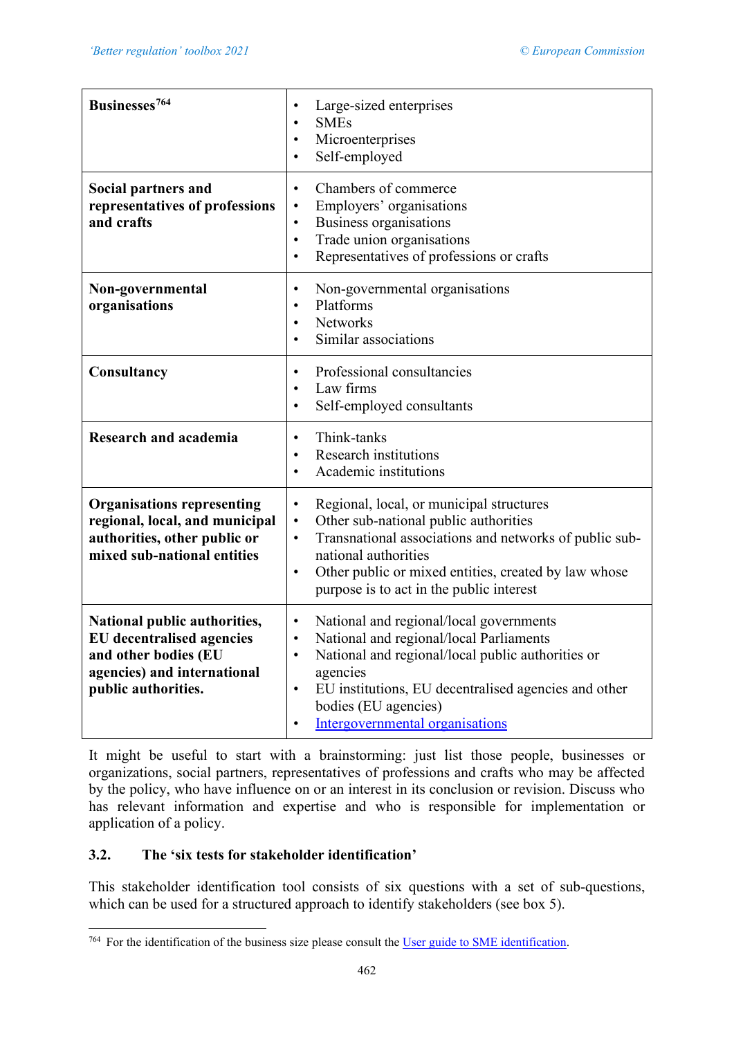| | |
|---|---|
| **Businesses**[764] | • Large-sized enterprises<br>• SMEs<br>• Microenterprises<br>• Self-employed |
| **Social partners and representatives of professions and crafts** | • Chambers of commerce<br>• Employers' organisations<br>• Business organisations<br>• Trade union organisations<br>• Representatives of professions or crafts |
| **Non-governmental organisations** | • Non-governmental organisations<br>• Platforms<br>• Networks<br>• Similar associations |
| **Consultancy** | • Professional consultancies<br>• Law firms<br>• Self-employed consultants |
| **Research and academia** | • Think-tanks<br>• Research institutions<br>• Academic institutions |
| **Organisations representing regional, local, and municipal authorities, other public or mixed sub-national entities** | • Regional, local, or municipal structures<br>• Other sub-national public authorities<br>• Transnational associations and networks of public sub-national authorities<br>• Other public or mixed entities, created by law whose purpose is to act in the public interest |
| **National public authorities, EU decentralised agencies and other bodies (EU agencies) and international public authorities.** | • National and regional/local governments<br>• National and regional/local Parliaments<br>• National and regional/local public authorities or agencies<br>• EU institutions, EU decentralised agencies and other bodies (EU agencies)<br>• Intergovernmental organisations |

It might be useful to start with a brainstorming: just list those people, businesses or organizations, social partners, representatives of professions and crafts who may be affected by the policy, who have influence on or an interest in its conclusion or revision. Discuss who has relevant information and expertise and who is responsible for implementation or application of a policy.

### 3.2. The 'six tests for stakeholder identification'

This stakeholder identification tool consists of six questions with a set of sub-questions, which can be used for a structured approach to identify stakeholders (see box 5).

---

[764] For the identification of the business size please consult the User guide to SME identification.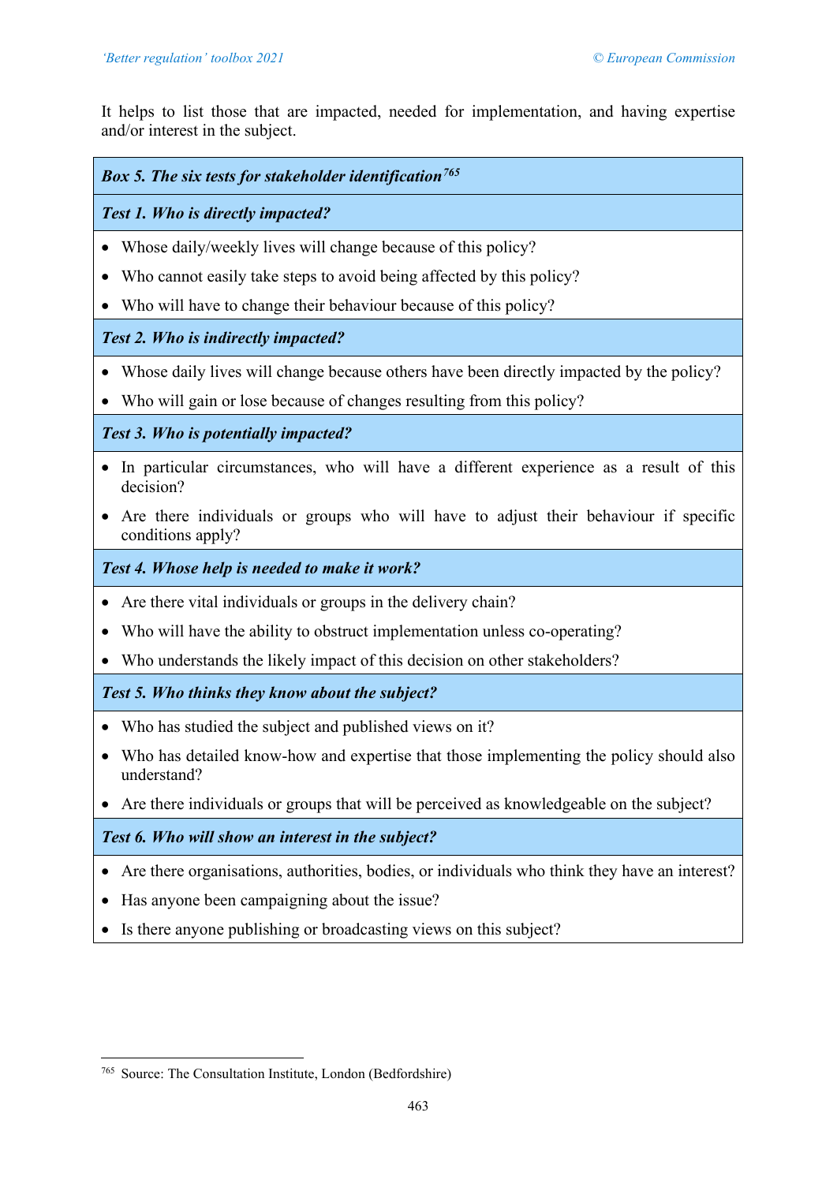It helps to list those that are impacted, needed for implementation, and having expertise and/or interest in the subject.

***Box 5. The six tests for stakeholder identification***[765]

***Test 1. Who is directly impacted?***

- Whose daily/weekly lives will change because of this policy?
- Who cannot easily take steps to avoid being affected by this policy?
- Who will have to change their behaviour because of this policy?

***Test 2. Who is indirectly impacted?***

- Whose daily lives will change because others have been directly impacted by the policy?
- Who will gain or lose because of changes resulting from this policy?

***Test 3. Who is potentially impacted?***

- In particular circumstances, who will have a different experience as a result of this decision?
- Are there individuals or groups who will have to adjust their behaviour if specific conditions apply?

***Test 4. Whose help is needed to make it work?***

- Are there vital individuals or groups in the delivery chain?
- Who will have the ability to obstruct implementation unless co-operating?
- Who understands the likely impact of this decision on other stakeholders?

***Test 5. Who thinks they know about the subject?***

- Who has studied the subject and published views on it?
- Who has detailed know-how and expertise that those implementing the policy should also understand?
- Are there individuals or groups that will be perceived as knowledgeable on the subject?

***Test 6. Who will show an interest in the subject?***

- Are there organisations, authorities, bodies, or individuals who think they have an interest?
- Has anyone been campaigning about the issue?
- Is there anyone publishing or broadcasting views on this subject?

---

[765] Source: The Consultation Institute, London (Bedfordshire)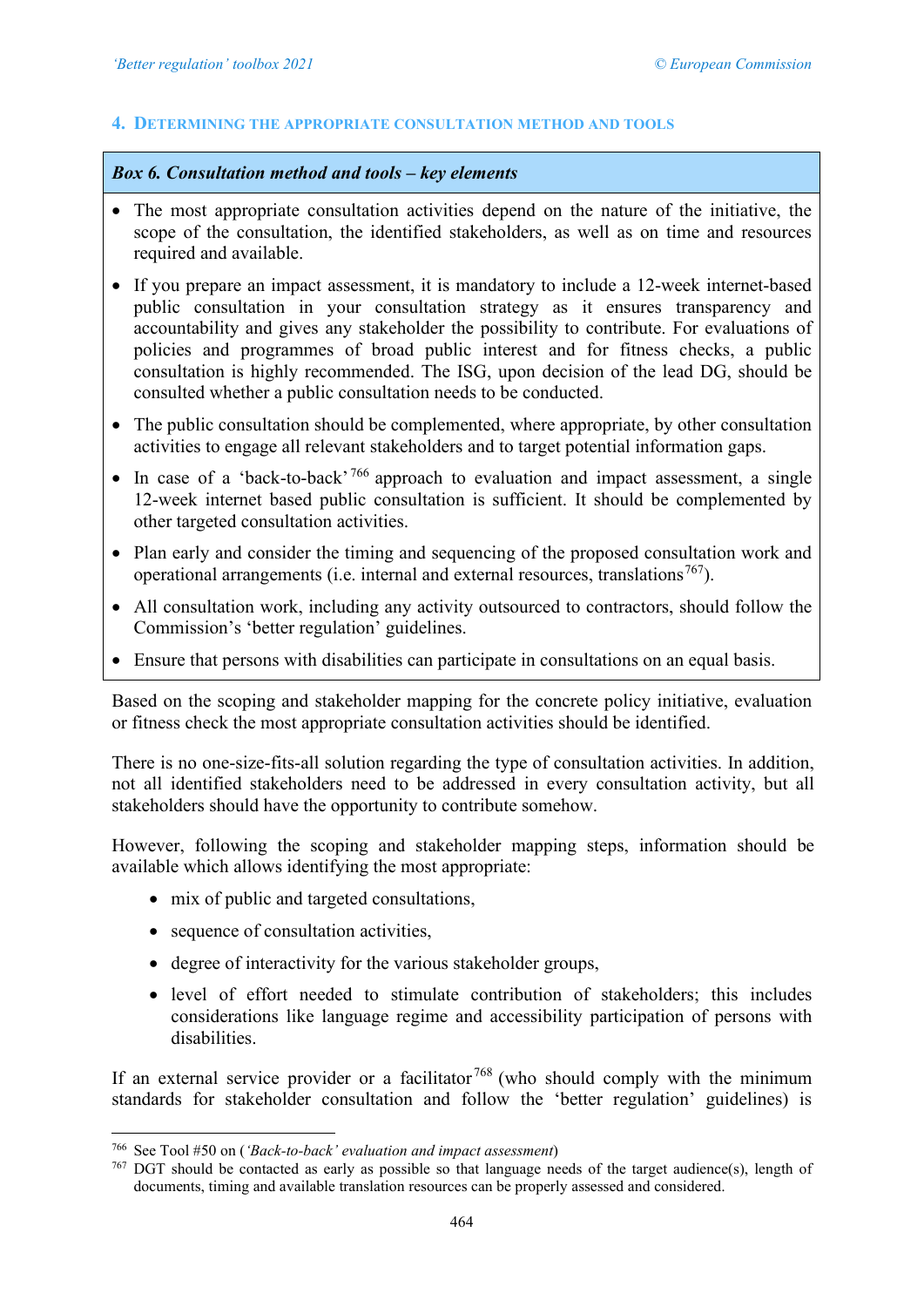## 4. Determining the appropriate consultation method and tools

**_Box 6. Consultation method and tools – key elements_**

- The most appropriate consultation activities depend on the nature of the initiative, the scope of the consultation, the identified stakeholders, as well as on time and resources required and available.
- If you prepare an impact assessment, it is mandatory to include a 12-week internet-based public consultation in your consultation strategy as it ensures transparency and accountability and gives any stakeholder the possibility to contribute. For evaluations of policies and programmes of broad public interest and for fitness checks, a public consultation is highly recommended. The ISG, upon decision of the lead DG, should be consulted whether a public consultation needs to be conducted.
- The public consultation should be complemented, where appropriate, by other consultation activities to engage all relevant stakeholders and to target potential information gaps.
- In case of a 'back-to-back'[766] approach to evaluation and impact assessment, a single 12-week internet based public consultation is sufficient. It should be complemented by other targeted consultation activities.
- Plan early and consider the timing and sequencing of the proposed consultation work and operational arrangements (i.e. internal and external resources, translations[767]).
- All consultation work, including any activity outsourced to contractors, should follow the Commission's 'better regulation' guidelines.
- Ensure that persons with disabilities can participate in consultations on an equal basis.

Based on the scoping and stakeholder mapping for the concrete policy initiative, evaluation or fitness check the most appropriate consultation activities should be identified.

There is no one-size-fits-all solution regarding the type of consultation activities. In addition, not all identified stakeholders need to be addressed in every consultation activity, but all stakeholders should have the opportunity to contribute somehow.

However, following the scoping and stakeholder mapping steps, information should be available which allows identifying the most appropriate:

- mix of public and targeted consultations,
- sequence of consultation activities,
- degree of interactivity for the various stakeholder groups,
- level of effort needed to stimulate contribution of stakeholders; this includes considerations like language regime and accessibility participation of persons with disabilities.

If an external service provider or a facilitator[768] (who should comply with the minimum standards for stakeholder consultation and follow the 'better regulation' guidelines) is

---

[766] See Tool #50 on (*'Back-to-back' evaluation and impact assessment*)

[767] DGT should be contacted as early as possible so that language needs of the target audience(s), length of documents, timing and available translation resources can be properly assessed and considered.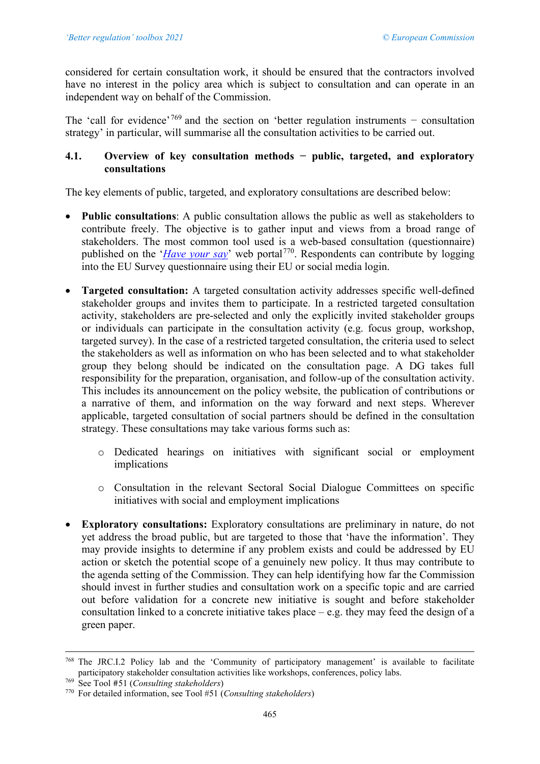considered for certain consultation work, it should be ensured that the contractors involved have no interest in the policy area which is subject to consultation and can operate in an independent way on behalf of the Commission.

The 'call for evidence'[769] and the section on 'better regulation instruments − consultation strategy' in particular, will summarise all the consultation activities to be carried out.

### 4.1. Overview of key consultation methods − public, targeted, and exploratory consultations

The key elements of public, targeted, and exploratory consultations are described below:

- **Public consultations**: A public consultation allows the public as well as stakeholders to contribute freely. The objective is to gather input and views from a broad range of stakeholders. The most common tool used is a web-based consultation (questionnaire) published on the '*Have your say*' web portal[770]. Respondents can contribute by logging into the EU Survey questionnaire using their EU or social media login.

- **Targeted consultation:** A targeted consultation activity addresses specific well-defined stakeholder groups and invites them to participate. In a restricted targeted consultation activity, stakeholders are pre-selected and only the explicitly invited stakeholder groups or individuals can participate in the consultation activity (e.g. focus group, workshop, targeted survey). In the case of a restricted targeted consultation, the criteria used to select the stakeholders as well as information on who has been selected and to what stakeholder group they belong should be indicated on the consultation page. A DG takes full responsibility for the preparation, organisation, and follow-up of the consultation activity. This includes its announcement on the policy website, the publication of contributions or a narrative of them, and information on the way forward and next steps. Wherever applicable, targeted consultation of social partners should be defined in the consultation strategy. These consultations may take various forms such as:

    - Dedicated hearings on initiatives with significant social or employment implications

    - Consultation in the relevant Sectoral Social Dialogue Committees on specific initiatives with social and employment implications

- **Exploratory consultations:** Exploratory consultations are preliminary in nature, do not yet address the broad public, but are targeted to those that 'have the information'. They may provide insights to determine if any problem exists and could be addressed by EU action or sketch the potential scope of a genuinely new policy. It thus may contribute to the agenda setting of the Commission. They can help identifying how far the Commission should invest in further studies and consultation work on a specific topic and are carried out before validation for a concrete new initiative is sought and before stakeholder consultation linked to a concrete initiative takes place – e.g. they may feed the design of a green paper.

---

[768] The JRC.I.2 Policy lab and the 'Community of participatory management' is available to facilitate participatory stakeholder consultation activities like workshops, conferences, policy labs.

[769] See Tool #51 (*Consulting stakeholders*)

[770] For detailed information, see Tool #51 (*Consulting stakeholders*)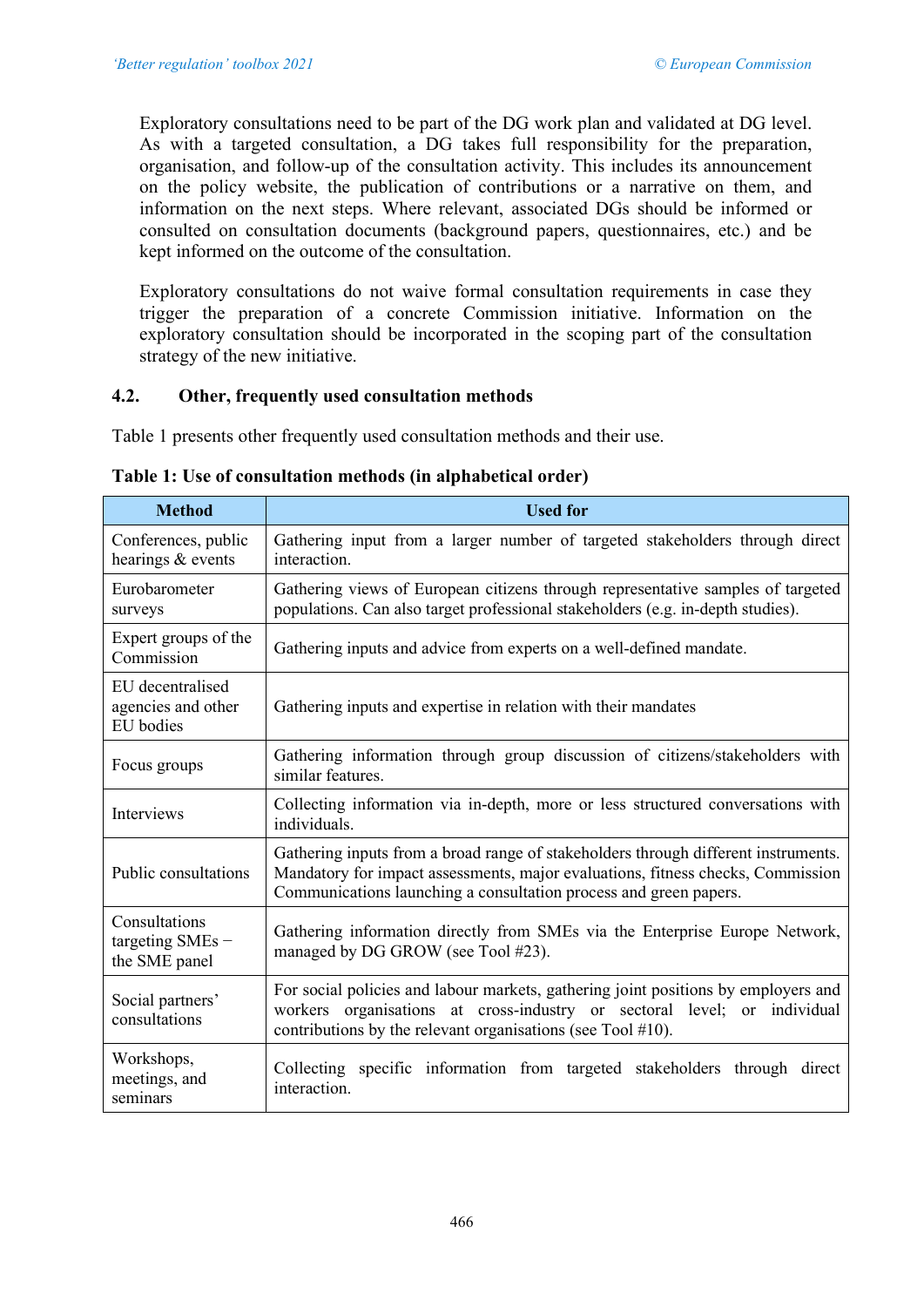Exploratory consultations need to be part of the DG work plan and validated at DG level. As with a targeted consultation, a DG takes full responsibility for the preparation, organisation, and follow-up of the consultation activity. This includes its announcement on the policy website, the publication of contributions or a narrative on them, and information on the next steps. Where relevant, associated DGs should be informed or consulted on consultation documents (background papers, questionnaires, etc.) and be kept informed on the outcome of the consultation.

Exploratory consultations do not waive formal consultation requirements in case they trigger the preparation of a concrete Commission initiative. Information on the exploratory consultation should be incorporated in the scoping part of the consultation strategy of the new initiative.

## 4.2. Other, frequently used consultation methods

Table 1 presents other frequently used consultation methods and their use.

**Table 1: Use of consultation methods (in alphabetical order)**

| Method | Used for |
|---|---|
| Conferences, public hearings & events | Gathering input from a larger number of targeted stakeholders through direct interaction. |
| Eurobarometer surveys | Gathering views of European citizens through representative samples of targeted populations. Can also target professional stakeholders (e.g. in-depth studies). |
| Expert groups of the Commission | Gathering inputs and advice from experts on a well-defined mandate. |
| EU decentralised agencies and other EU bodies | Gathering inputs and expertise in relation with their mandates |
| Focus groups | Gathering information through group discussion of citizens/stakeholders with similar features. |
| Interviews | Collecting information via in-depth, more or less structured conversations with individuals. |
| Public consultations | Gathering inputs from a broad range of stakeholders through different instruments. Mandatory for impact assessments, major evaluations, fitness checks, Commission Communications launching a consultation process and green papers. |
| Consultations targeting SMEs – the SME panel | Gathering information directly from SMEs via the Enterprise Europe Network, managed by DG GROW (see Tool #23). |
| Social partners' consultations | For social policies and labour markets, gathering joint positions by employers and workers organisations at cross-industry or sectoral level; or individual contributions by the relevant organisations (see Tool #10). |
| Workshops, meetings, and seminars | Collecting specific information from targeted stakeholders through direct interaction. |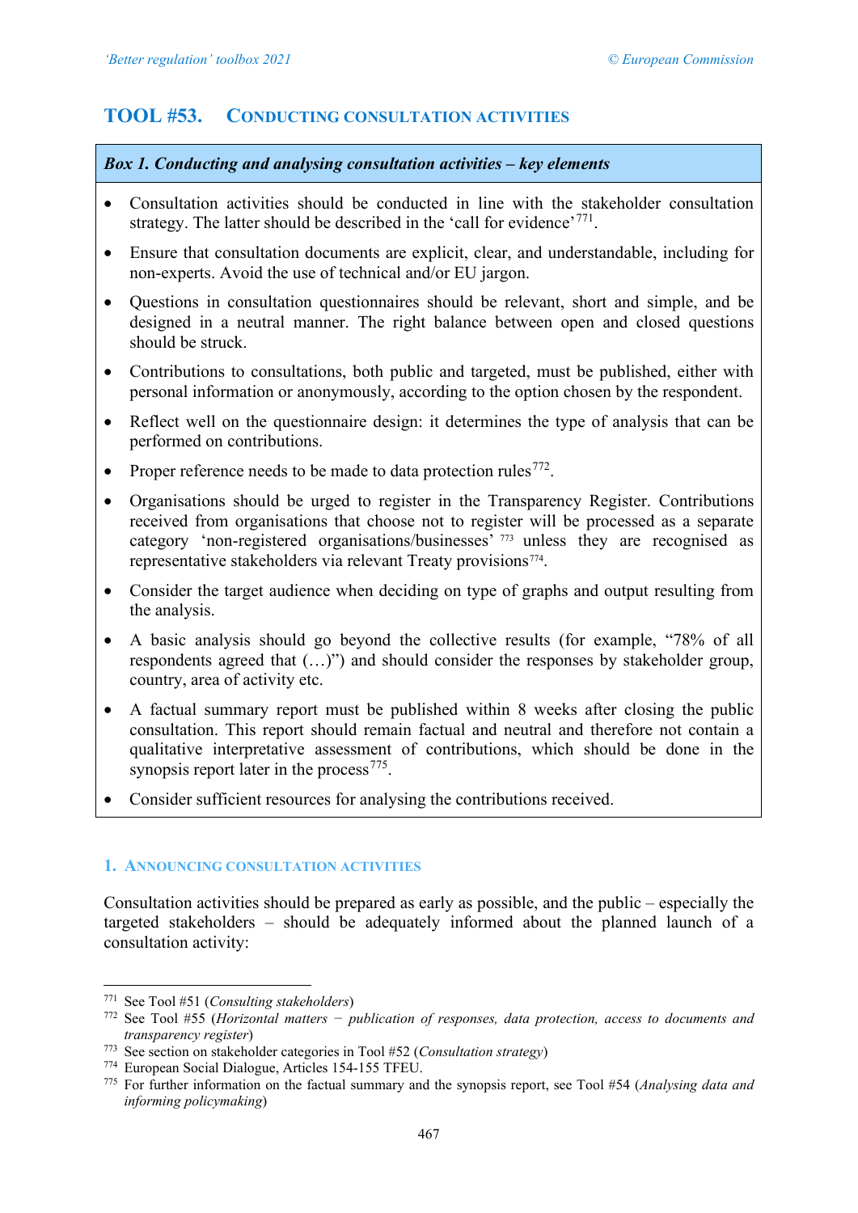# TOOL #53. CONDUCTING CONSULTATION ACTIVITIES

**Box 1. *Conducting and analysing consultation activities – key elements***

- Consultation activities should be conducted in line with the stakeholder consultation strategy. The latter should be described in the 'call for evidence'[771].
- Ensure that consultation documents are explicit, clear, and understandable, including for non-experts. Avoid the use of technical and/or EU jargon.
- Questions in consultation questionnaires should be relevant, short and simple, and be designed in a neutral manner. The right balance between open and closed questions should be struck.
- Contributions to consultations, both public and targeted, must be published, either with personal information or anonymously, according to the option chosen by the respondent.
- Reflect well on the questionnaire design: it determines the type of analysis that can be performed on contributions.
- Proper reference needs to be made to data protection rules[772].
- Organisations should be urged to register in the Transparency Register. Contributions received from organisations that choose not to register will be processed as a separate category 'non-registered organisations/businesses'[773] unless they are recognised as representative stakeholders via relevant Treaty provisions[774].
- Consider the target audience when deciding on type of graphs and output resulting from the analysis.
- A basic analysis should go beyond the collective results (for example, "78% of all respondents agreed that (…)") and should consider the responses by stakeholder group, country, area of activity etc.
- A factual summary report must be published within 8 weeks after closing the public consultation. This report should remain factual and neutral and therefore not contain a qualitative interpretative assessment of contributions, which should be done in the synopsis report later in the process[775].
- Consider sufficient resources for analysing the contributions received.

## 1. ANNOUNCING CONSULTATION ACTIVITIES

Consultation activities should be prepared as early as possible, and the public – especially the targeted stakeholders – should be adequately informed about the planned launch of a consultation activity:

---

[771] See Tool #51 (*Consulting stakeholders*)

[772] See Tool #55 (*Horizontal matters − publication of responses, data protection, access to documents and transparency register*)

[773] See section on stakeholder categories in Tool #52 (*Consultation strategy*)

[774] European Social Dialogue, Articles 154-155 TFEU.

[775] For further information on the factual summary and the synopsis report, see Tool #54 (*Analysing data and informing policymaking*)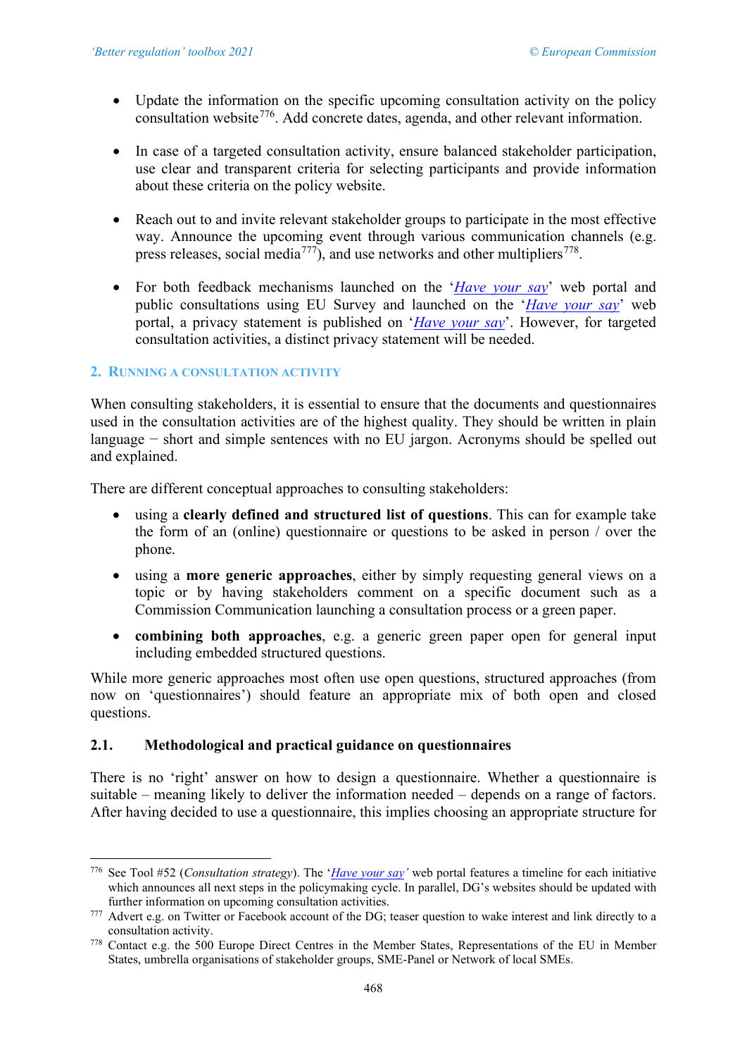- Update the information on the specific upcoming consultation activity on the policy consultation website[776]. Add concrete dates, agenda, and other relevant information.

- In case of a targeted consultation activity, ensure balanced stakeholder participation, use clear and transparent criteria for selecting participants and provide information about these criteria on the policy website.

- Reach out to and invite relevant stakeholder groups to participate in the most effective way. Announce the upcoming event through various communication channels (e.g. press releases, social media[777]), and use networks and other multipliers[778].

- For both feedback mechanisms launched on the '*Have your say*' web portal and public consultations using EU Survey and launched on the '*Have your say*' web portal, a privacy statement is published on '*Have your say*'. However, for targeted consultation activities, a distinct privacy statement will be needed.

## 2. RUNNING A CONSULTATION ACTIVITY

When consulting stakeholders, it is essential to ensure that the documents and questionnaires used in the consultation activities are of the highest quality. They should be written in plain language − short and simple sentences with no EU jargon. Acronyms should be spelled out and explained.

There are different conceptual approaches to consulting stakeholders:

- using a **clearly defined and structured list of questions**. This can for example take the form of an (online) questionnaire or questions to be asked in person / over the phone.

- using a **more generic approaches**, either by simply requesting general views on a topic or by having stakeholders comment on a specific document such as a Commission Communication launching a consultation process or a green paper.

- **combining both approaches**, e.g. a generic green paper open for general input including embedded structured questions.

While more generic approaches most often use open questions, structured approaches (from now on 'questionnaires') should feature an appropriate mix of both open and closed questions.

### 2.1. Methodological and practical guidance on questionnaires

There is no 'right' answer on how to design a questionnaire. Whether a questionnaire is suitable – meaning likely to deliver the information needed – depends on a range of factors. After having decided to use a questionnaire, this implies choosing an appropriate structure for

---

[776] See Tool #52 (*Consultation strategy*). The '*Have your say*' web portal features a timeline for each initiative which announces all next steps in the policymaking cycle. In parallel, DG's websites should be updated with further information on upcoming consultation activities.

[777] Advert e.g. on Twitter or Facebook account of the DG; teaser question to wake interest and link directly to a consultation activity.

[778] Contact e.g. the 500 Europe Direct Centres in the Member States, Representations of the EU in Member States, umbrella organisations of stakeholder groups, SME-Panel or Network of local SMEs.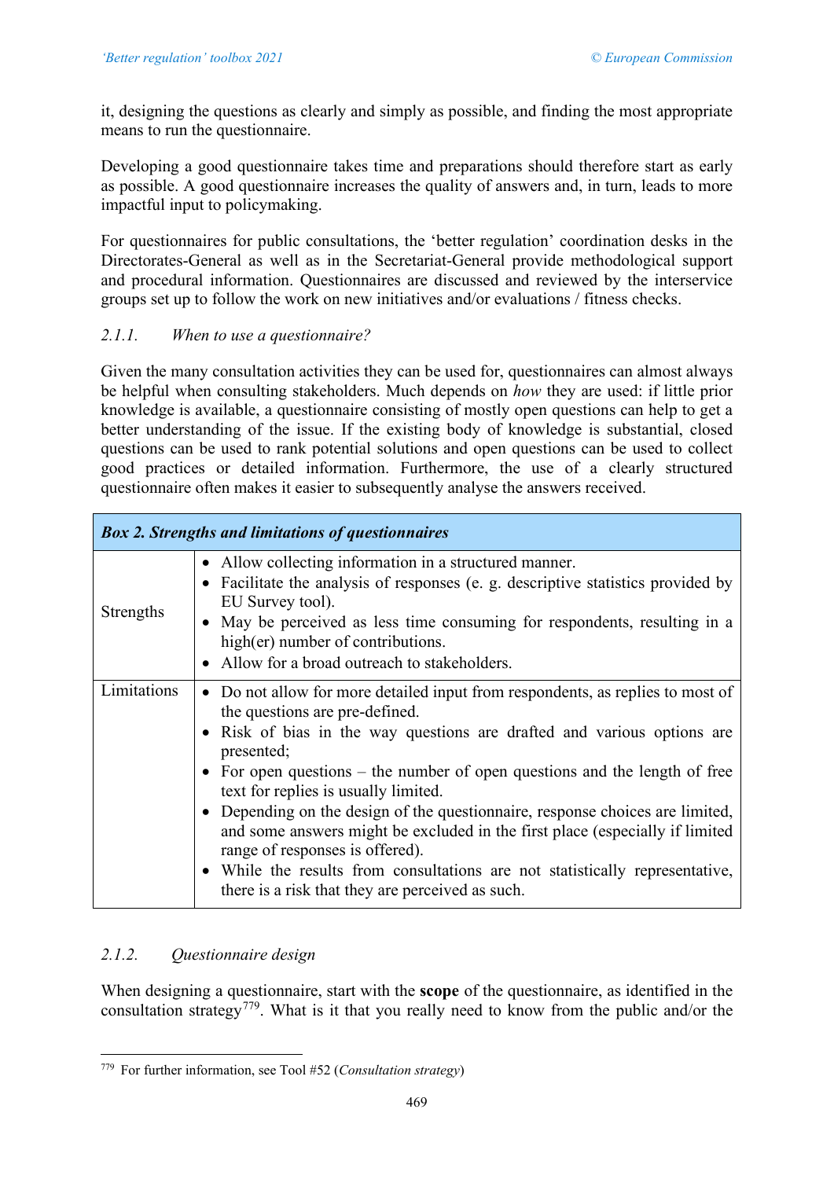it, designing the questions as clearly and simply as possible, and finding the most appropriate means to run the questionnaire.

Developing a good questionnaire takes time and preparations should therefore start as early as possible. A good questionnaire increases the quality of answers and, in turn, leads to more impactful input to policymaking.

For questionnaires for public consultations, the 'better regulation' coordination desks in the Directorates-General as well as in the Secretariat-General provide methodological support and procedural information. Questionnaires are discussed and reviewed by the interservice groups set up to follow the work on new initiatives and/or evaluations / fitness checks.

### *2.1.1. When to use a questionnaire?*

Given the many consultation activities they can be used for, questionnaires can almost always be helpful when consulting stakeholders. Much depends on *how* they are used: if little prior knowledge is available, a questionnaire consisting of mostly open questions can help to get a better understanding of the issue. If the existing body of knowledge is substantial, closed questions can be used to rank potential solutions and open questions can be used to collect good practices or detailed information. Furthermore, the use of a clearly structured questionnaire often makes it easier to subsequently analyse the answers received.

| ***Box 2. Strengths and limitations of questionnaires*** | |
|---|---|
| Strengths | • Allow collecting information in a structured manner.<br>• Facilitate the analysis of responses (e. g. descriptive statistics provided by EU Survey tool).<br>• May be perceived as less time consuming for respondents, resulting in a high(er) number of contributions.<br>• Allow for a broad outreach to stakeholders. |
| Limitations | • Do not allow for more detailed input from respondents, as replies to most of the questions are pre-defined.<br>• Risk of bias in the way questions are drafted and various options are presented;<br>• For open questions – the number of open questions and the length of free text for replies is usually limited.<br>• Depending on the design of the questionnaire, response choices are limited, and some answers might be excluded in the first place (especially if limited range of responses is offered).<br>• While the results from consultations are not statistically representative, there is a risk that they are perceived as such. |

### *2.1.2. Questionnaire design*

When designing a questionnaire, start with the **scope** of the questionnaire, as identified in the consultation strategy[779]. What is it that you really need to know from the public and/or the

[779] For further information, see Tool #52 (*Consultation strategy*)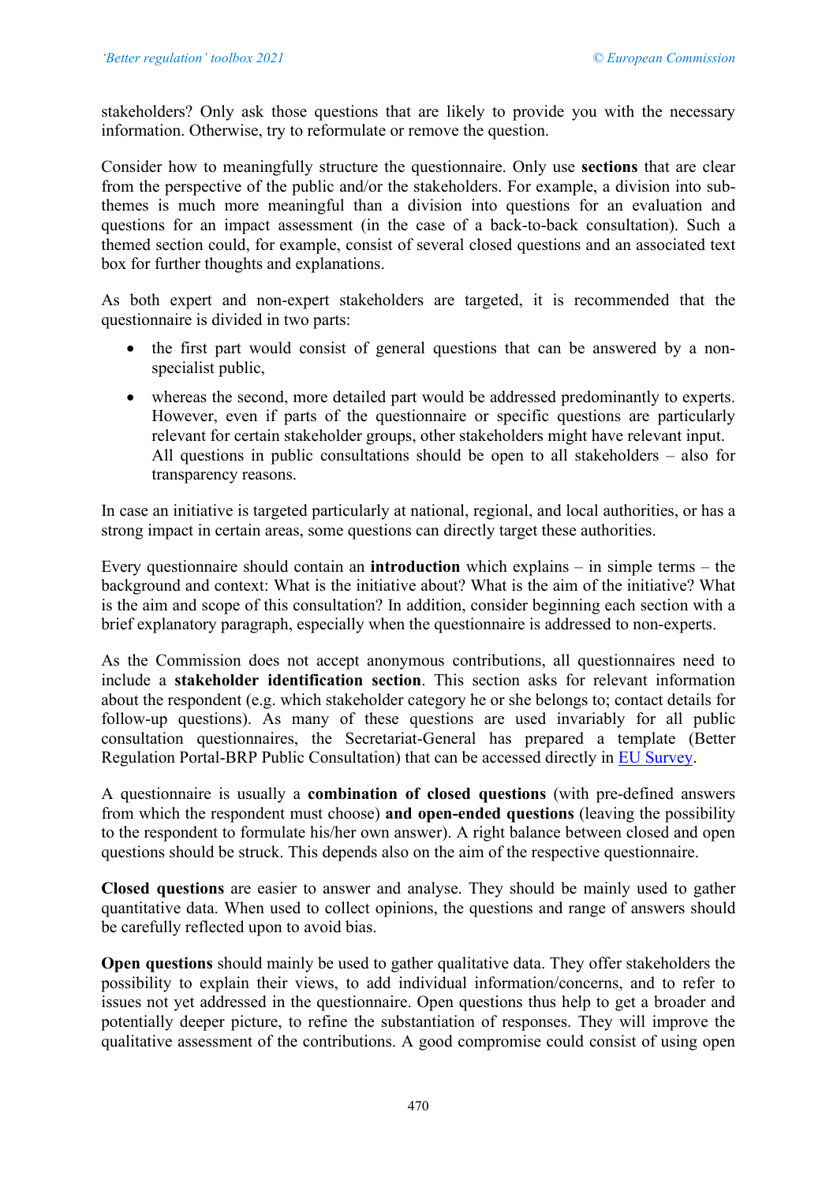stakeholders? Only ask those questions that are likely to provide you with the necessary information. Otherwise, try to reformulate or remove the question.

Consider how to meaningfully structure the questionnaire. Only use **sections** that are clear from the perspective of the public and/or the stakeholders. For example, a division into sub-themes is much more meaningful than a division into questions for an evaluation and questions for an impact assessment (in the case of a back-to-back consultation). Such a themed section could, for example, consist of several closed questions and an associated text box for further thoughts and explanations.

As both expert and non-expert stakeholders are targeted, it is recommended that the questionnaire is divided in two parts:

- the first part would consist of general questions that can be answered by a non-specialist public,
- whereas the second, more detailed part would be addressed predominantly to experts. However, even if parts of the questionnaire or specific questions are particularly relevant for certain stakeholder groups, other stakeholders might have relevant input. All questions in public consultations should be open to all stakeholders – also for transparency reasons.

In case an initiative is targeted particularly at national, regional, and local authorities, or has a strong impact in certain areas, some questions can directly target these authorities.

Every questionnaire should contain an **introduction** which explains – in simple terms – the background and context: What is the initiative about? What is the aim of the initiative? What is the aim and scope of this consultation? In addition, consider beginning each section with a brief explanatory paragraph, especially when the questionnaire is addressed to non-experts.

As the Commission does not accept anonymous contributions, all questionnaires need to include a **stakeholder identification section**. This section asks for relevant information about the respondent (e.g. which stakeholder category he or she belongs to; contact details for follow-up questions). As many of these questions are used invariably for all public consultation questionnaires, the Secretariat-General has prepared a template (Better Regulation Portal-BRP Public Consultation) that can be accessed directly in EU Survey.

A questionnaire is usually a **combination of closed questions** (with pre-defined answers from which the respondent must choose) **and open-ended questions** (leaving the possibility to the respondent to formulate his/her own answer). A right balance between closed and open questions should be struck. This depends also on the aim of the respective questionnaire.

**Closed questions** are easier to answer and analyse. They should be mainly used to gather quantitative data. When used to collect opinions, the questions and range of answers should be carefully reflected upon to avoid bias.

**Open questions** should mainly be used to gather qualitative data. They offer stakeholders the possibility to explain their views, to add individual information/concerns, and to refer to issues not yet addressed in the questionnaire. Open questions thus help to get a broader and potentially deeper picture, to refine the substantiation of responses. They will improve the qualitative assessment of the contributions. A good compromise could consist of using open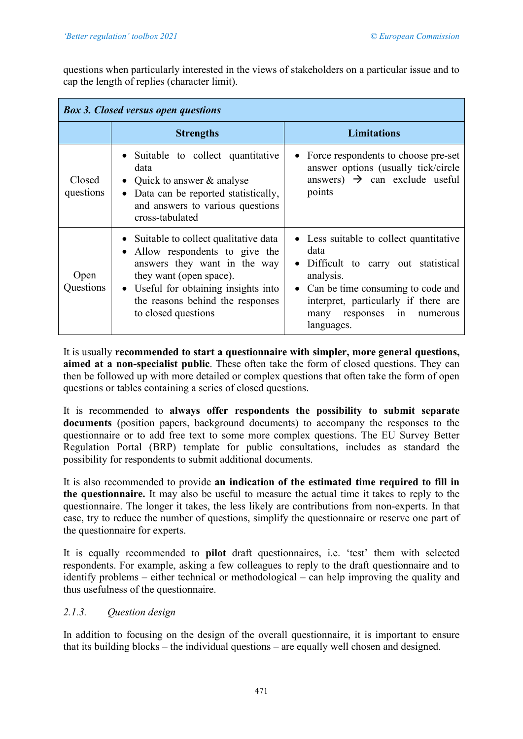questions when particularly interested in the views of stakeholders on a particular issue and to cap the length of replies (character limit).

| ***Box 3. Closed versus open questions*** | | |
|---|---|---|
| | **Strengths** | **Limitations** |
| Closed questions | • Suitable to collect quantitative data<br>• Quick to answer & analyse<br>• Data can be reported statistically, and answers to various questions cross-tabulated | • Force respondents to choose pre-set answer options (usually tick/circle answers) → can exclude useful points |
| Open Questions | • Suitable to collect qualitative data<br>• Allow respondents to give the answers they want in the way they want (open space).<br>• Useful for obtaining insights into the reasons behind the responses to closed questions | • Less suitable to collect quantitative data<br>• Difficult to carry out statistical analysis.<br>• Can be time consuming to code and interpret, particularly if there are many responses in numerous languages. |

It is usually **recommended to start a questionnaire with simpler, more general questions, aimed at a non-specialist public**. These often take the form of closed questions. They can then be followed up with more detailed or complex questions that often take the form of open questions or tables containing a series of closed questions.

It is recommended to **always offer respondents the possibility to submit separate documents** (position papers, background documents) to accompany the responses to the questionnaire or to add free text to some more complex questions. The EU Survey Better Regulation Portal (BRP) template for public consultations, includes as standard the possibility for respondents to submit additional documents.

It is also recommended to provide **an indication of the estimated time required to fill in the questionnaire.** It may also be useful to measure the actual time it takes to reply to the questionnaire. The longer it takes, the less likely are contributions from non-experts. In that case, try to reduce the number of questions, simplify the questionnaire or reserve one part of the questionnaire for experts.

It is equally recommended to **pilot** draft questionnaires, i.e. 'test' them with selected respondents. For example, asking a few colleagues to reply to the draft questionnaire and to identify problems – either technical or methodological – can help improving the quality and thus usefulness of the questionnaire.

### *2.1.3. Question design*

In addition to focusing on the design of the overall questionnaire, it is important to ensure that its building blocks – the individual questions – are equally well chosen and designed.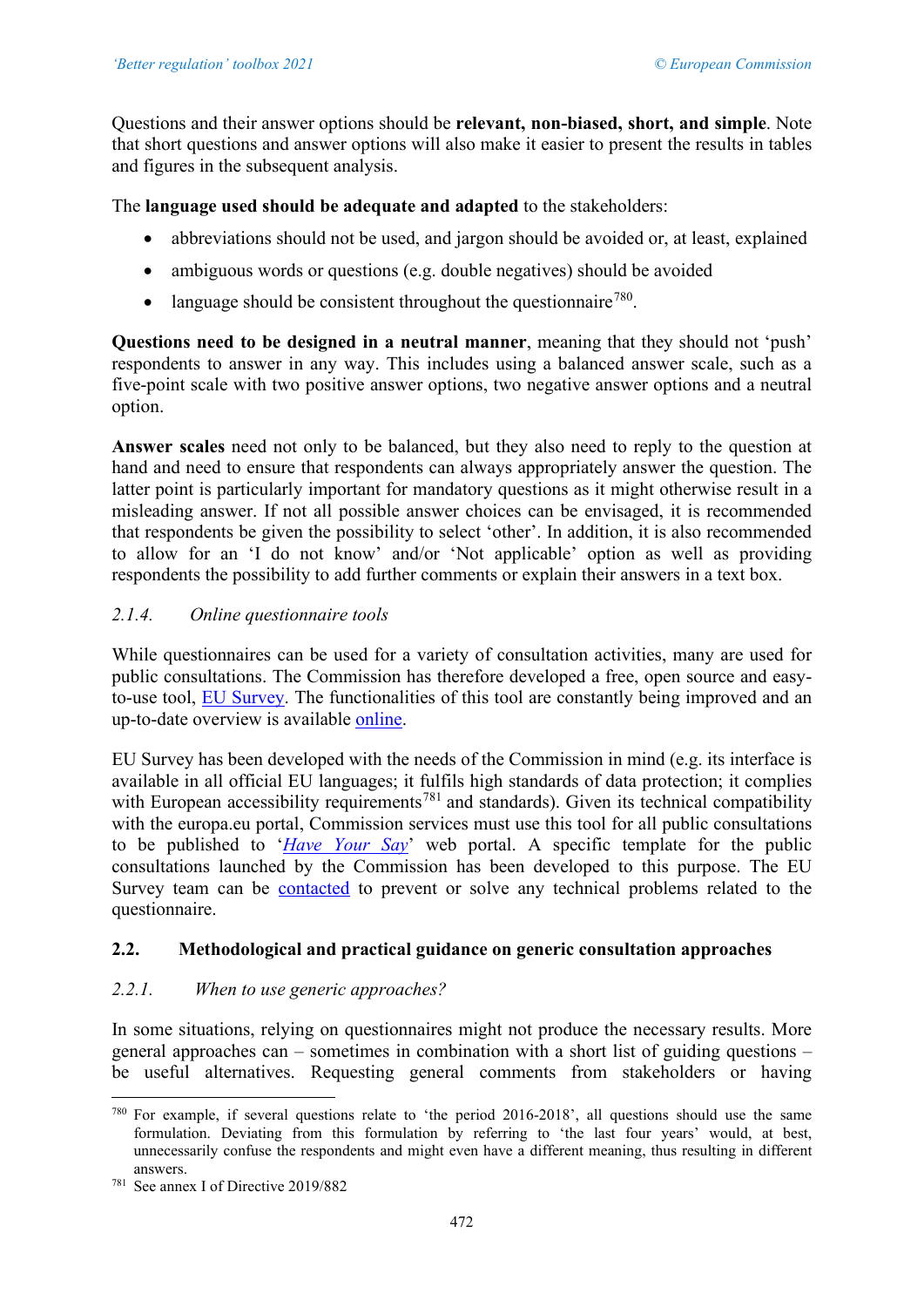Questions and their answer options should be **relevant, non-biased, short, and simple**. Note that short questions and answer options will also make it easier to present the results in tables and figures in the subsequent analysis.

The **language used should be adequate and adapted** to the stakeholders:

- abbreviations should not be used, and jargon should be avoided or, at least, explained
- ambiguous words or questions (e.g. double negatives) should be avoided
- language should be consistent throughout the questionnaire[780].

**Questions need to be designed in a neutral manner**, meaning that they should not 'push' respondents to answer in any way. This includes using a balanced answer scale, such as a five-point scale with two positive answer options, two negative answer options and a neutral option.

**Answer scales** need not only to be balanced, but they also need to reply to the question at hand and need to ensure that respondents can always appropriately answer the question. The latter point is particularly important for mandatory questions as it might otherwise result in a misleading answer. If not all possible answer choices can be envisaged, it is recommended that respondents be given the possibility to select 'other'. In addition, it is also recommended to allow for an 'I do not know' and/or 'Not applicable' option as well as providing respondents the possibility to add further comments or explain their answers in a text box.

#### *2.1.4. Online questionnaire tools*

While questionnaires can be used for a variety of consultation activities, many are used for public consultations. The Commission has therefore developed a free, open source and easy-to-use tool, EU Survey. The functionalities of this tool are constantly being improved and an up-to-date overview is available online.

EU Survey has been developed with the needs of the Commission in mind (e.g. its interface is available in all official EU languages; it fulfils high standards of data protection; it complies with European accessibility requirements[781] and standards). Given its technical compatibility with the europa.eu portal, Commission services must use this tool for all public consultations to be published to '*Have Your Say*' web portal. A specific template for the public consultations launched by the Commission has been developed to this purpose. The EU Survey team can be contacted to prevent or solve any technical problems related to the questionnaire.

### 2.2. Methodological and practical guidance on generic consultation approaches

#### *2.2.1. When to use generic approaches?*

In some situations, relying on questionnaires might not produce the necessary results. More general approaches can – sometimes in combination with a short list of guiding questions – be useful alternatives. Requesting general comments from stakeholders or having

---

[780] For example, if several questions relate to 'the period 2016-2018', all questions should use the same formulation. Deviating from this formulation by referring to 'the last four years' would, at best, unnecessarily confuse the respondents and might even have a different meaning, thus resulting in different answers.

[781] See annex I of Directive 2019/882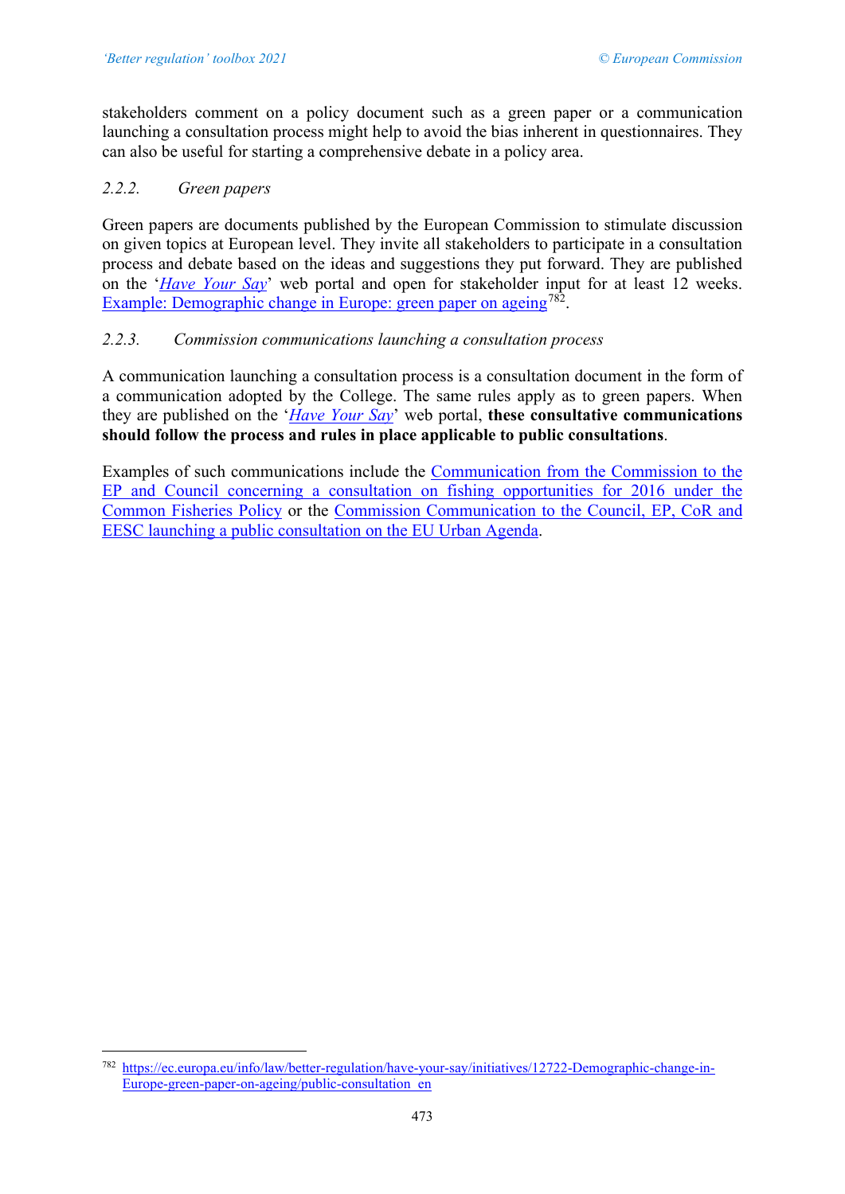stakeholders comment on a policy document such as a green paper or a communication launching a consultation process might help to avoid the bias inherent in questionnaires. They can also be useful for starting a comprehensive debate in a policy area.

### 2.2.2. *Green papers*

Green papers are documents published by the European Commission to stimulate discussion on given topics at European level. They invite all stakeholders to participate in a consultation process and debate based on the ideas and suggestions they put forward. They are published on the '*Have Your Say*' web portal and open for stakeholder input for at least 12 weeks. Example: Demographic change in Europe: green paper on ageing[782].

### 2.2.3. *Commission communications launching a consultation process*

A communication launching a consultation process is a consultation document in the form of a communication adopted by the College. The same rules apply as to green papers. When they are published on the '*Have Your Say*' web portal, **these consultative communications should follow the process and rules in place applicable to public consultations**.

Examples of such communications include the Communication from the Commission to the EP and Council concerning a consultation on fishing opportunities for 2016 under the Common Fisheries Policy or the Commission Communication to the Council, EP, CoR and EESC launching a public consultation on the EU Urban Agenda.

---

[782] https://ec.europa.eu/info/law/better-regulation/have-your-say/initiatives/12722-Demographic-change-in-Europe-green-paper-on-ageing/public-consultation_en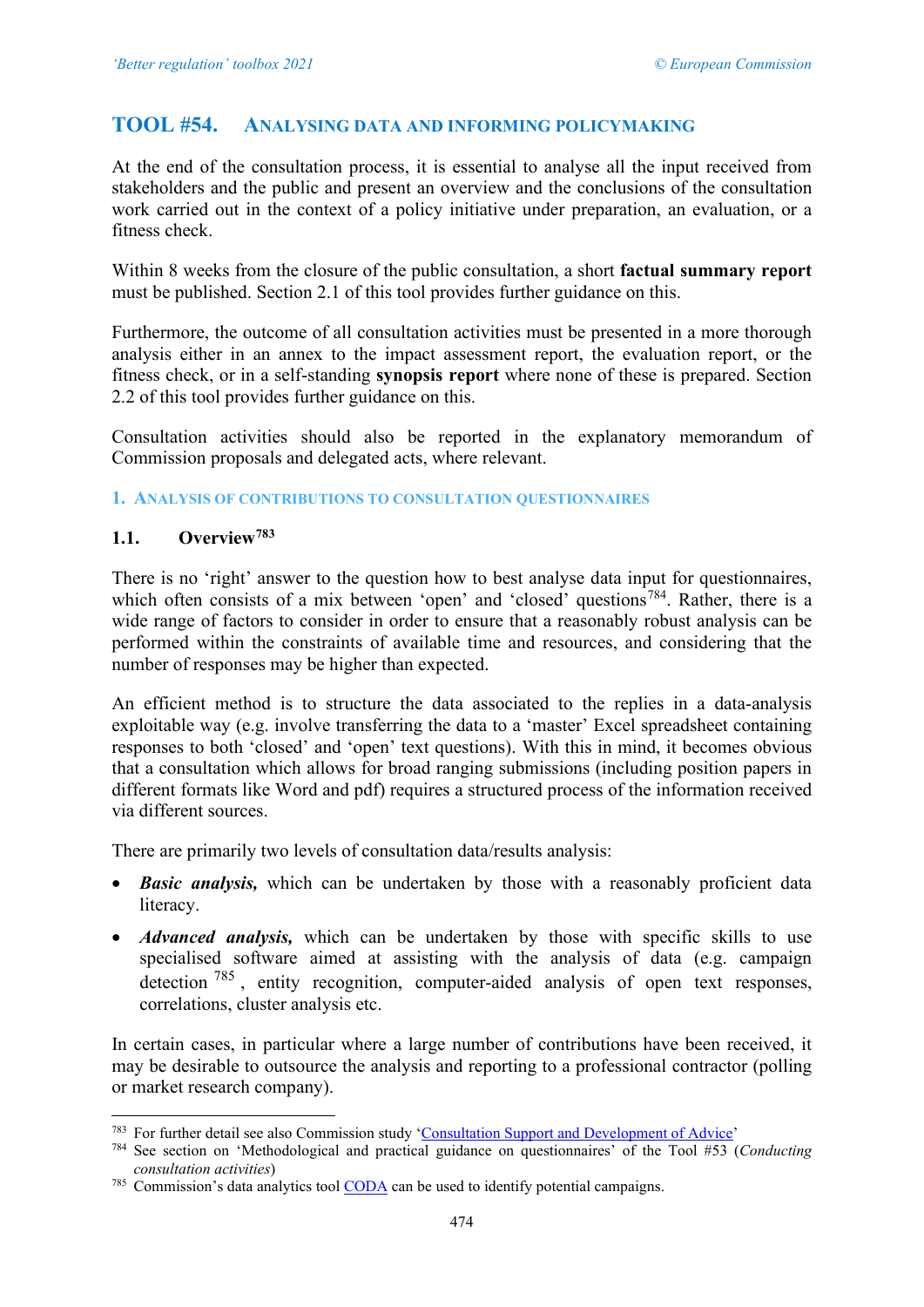## TOOL #54. ANALYSING DATA AND INFORMING POLICYMAKING

At the end of the consultation process, it is essential to analyse all the input received from stakeholders and the public and present an overview and the conclusions of the consultation work carried out in the context of a policy initiative under preparation, an evaluation, or a fitness check.

Within 8 weeks from the closure of the public consultation, a short **factual summary report** must be published. Section 2.1 of this tool provides further guidance on this.

Furthermore, the outcome of all consultation activities must be presented in a more thorough analysis either in an annex to the impact assessment report, the evaluation report, or the fitness check, or in a self-standing **synopsis report** where none of these is prepared. Section 2.2 of this tool provides further guidance on this.

Consultation activities should also be reported in the explanatory memorandum of Commission proposals and delegated acts, where relevant.

### 1. ANALYSIS OF CONTRIBUTIONS TO CONSULTATION QUESTIONNAIRES

#### 1.1. Overview[783]

There is no 'right' answer to the question how to best analyse data input for questionnaires, which often consists of a mix between 'open' and 'closed' questions[784]. Rather, there is a wide range of factors to consider in order to ensure that a reasonably robust analysis can be performed within the constraints of available time and resources, and considering that the number of responses may be higher than expected.

An efficient method is to structure the data associated to the replies in a data-analysis exploitable way (e.g. involve transferring the data to a 'master' Excel spreadsheet containing responses to both 'closed' and 'open' text questions). With this in mind, it becomes obvious that a consultation which allows for broad ranging submissions (including position papers in different formats like Word and pdf) requires a structured process of the information received via different sources.

There are primarily two levels of consultation data/results analysis:

- ***Basic analysis,*** which can be undertaken by those with a reasonably proficient data literacy.
- ***Advanced analysis,*** which can be undertaken by those with specific skills to use specialised software aimed at assisting with the analysis of data (e.g. campaign detection[785], entity recognition, computer-aided analysis of open text responses, correlations, cluster analysis etc.

In certain cases, in particular where a large number of contributions have been received, it may be desirable to outsource the analysis and reporting to a professional contractor (polling or market research company).

---

[783] For further detail see also Commission study '[Consultation Support and Development of Advice]'

[784] See section on 'Methodological and practical guidance on questionnaires' of the Tool #53 (*Conducting consultation activities*)

[785] Commission's data analytics tool [CODA] can be used to identify potential campaigns.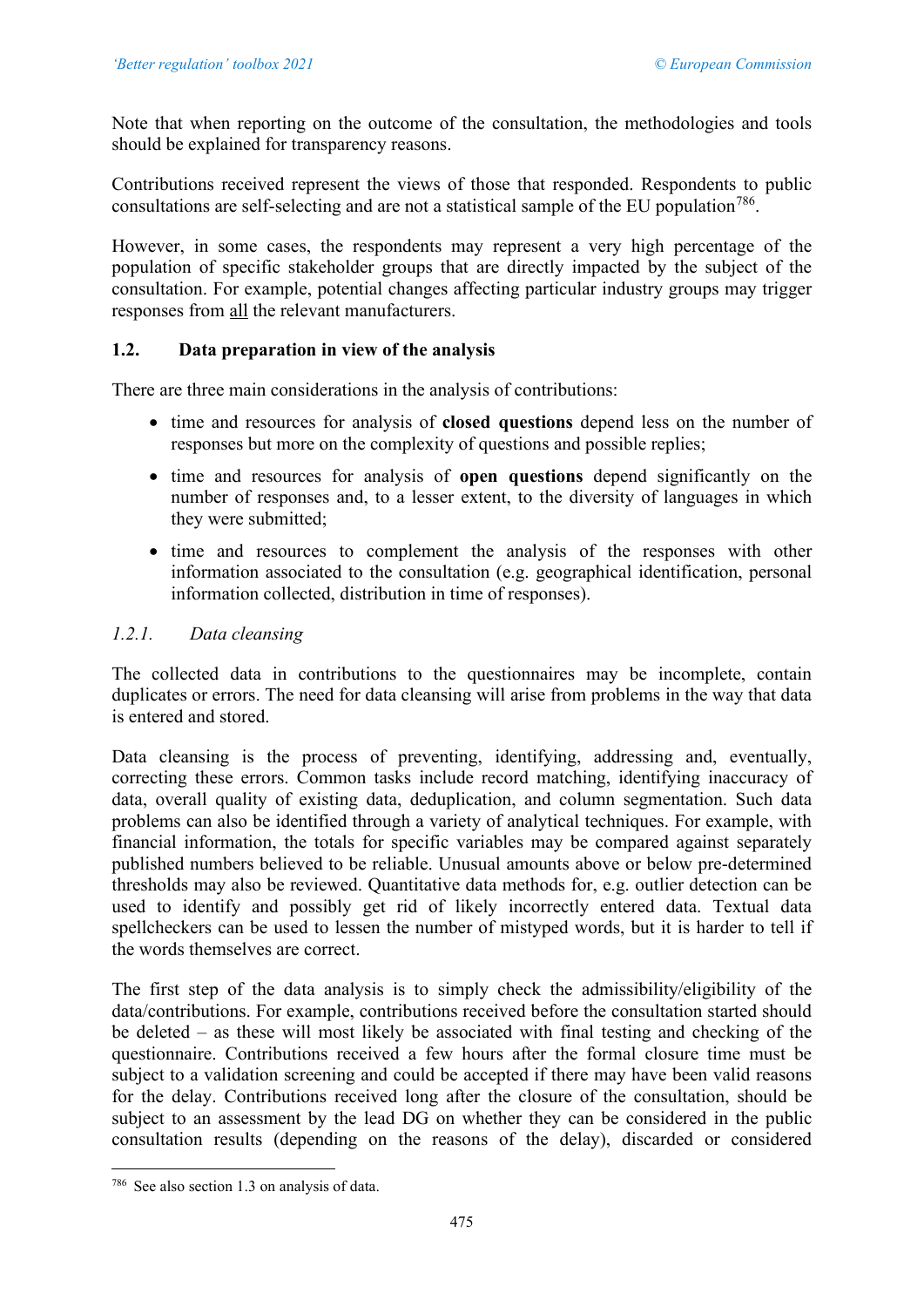Note that when reporting on the outcome of the consultation, the methodologies and tools should be explained for transparency reasons.

Contributions received represent the views of those that responded. Respondents to public consultations are self-selecting and are not a statistical sample of the EU population[786].

However, in some cases, the respondents may represent a very high percentage of the population of specific stakeholder groups that are directly impacted by the subject of the consultation. For example, potential changes affecting particular industry groups may trigger responses from <u>all</u> the relevant manufacturers.

## 1.2. Data preparation in view of the analysis

There are three main considerations in the analysis of contributions:

- time and resources for analysis of **closed questions** depend less on the number of responses but more on the complexity of questions and possible replies;
- time and resources for analysis of **open questions** depend significantly on the number of responses and, to a lesser extent, to the diversity of languages in which they were submitted;
- time and resources to complement the analysis of the responses with other information associated to the consultation (e.g. geographical identification, personal information collected, distribution in time of responses).

### *1.2.1. Data cleansing*

The collected data in contributions to the questionnaires may be incomplete, contain duplicates or errors. The need for data cleansing will arise from problems in the way that data is entered and stored.

Data cleansing is the process of preventing, identifying, addressing and, eventually, correcting these errors. Common tasks include record matching, identifying inaccuracy of data, overall quality of existing data, deduplication, and column segmentation. Such data problems can also be identified through a variety of analytical techniques. For example, with financial information, the totals for specific variables may be compared against separately published numbers believed to be reliable. Unusual amounts above or below pre-determined thresholds may also be reviewed. Quantitative data methods for, e.g. outlier detection can be used to identify and possibly get rid of likely incorrectly entered data. Textual data spellcheckers can be used to lessen the number of mistyped words, but it is harder to tell if the words themselves are correct.

The first step of the data analysis is to simply check the admissibility/eligibility of the data/contributions. For example, contributions received before the consultation started should be deleted – as these will most likely be associated with final testing and checking of the questionnaire. Contributions received a few hours after the formal closure time must be subject to a validation screening and could be accepted if there may have been valid reasons for the delay. Contributions received long after the closure of the consultation, should be subject to an assessment by the lead DG on whether they can be considered in the public consultation results (depending on the reasons of the delay), discarded or considered

---

[786] See also section 1.3 on analysis of data.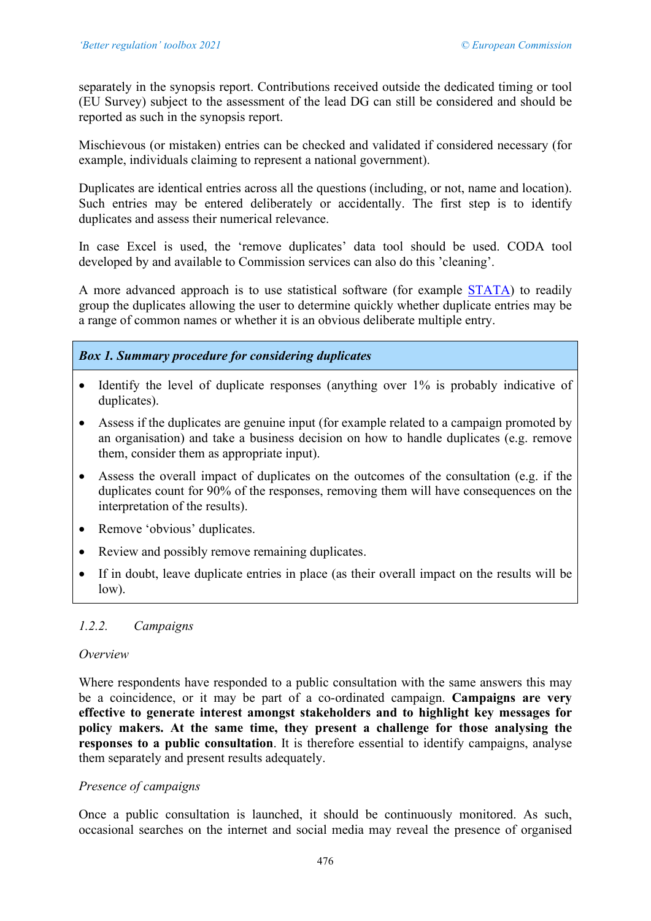separately in the synopsis report. Contributions received outside the dedicated timing or tool (EU Survey) subject to the assessment of the lead DG can still be considered and should be reported as such in the synopsis report.

Mischievous (or mistaken) entries can be checked and validated if considered necessary (for example, individuals claiming to represent a national government).

Duplicates are identical entries across all the questions (including, or not, name and location). Such entries may be entered deliberately or accidentally. The first step is to identify duplicates and assess their numerical relevance.

In case Excel is used, the 'remove duplicates' data tool should be used. CODA tool developed by and available to Commission services can also do this 'cleaning'.

A more advanced approach is to use statistical software (for example STATA) to readily group the duplicates allowing the user to determine quickly whether duplicate entries may be a range of common names or whether it is an obvious deliberate multiple entry.

***Box 1. Summary procedure for considering duplicates***

- Identify the level of duplicate responses (anything over 1% is probably indicative of duplicates).
- Assess if the duplicates are genuine input (for example related to a campaign promoted by an organisation) and take a business decision on how to handle duplicates (e.g. remove them, consider them as appropriate input).
- Assess the overall impact of duplicates on the outcomes of the consultation (e.g. if the duplicates count for 90% of the responses, removing them will have consequences on the interpretation of the results).
- Remove 'obvious' duplicates.
- Review and possibly remove remaining duplicates.
- If in doubt, leave duplicate entries in place (as their overall impact on the results will be low).

### *1.2.2. Campaigns*

*Overview*

Where respondents have responded to a public consultation with the same answers this may be a coincidence, or it may be part of a co-ordinated campaign. **Campaigns are very effective to generate interest amongst stakeholders and to highlight key messages for policy makers. At the same time, they present a challenge for those analysing the responses to a public consultation**. It is therefore essential to identify campaigns, analyse them separately and present results adequately.

*Presence of campaigns*

Once a public consultation is launched, it should be continuously monitored. As such, occasional searches on the internet and social media may reveal the presence of organised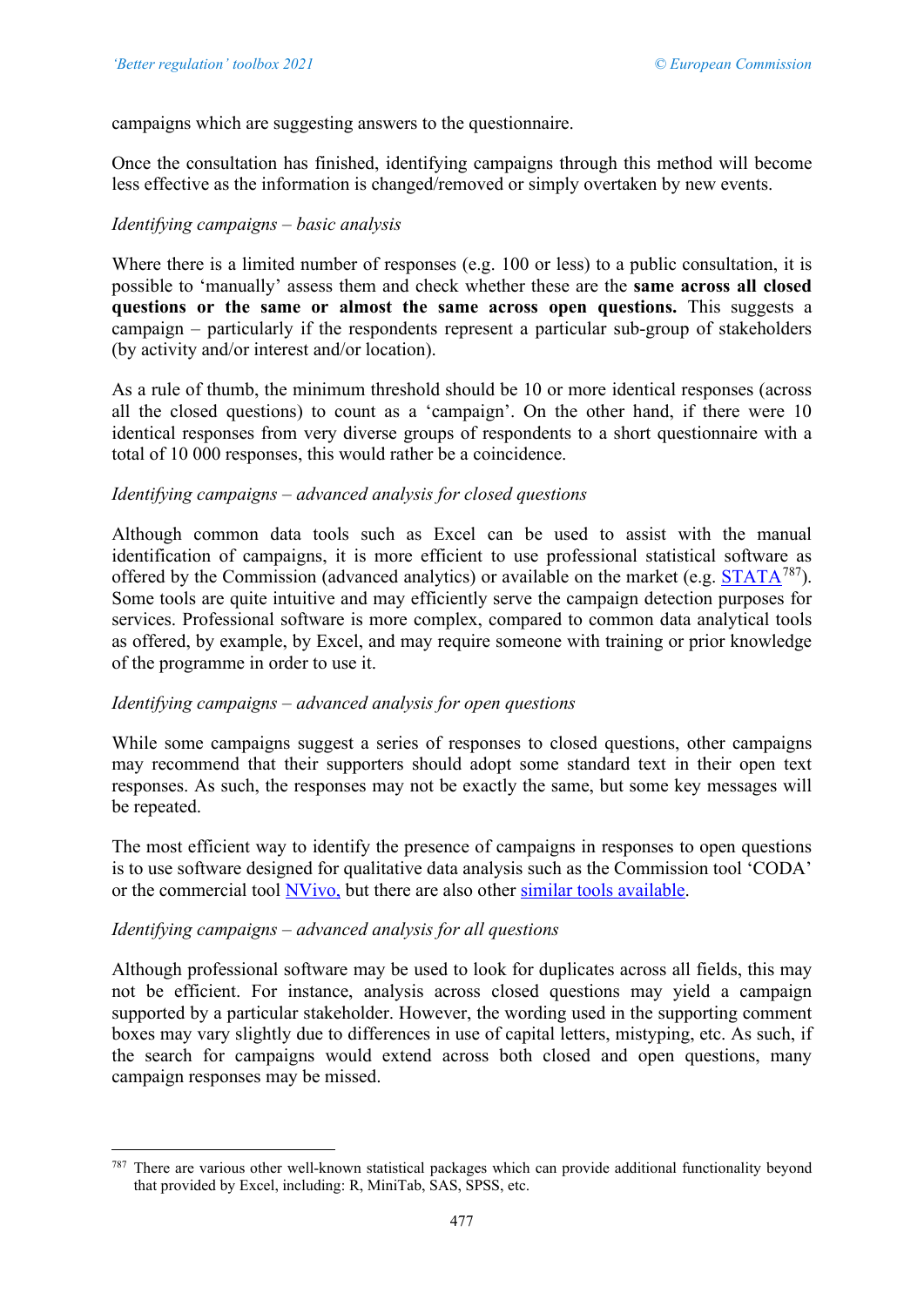campaigns which are suggesting answers to the questionnaire.

Once the consultation has finished, identifying campaigns through this method will become less effective as the information is changed/removed or simply overtaken by new events.

*Identifying campaigns – basic analysis*

Where there is a limited number of responses (e.g. 100 or less) to a public consultation, it is possible to 'manually' assess them and check whether these are the **same across all closed questions or the same or almost the same across open questions.** This suggests a campaign – particularly if the respondents represent a particular sub-group of stakeholders (by activity and/or interest and/or location).

As a rule of thumb, the minimum threshold should be 10 or more identical responses (across all the closed questions) to count as a 'campaign'. On the other hand, if there were 10 identical responses from very diverse groups of respondents to a short questionnaire with a total of 10 000 responses, this would rather be a coincidence.

*Identifying campaigns – advanced analysis for closed questions*

Although common data tools such as Excel can be used to assist with the manual identification of campaigns, it is more efficient to use professional statistical software as offered by the Commission (advanced analytics) or available on the market (e.g. STATA[787]). Some tools are quite intuitive and may efficiently serve the campaign detection purposes for services. Professional software is more complex, compared to common data analytical tools as offered, by example, by Excel, and may require someone with training or prior knowledge of the programme in order to use it.

*Identifying campaigns – advanced analysis for open questions*

While some campaigns suggest a series of responses to closed questions, other campaigns may recommend that their supporters should adopt some standard text in their open text responses. As such, the responses may not be exactly the same, but some key messages will be repeated.

The most efficient way to identify the presence of campaigns in responses to open questions is to use software designed for qualitative data analysis such as the Commission tool 'CODA' or the commercial tool NVivo, but there are also other similar tools available.

*Identifying campaigns – advanced analysis for all questions*

Although professional software may be used to look for duplicates across all fields, this may not be efficient. For instance, analysis across closed questions may yield a campaign supported by a particular stakeholder. However, the wording used in the supporting comment boxes may vary slightly due to differences in use of capital letters, mistyping, etc. As such, if the search for campaigns would extend across both closed and open questions, many campaign responses may be missed.

---

[787] There are various other well-known statistical packages which can provide additional functionality beyond that provided by Excel, including: R, MiniTab, SAS, SPSS, etc.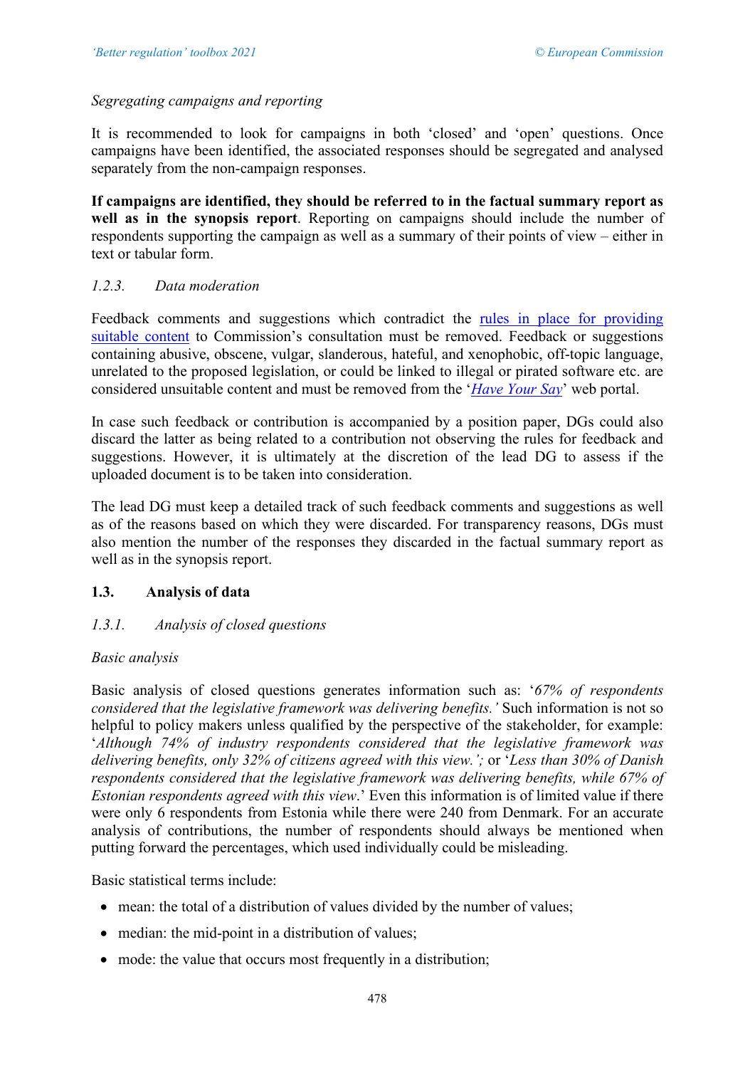*Segregating campaigns and reporting*

It is recommended to look for campaigns in both 'closed' and 'open' questions. Once campaigns have been identified, the associated responses should be segregated and analysed separately from the non-campaign responses.

**If campaigns are identified, they should be referred to in the factual summary report as well as in the synopsis report**. Reporting on campaigns should include the number of respondents supporting the campaign as well as a summary of their points of view – either in text or tabular form.

### *1.2.3. Data moderation*

Feedback comments and suggestions which contradict the [rules in place for providing suitable content](#) to Commission's consultation must be removed. Feedback or suggestions containing abusive, obscene, vulgar, slanderous, hateful, and xenophobic, off-topic language, unrelated to the proposed legislation, or could be linked to illegal or pirated software etc. are considered unsuitable content and must be removed from the '[*Have Your Say*](#)' web portal.

In case such feedback or contribution is accompanied by a position paper, DGs could also discard the latter as being related to a contribution not observing the rules for feedback and suggestions. However, it is ultimately at the discretion of the lead DG to assess if the uploaded document is to be taken into consideration.

The lead DG must keep a detailed track of such feedback comments and suggestions as well as of the reasons based on which they were discarded. For transparency reasons, DGs must also mention the number of the responses they discarded in the factual summary report as well as in the synopsis report.

## 1.3. Analysis of data

### *1.3.1. Analysis of closed questions*

*Basic analysis*

Basic analysis of closed questions generates information such as: '*67% of respondents considered that the legislative framework was delivering benefits.'* Such information is not so helpful to policy makers unless qualified by the perspective of the stakeholder, for example: '*Although 74% of industry respondents considered that the legislative framework was delivering benefits, only 32% of citizens agreed with this view.'*; or '*Less than 30% of Danish respondents considered that the legislative framework was delivering benefits, while 67% of Estonian respondents agreed with this view*.' Even this information is of limited value if there were only 6 respondents from Estonia while there were 240 from Denmark. For an accurate analysis of contributions, the number of respondents should always be mentioned when putting forward the percentages, which used individually could be misleading.

Basic statistical terms include:

- mean: the total of a distribution of values divided by the number of values;
- median: the mid-point in a distribution of values;
- mode: the value that occurs most frequently in a distribution;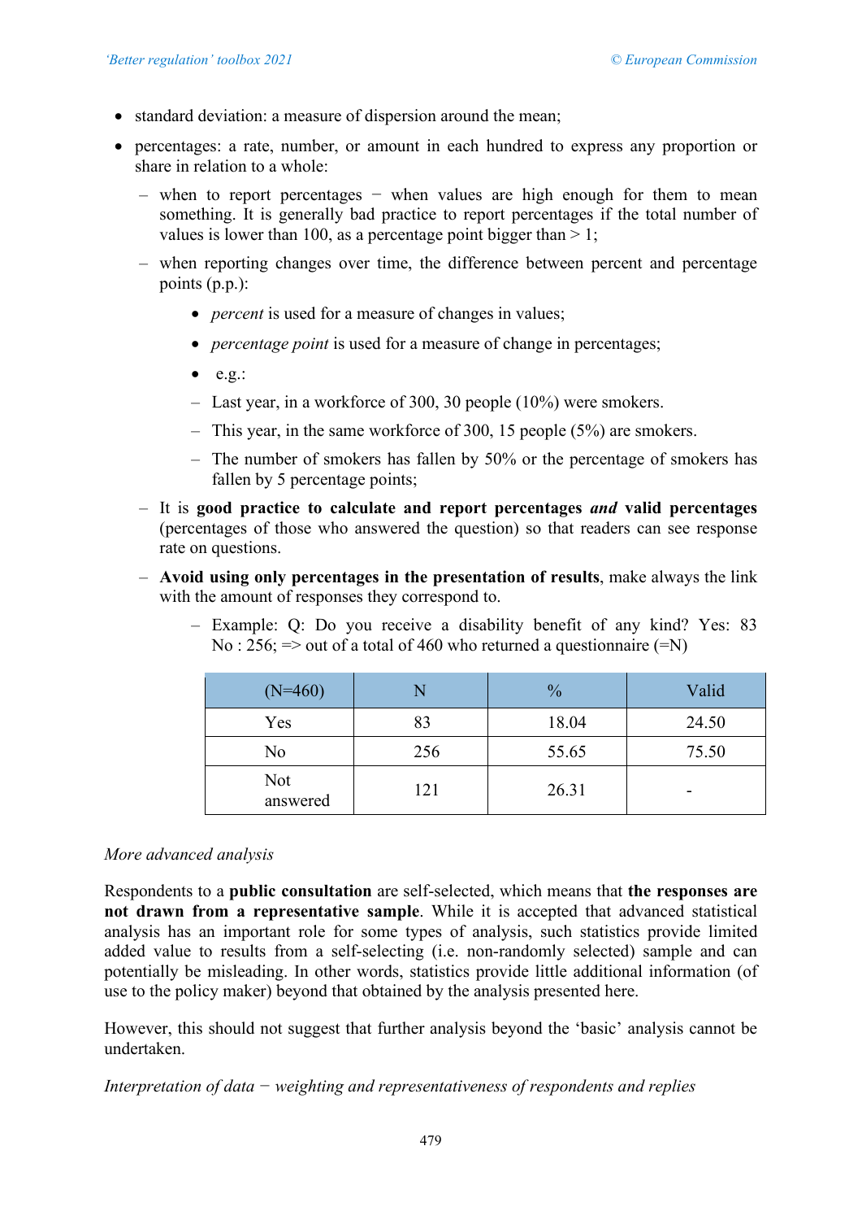- standard deviation: a measure of dispersion around the mean;
- percentages: a rate, number, or amount in each hundred to express any proportion or share in relation to a whole:
  - when to report percentages − when values are high enough for them to mean something. It is generally bad practice to report percentages if the total number of values is lower than 100, as a percentage point bigger than > 1;
  - when reporting changes over time, the difference between percent and percentage points (p.p.):
    - *percent* is used for a measure of changes in values;
    - *percentage point* is used for a measure of change in percentages;
    - e.g.:
    - Last year, in a workforce of 300, 30 people (10%) were smokers.
    - This year, in the same workforce of 300, 15 people (5%) are smokers.
    - The number of smokers has fallen by 50% or the percentage of smokers has fallen by 5 percentage points;
  - It is **good practice to calculate and report percentages *and* valid percentages** (percentages of those who answered the question) so that readers can see response rate on questions.
  - **Avoid using only percentages in the presentation of results**, make always the link with the amount of responses they correspond to.
    - Example: Q: Do you receive a disability benefit of any kind? Yes: 83 No : 256; => out of a total of 460 who returned a questionnaire (=N)

| (N=460) | N | % | Valid |
|---|---|---|---|
| Yes | 83 | 18.04 | 24.50 |
| No | 256 | 55.65 | 75.50 |
| Not answered | 121 | 26.31 | - |

*More advanced analysis*

Respondents to a **public consultation** are self-selected, which means that **the responses are not drawn from a representative sample**. While it is accepted that advanced statistical analysis has an important role for some types of analysis, such statistics provide limited added value to results from a self-selecting (i.e. non-randomly selected) sample and can potentially be misleading. In other words, statistics provide little additional information (of use to the policy maker) beyond that obtained by the analysis presented here.

However, this should not suggest that further analysis beyond the 'basic' analysis cannot be undertaken.

*Interpretation of data − weighting and representativeness of respondents and replies*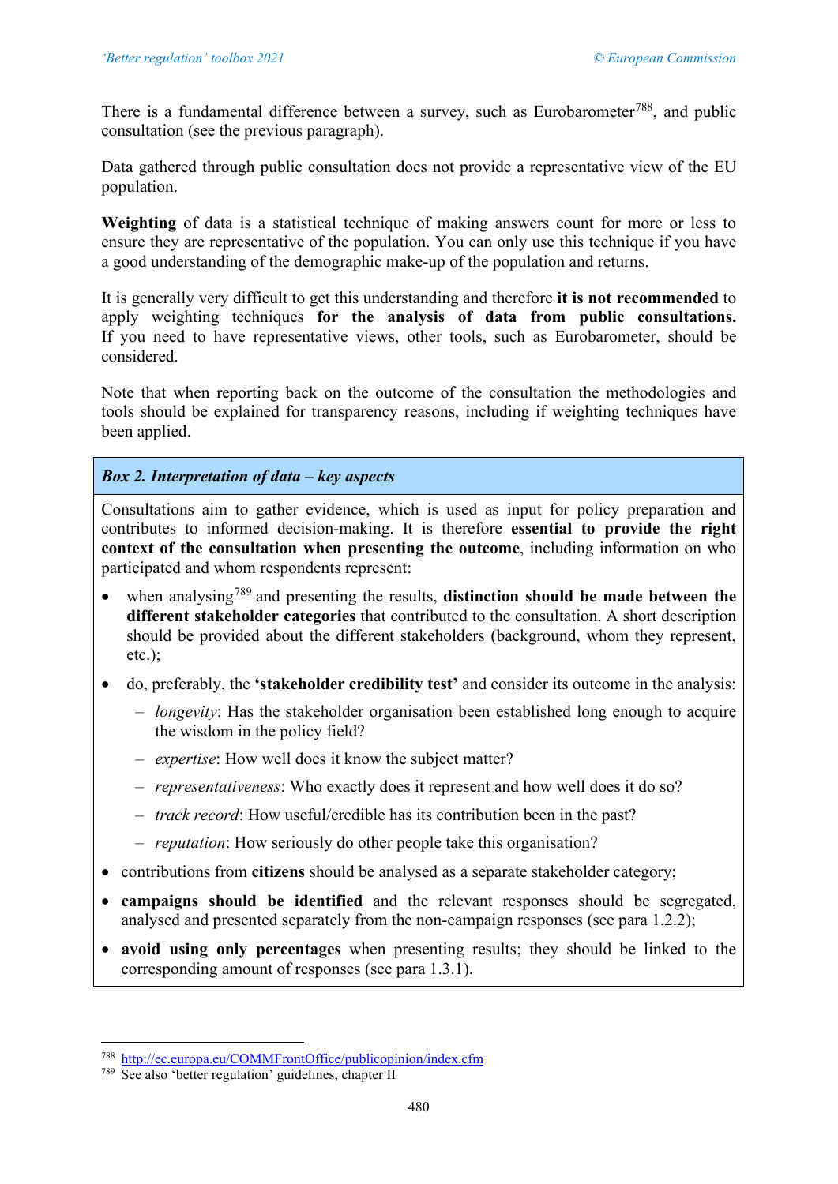There is a fundamental difference between a survey, such as Eurobarometer[788], and public consultation (see the previous paragraph).

Data gathered through public consultation does not provide a representative view of the EU population.

**Weighting** of data is a statistical technique of making answers count for more or less to ensure they are representative of the population. You can only use this technique if you have a good understanding of the demographic make-up of the population and returns.

It is generally very difficult to get this understanding and therefore **it is not recommended** to apply weighting techniques **for the analysis of data from public consultations.** If you need to have representative views, other tools, such as Eurobarometer, should be considered.

Note that when reporting back on the outcome of the consultation the methodologies and tools should be explained for transparency reasons, including if weighting techniques have been applied.

**_Box 2. Interpretation of data – key aspects_**

Consultations aim to gather evidence, which is used as input for policy preparation and contributes to informed decision-making. It is therefore **essential to provide the right context of the consultation when presenting the outcome**, including information on who participated and whom respondents represent:

- when analysing[789] and presenting the results, **distinction should be made between the different stakeholder categories** that contributed to the consultation. A short description should be provided about the different stakeholders (background, whom they represent, etc.);
- do, preferably, the **'stakeholder credibility test'** and consider its outcome in the analysis:
  - *longevity*: Has the stakeholder organisation been established long enough to acquire the wisdom in the policy field?
  - *expertise*: How well does it know the subject matter?
  - *representativeness*: Who exactly does it represent and how well does it do so?
  - *track record*: How useful/credible has its contribution been in the past?
  - *reputation*: How seriously do other people take this organisation?
- contributions from **citizens** should be analysed as a separate stakeholder category;
- **campaigns should be identified** and the relevant responses should be segregated, analysed and presented separately from the non-campaign responses (see para 1.2.2);
- **avoid using only percentages** when presenting results; they should be linked to the corresponding amount of responses (see para 1.3.1).

---

[788] http://ec.europa.eu/COMMFrontOffice/publicopinion/index.cfm

[789] See also 'better regulation' guidelines, chapter II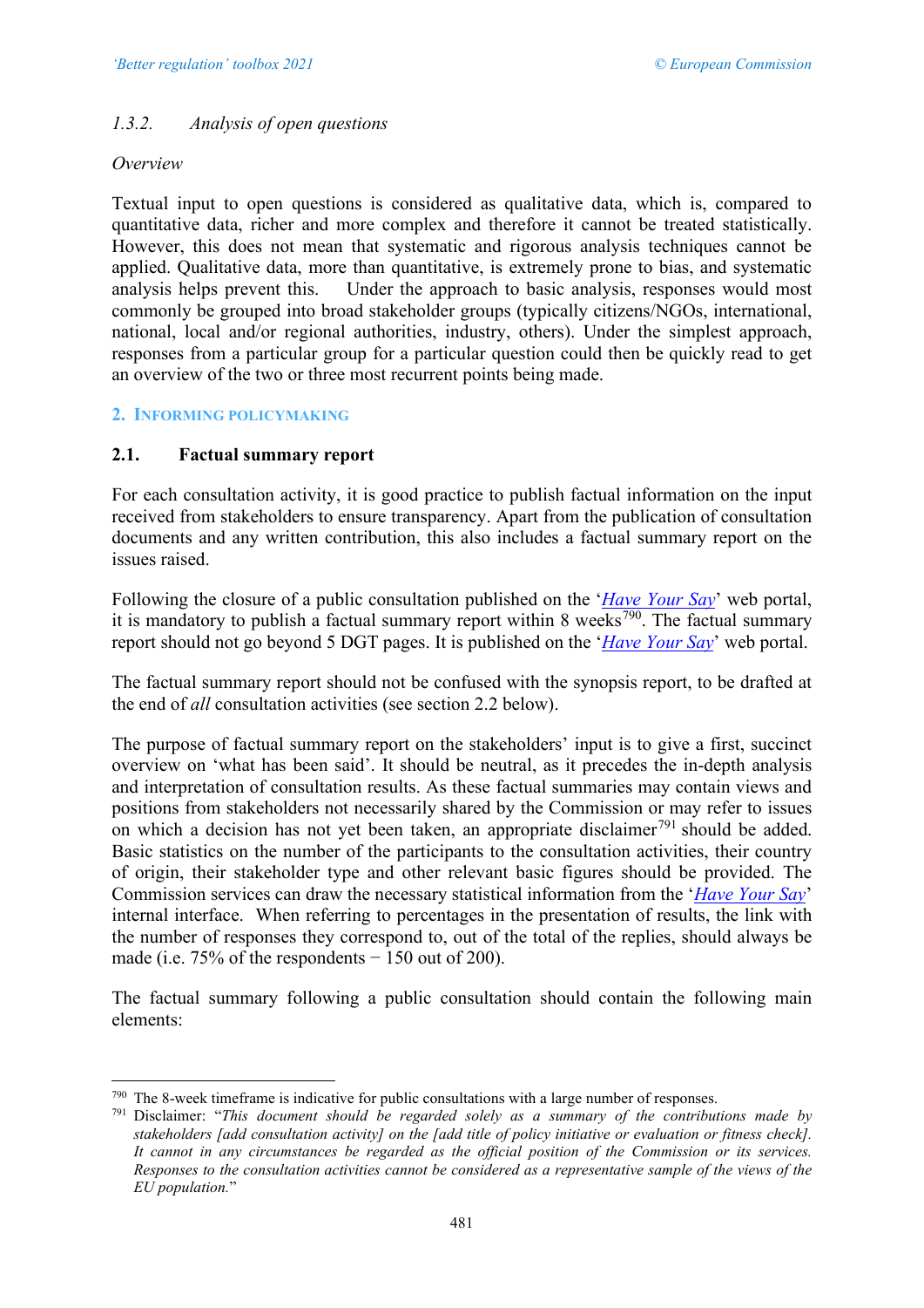*1.3.2. Analysis of open questions*

*Overview*

Textual input to open questions is considered as qualitative data, which is, compared to quantitative data, richer and more complex and therefore it cannot be treated statistically. However, this does not mean that systematic and rigorous analysis techniques cannot be applied. Qualitative data, more than quantitative, is extremely prone to bias, and systematic analysis helps prevent this. Under the approach to basic analysis, responses would most commonly be grouped into broad stakeholder groups (typically citizens/NGOs, international, national, local and/or regional authorities, industry, others). Under the simplest approach, responses from a particular group for a particular question could then be quickly read to get an overview of the two or three most recurrent points being made.

## 2. Informing policymaking

### 2.1. Factual summary report

For each consultation activity, it is good practice to publish factual information on the input received from stakeholders to ensure transparency. Apart from the publication of consultation documents and any written contribution, this also includes a factual summary report on the issues raised.

Following the closure of a public consultation published on the '*Have Your Say*' web portal, it is mandatory to publish a factual summary report within 8 weeks[790]. The factual summary report should not go beyond 5 DGT pages. It is published on the '*Have Your Say*' web portal.

The factual summary report should not be confused with the synopsis report, to be drafted at the end of *all* consultation activities (see section 2.2 below).

The purpose of factual summary report on the stakeholders' input is to give a first, succinct overview on 'what has been said'. It should be neutral, as it precedes the in-depth analysis and interpretation of consultation results. As these factual summaries may contain views and positions from stakeholders not necessarily shared by the Commission or may refer to issues on which a decision has not yet been taken, an appropriate disclaimer[791] should be added. Basic statistics on the number of the participants to the consultation activities, their country of origin, their stakeholder type and other relevant basic figures should be provided. The Commission services can draw the necessary statistical information from the '*Have Your Say*' internal interface. When referring to percentages in the presentation of results, the link with the number of responses they correspond to, out of the total of the replies, should always be made (i.e. 75% of the respondents − 150 out of 200).

The factual summary following a public consultation should contain the following main elements:

---

[790] The 8-week timeframe is indicative for public consultations with a large number of responses.

[791] Disclaimer: "*This document should be regarded solely as a summary of the contributions made by stakeholders [add consultation activity] on the [add title of policy initiative or evaluation or fitness check]. It cannot in any circumstances be regarded as the official position of the Commission or its services. Responses to the consultation activities cannot be considered as a representative sample of the views of the EU population.*"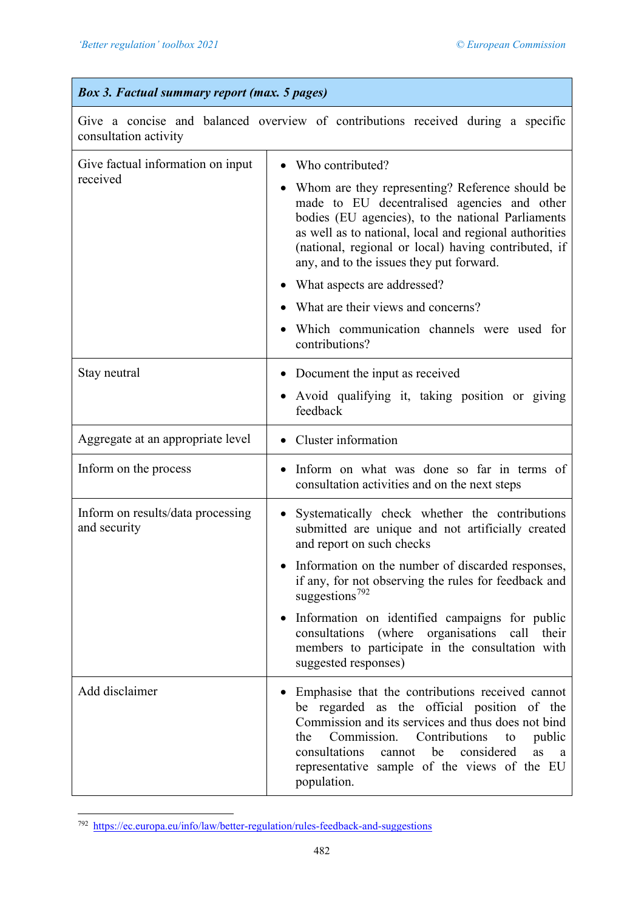| Box 3. Factual summary report (max. 5 pages) | |
|---|---|
| Give a concise and balanced overview of contributions received during a specific consultation activity | |
| Give factual information on input received | • Who contributed?<br>• Whom are they representing? Reference should be made to EU decentralised agencies and other bodies (EU agencies), to the national Parliaments as well as to national, local and regional authorities (national, regional or local) having contributed, if any, and to the issues they put forward.<br>• What aspects are addressed?<br>• What are their views and concerns?<br>• Which communication channels were used for contributions? |
| Stay neutral | • Document the input as received<br>• Avoid qualifying it, taking position or giving feedback |
| Aggregate at an appropriate level | • Cluster information |
| Inform on the process | • Inform on what was done so far in terms of consultation activities and on the next steps |
| Inform on results/data processing and security | • Systematically check whether the contributions submitted are unique and not artificially created and report on such checks<br>• Information on the number of discarded responses, if any, for not observing the rules for feedback and suggestions[792]<br>• Information on identified campaigns for public consultations (where organisations call their members to participate in the consultation with suggested responses) |
| Add disclaimer | • Emphasise that the contributions received cannot be regarded as the official position of the Commission and its services and thus does not bind the Commission. Contributions to public consultations cannot be considered as a representative sample of the views of the EU population. |

[792] https://ec.europa.eu/info/law/better-regulation/rules-feedback-and-suggestions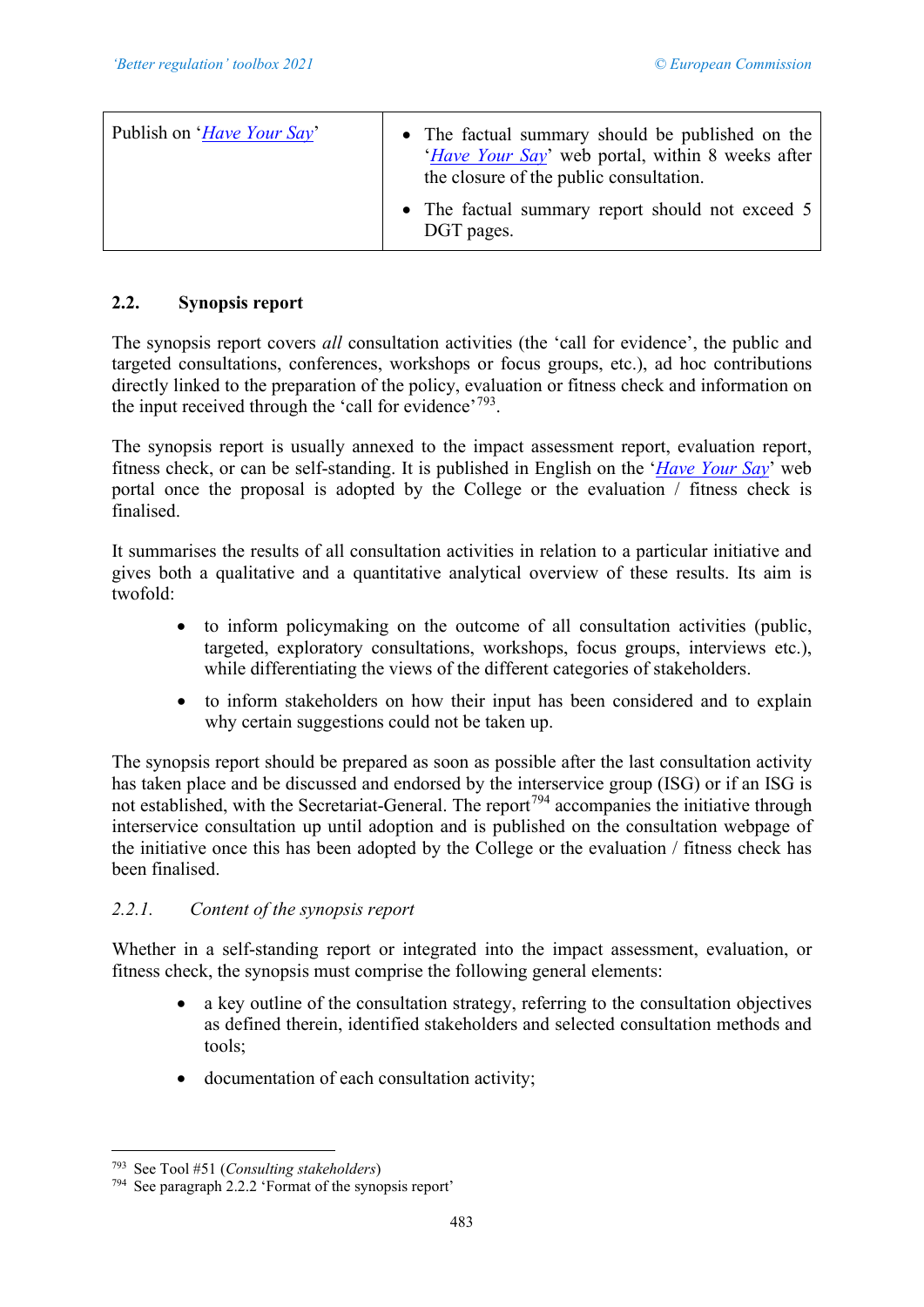| Publish on '*Have Your Say*' | • The factual summary should be published on the '*Have Your Say*' web portal, within 8 weeks after the closure of the public consultation.<br>• The factual summary report should not exceed 5 DGT pages. |
|---|---|

## 2.2. Synopsis report

The synopsis report covers *all* consultation activities (the 'call for evidence', the public and targeted consultations, conferences, workshops or focus groups, etc.), ad hoc contributions directly linked to the preparation of the policy, evaluation or fitness check and information on the input received through the 'call for evidence'[793].

The synopsis report is usually annexed to the impact assessment report, evaluation report, fitness check, or can be self-standing. It is published in English on the '*Have Your Say*' web portal once the proposal is adopted by the College or the evaluation / fitness check is finalised.

It summarises the results of all consultation activities in relation to a particular initiative and gives both a qualitative and a quantitative analytical overview of these results. Its aim is twofold:

- to inform policymaking on the outcome of all consultation activities (public, targeted, exploratory consultations, workshops, focus groups, interviews etc.), while differentiating the views of the different categories of stakeholders.
- to inform stakeholders on how their input has been considered and to explain why certain suggestions could not be taken up.

The synopsis report should be prepared as soon as possible after the last consultation activity has taken place and be discussed and endorsed by the interservice group (ISG) or if an ISG is not established, with the Secretariat-General. The report[794] accompanies the initiative through interservice consultation up until adoption and is published on the consultation webpage of the initiative once this has been adopted by the College or the evaluation / fitness check has been finalised.

### *2.2.1. Content of the synopsis report*

Whether in a self-standing report or integrated into the impact assessment, evaluation, or fitness check, the synopsis must comprise the following general elements:

- a key outline of the consultation strategy, referring to the consultation objectives as defined therein, identified stakeholders and selected consultation methods and tools;
- documentation of each consultation activity;

---

[793] See Tool #51 (*Consulting stakeholders*)

[794] See paragraph 2.2.2 'Format of the synopsis report'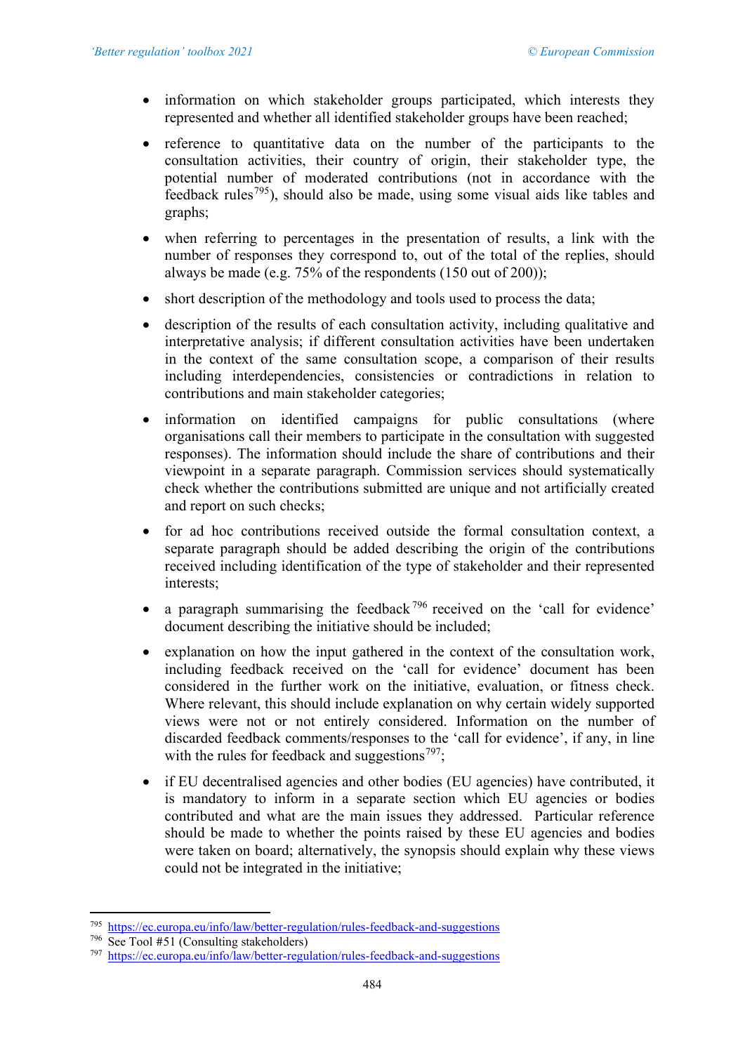- information on which stakeholder groups participated, which interests they represented and whether all identified stakeholder groups have been reached;
- reference to quantitative data on the number of the participants to the consultation activities, their country of origin, their stakeholder type, the potential number of moderated contributions (not in accordance with the feedback rules[795]), should also be made, using some visual aids like tables and graphs;
- when referring to percentages in the presentation of results, a link with the number of responses they correspond to, out of the total of the replies, should always be made (e.g. 75% of the respondents (150 out of 200));
- short description of the methodology and tools used to process the data;
- description of the results of each consultation activity, including qualitative and interpretative analysis; if different consultation activities have been undertaken in the context of the same consultation scope, a comparison of their results including interdependencies, consistencies or contradictions in relation to contributions and main stakeholder categories;
- information on identified campaigns for public consultations (where organisations call their members to participate in the consultation with suggested responses). The information should include the share of contributions and their viewpoint in a separate paragraph. Commission services should systematically check whether the contributions submitted are unique and not artificially created and report on such checks;
- for ad hoc contributions received outside the formal consultation context, a separate paragraph should be added describing the origin of the contributions received including identification of the type of stakeholder and their represented interests;
- a paragraph summarising the feedback[796] received on the 'call for evidence' document describing the initiative should be included;
- explanation on how the input gathered in the context of the consultation work, including feedback received on the 'call for evidence' document has been considered in the further work on the initiative, evaluation, or fitness check. Where relevant, this should include explanation on why certain widely supported views were not or not entirely considered. Information on the number of discarded feedback comments/responses to the 'call for evidence', if any, in line with the rules for feedback and suggestions[797];
- if EU decentralised agencies and other bodies (EU agencies) have contributed, it is mandatory to inform in a separate section which EU agencies or bodies contributed and what are the main issues they addressed. Particular reference should be made to whether the points raised by these EU agencies and bodies were taken on board; alternatively, the synopsis should explain why these views could not be integrated in the initiative;

---

[795] https://ec.europa.eu/info/law/better-regulation/rules-feedback-and-suggestions

[796] See Tool #51 (Consulting stakeholders)

[797] https://ec.europa.eu/info/law/better-regulation/rules-feedback-and-suggestions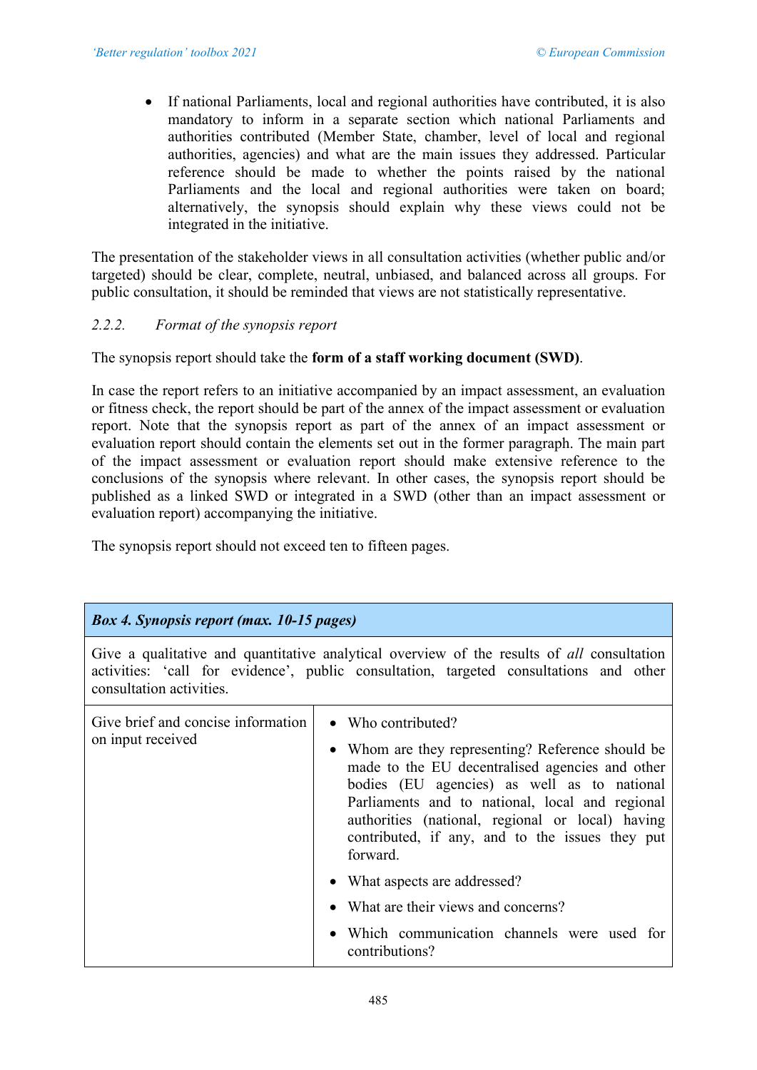- If national Parliaments, local and regional authorities have contributed, it is also mandatory to inform in a separate section which national Parliaments and authorities contributed (Member State, chamber, level of local and regional authorities, agencies) and what are the main issues they addressed. Particular reference should be made to whether the points raised by the national Parliaments and the local and regional authorities were taken on board; alternatively, the synopsis should explain why these views could not be integrated in the initiative.

The presentation of the stakeholder views in all consultation activities (whether public and/or targeted) should be clear, complete, neutral, unbiased, and balanced across all groups. For public consultation, it should be reminded that views are not statistically representative.

### *2.2.2. Format of the synopsis report*

The synopsis report should take the **form of a staff working document (SWD)**.

In case the report refers to an initiative accompanied by an impact assessment, an evaluation or fitness check, the report should be part of the annex of the impact assessment or evaluation report. Note that the synopsis report as part of the annex of an impact assessment or evaluation report should contain the elements set out in the former paragraph. The main part of the impact assessment or evaluation report should make extensive reference to the conclusions of the synopsis where relevant. In other cases, the synopsis report should be published as a linked SWD or integrated in a SWD (other than an impact assessment or evaluation report) accompanying the initiative.

The synopsis report should not exceed ten to fifteen pages.

| ***Box 4. Synopsis report (max. 10-15 pages)*** | |
|---|---|
| Give a qualitative and quantitative analytical overview of the results of *all* consultation activities: 'call for evidence', public consultation, targeted consultations and other consultation activities. | |
| Give brief and concise information on input received | • Who contributed?<br>• Whom are they representing? Reference should be made to the EU decentralised agencies and other bodies (EU agencies) as well as to national Parliaments and to national, local and regional authorities (national, regional or local) having contributed, if any, and to the issues they put forward.<br>• What aspects are addressed?<br>• What are their views and concerns?<br>• Which communication channels were used for contributions? |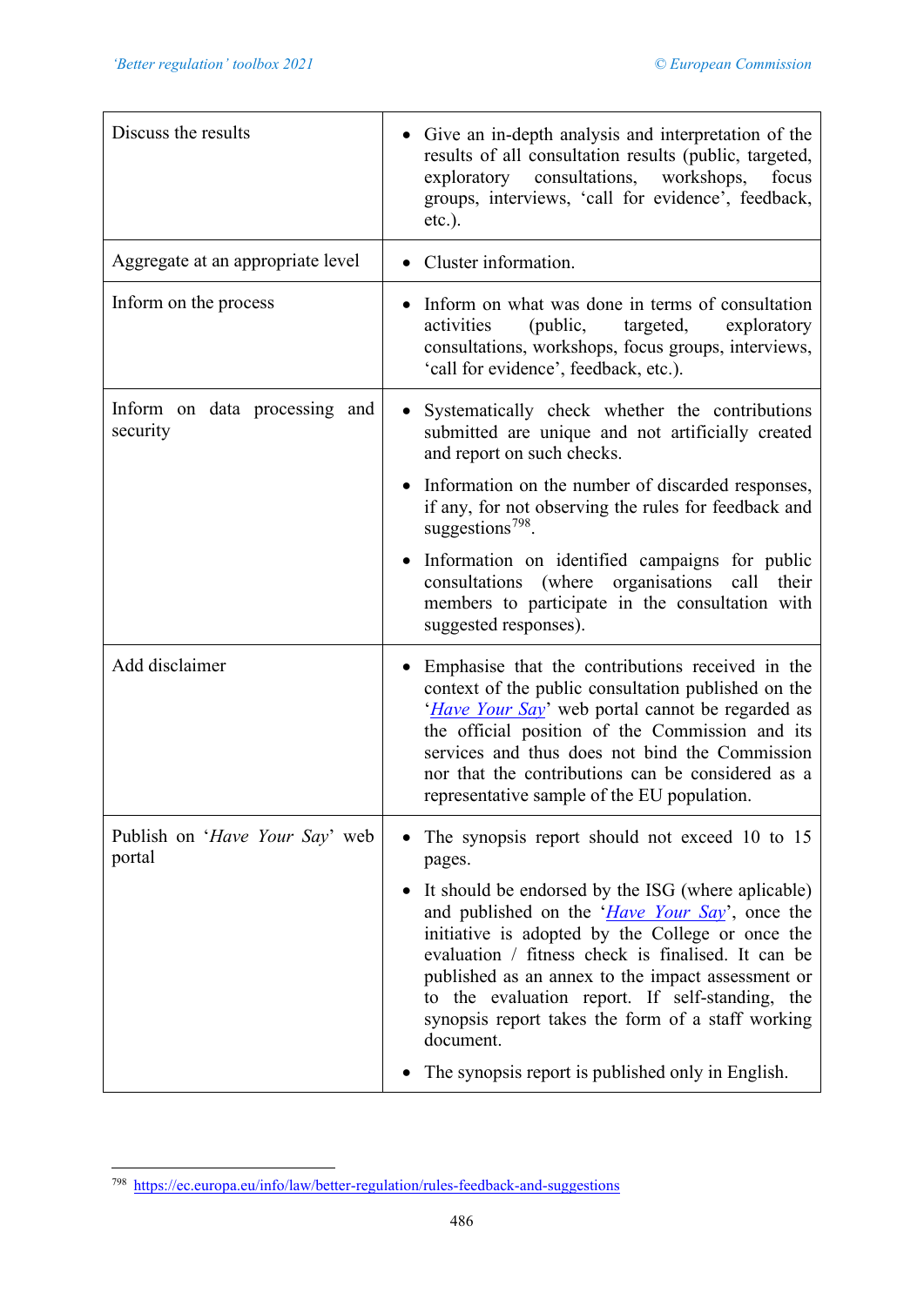| | |
|---|---|
| Discuss the results | • Give an in-depth analysis and interpretation of the results of all consultation results (public, targeted, exploratory consultations, workshops, focus groups, interviews, 'call for evidence', feedback, etc.). |
| Aggregate at an appropriate level | • Cluster information. |
| Inform on the process | • Inform on what was done in terms of consultation activities (public, targeted, exploratory consultations, workshops, focus groups, interviews, 'call for evidence', feedback, etc.). |
| Inform on data processing and security | • Systematically check whether the contributions submitted are unique and not artificially created and report on such checks.<br>• Information on the number of discarded responses, if any, for not observing the rules for feedback and suggestions[798].<br>• Information on identified campaigns for public consultations (where organisations call their members to participate in the consultation with suggested responses). |
| Add disclaimer | • Emphasise that the contributions received in the context of the public consultation published on the '*Have Your Say*' web portal cannot be regarded as the official position of the Commission and its services and thus does not bind the Commission nor that the contributions can be considered as a representative sample of the EU population. |
| Publish on '*Have Your Say*' web portal | • The synopsis report should not exceed 10 to 15 pages.<br>• It should be endorsed by the ISG (where aplicable) and published on the '*Have Your Say*', once the initiative is adopted by the College or once the evaluation / fitness check is finalised. It can be published as an annex to the impact assessment or to the evaluation report. If self-standing, the synopsis report takes the form of a staff working document.<br>• The synopsis report is published only in English. |

[798] https://ec.europa.eu/info/law/better-regulation/rules-feedback-and-suggestions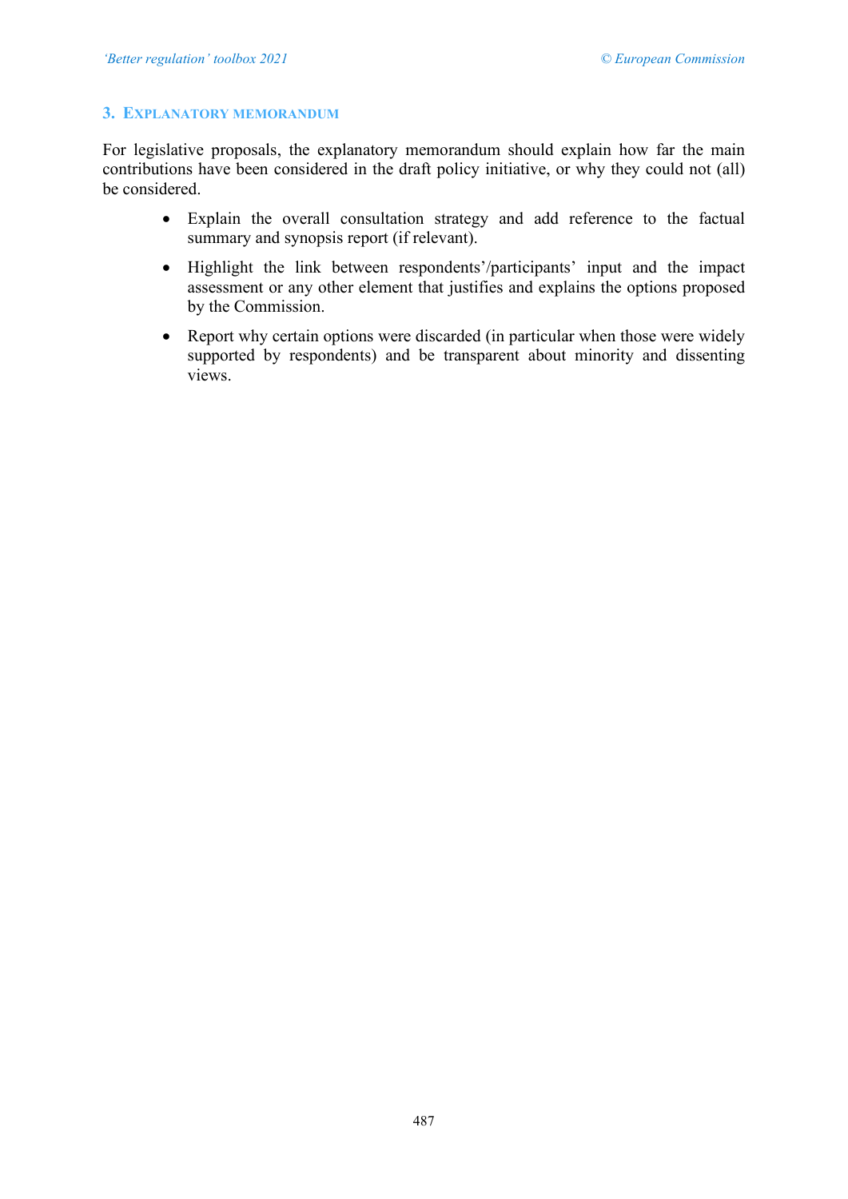## 3. Explanatory memorandum

For legislative proposals, the explanatory memorandum should explain how far the main contributions have been considered in the draft policy initiative, or why they could not (all) be considered.

- Explain the overall consultation strategy and add reference to the factual summary and synopsis report (if relevant).
- Highlight the link between respondents'/participants' input and the impact assessment or any other element that justifies and explains the options proposed by the Commission.
- Report why certain options were discarded (in particular when those were widely supported by respondents) and be transparent about minority and dissenting views.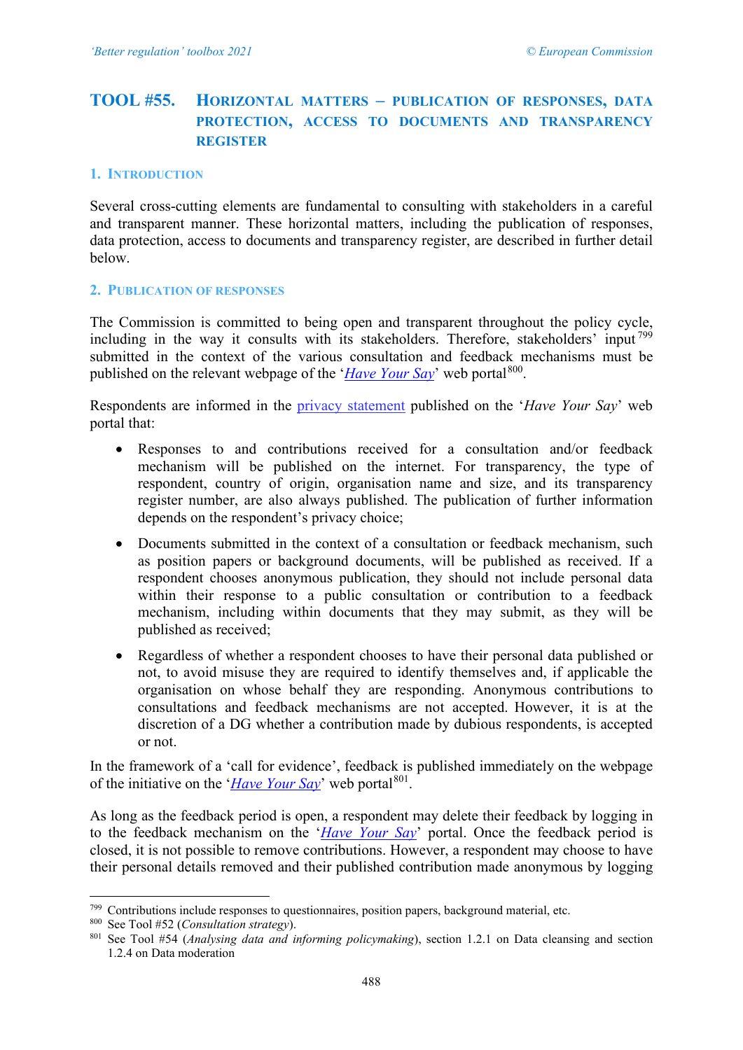# TOOL #55. HORIZONTAL MATTERS – PUBLICATION OF RESPONSES, DATA PROTECTION, ACCESS TO DOCUMENTS AND TRANSPARENCY REGISTER

## 1. INTRODUCTION

Several cross-cutting elements are fundamental to consulting with stakeholders in a careful and transparent manner. These horizontal matters, including the publication of responses, data protection, access to documents and transparency register, are described in further detail below.

## 2. PUBLICATION OF RESPONSES

The Commission is committed to being open and transparent throughout the policy cycle, including in the way it consults with its stakeholders. Therefore, stakeholders' input[799] submitted in the context of the various consultation and feedback mechanisms must be published on the relevant webpage of the '*Have Your Say*' web portal[800].

Respondents are informed in the privacy statement published on the '*Have Your Say*' web portal that:

- Responses to and contributions received for a consultation and/or feedback mechanism will be published on the internet. For transparency, the type of respondent, country of origin, organisation name and size, and its transparency register number, are also always published. The publication of further information depends on the respondent's privacy choice;
- Documents submitted in the context of a consultation or feedback mechanism, such as position papers or background documents, will be published as received. If a respondent chooses anonymous publication, they should not include personal data within their response to a public consultation or contribution to a feedback mechanism, including within documents that they may submit, as they will be published as received;
- Regardless of whether a respondent chooses to have their personal data published or not, to avoid misuse they are required to identify themselves and, if applicable the organisation on whose behalf they are responding. Anonymous contributions to consultations and feedback mechanisms are not accepted. However, it is at the discretion of a DG whether a contribution made by dubious respondents, is accepted or not.

In the framework of a 'call for evidence', feedback is published immediately on the webpage of the initiative on the '*Have Your Say*' web portal[801].

As long as the feedback period is open, a respondent may delete their feedback by logging in to the feedback mechanism on the '*Have Your Say*' portal. Once the feedback period is closed, it is not possible to remove contributions. However, a respondent may choose to have their personal details removed and their published contribution made anonymous by logging

[799] Contributions include responses to questionnaires, position papers, background material, etc.

[800] See Tool #52 (*Consultation strategy*).

[801] See Tool #54 (*Analysing data and informing policymaking*), section 1.2.1 on Data cleansing and section 1.2.4 on Data moderation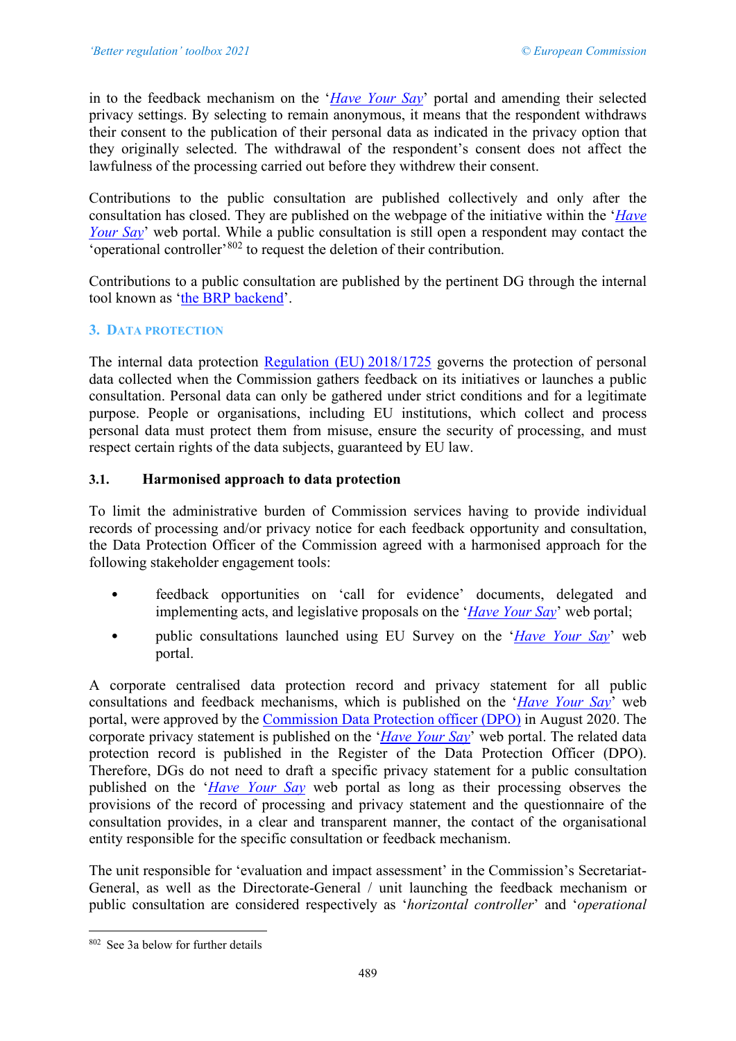in to the feedback mechanism on the '*Have Your Say*' portal and amending their selected privacy settings. By selecting to remain anonymous, it means that the respondent withdraws their consent to the publication of their personal data as indicated in the privacy option that they originally selected. The withdrawal of the respondent's consent does not affect the lawfulness of the processing carried out before they withdrew their consent.

Contributions to the public consultation are published collectively and only after the consultation has closed. They are published on the webpage of the initiative within the '*Have Your Say*' web portal. While a public consultation is still open a respondent may contact the 'operational controller'[802] to request the deletion of their contribution.

Contributions to a public consultation are published by the pertinent DG through the internal tool known as 'the BRP backend'.

## 3. Data protection

The internal data protection Regulation (EU) 2018/1725 governs the protection of personal data collected when the Commission gathers feedback on its initiatives or launches a public consultation. Personal data can only be gathered under strict conditions and for a legitimate purpose. People or organisations, including EU institutions, which collect and process personal data must protect them from misuse, ensure the security of processing, and must respect certain rights of the data subjects, guaranteed by EU law.

### 3.1. Harmonised approach to data protection

To limit the administrative burden of Commission services having to provide individual records of processing and/or privacy notice for each feedback opportunity and consultation, the Data Protection Officer of the Commission agreed with a harmonised approach for the following stakeholder engagement tools:

- feedback opportunities on 'call for evidence' documents, delegated and implementing acts, and legislative proposals on the '*Have Your Say*' web portal;
- public consultations launched using EU Survey on the '*Have Your Say*' web portal.

A corporate centralised data protection record and privacy statement for all public consultations and feedback mechanisms, which is published on the '*Have Your Say*' web portal, were approved by the Commission Data Protection officer (DPO) in August 2020. The corporate privacy statement is published on the '*Have Your Say*' web portal. The related data protection record is published in the Register of the Data Protection Officer (DPO). Therefore, DGs do not need to draft a specific privacy statement for a public consultation published on the '*Have Your Say* web portal as long as their processing observes the provisions of the record of processing and privacy statement and the questionnaire of the consultation provides, in a clear and transparent manner, the contact of the organisational entity responsible for the specific consultation or feedback mechanism.

The unit responsible for 'evaluation and impact assessment' in the Commission's Secretariat-General, as well as the Directorate-General / unit launching the feedback mechanism or public consultation are considered respectively as '*horizontal controller*' and '*operational*

---

[802] See 3a below for further details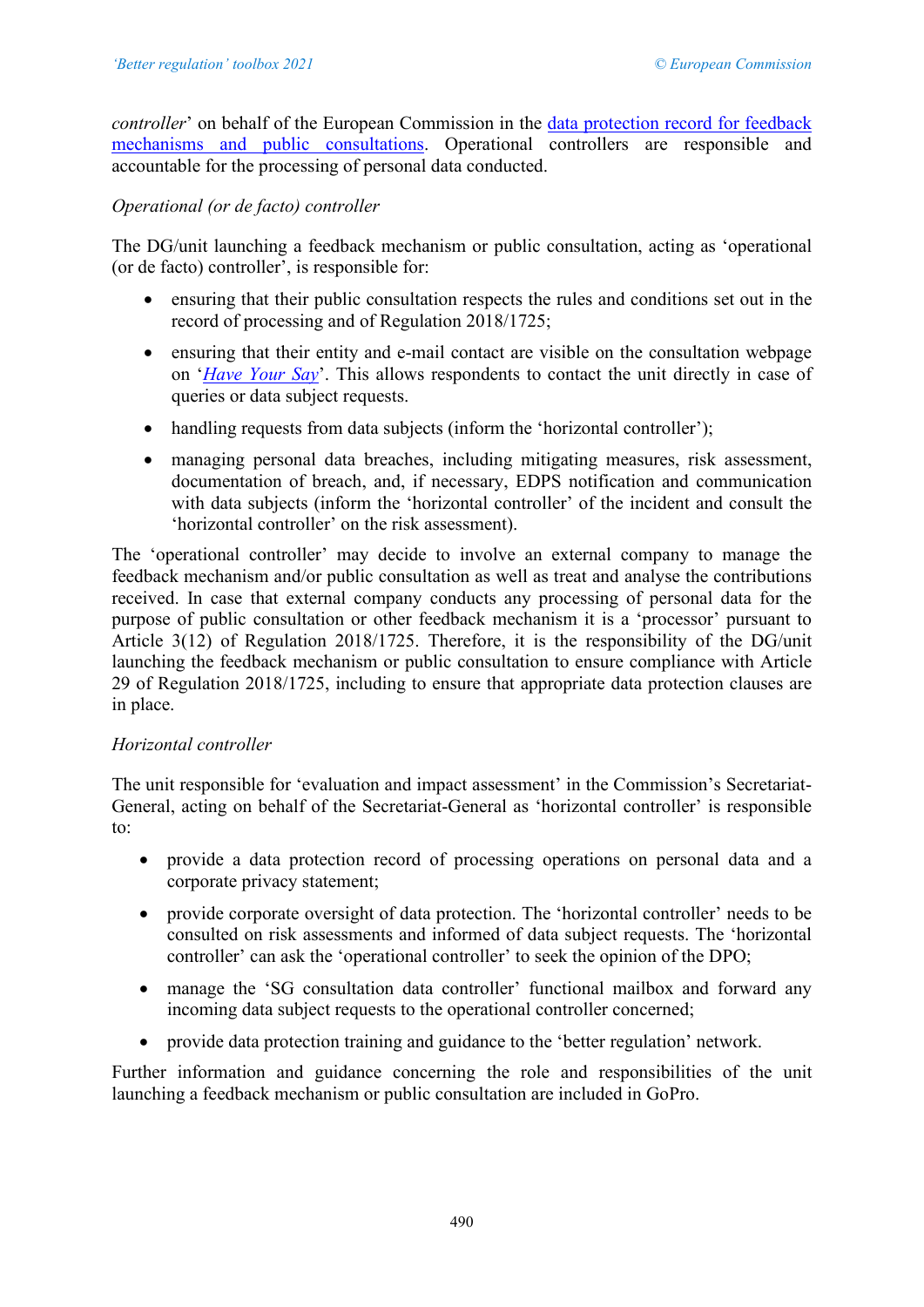*controller*' on behalf of the European Commission in the [data protection record for feedback mechanisms and public consultations](). Operational controllers are responsible and accountable for the processing of personal data conducted.

*Operational (or de facto) controller*

The DG/unit launching a feedback mechanism or public consultation, acting as 'operational (or de facto) controller', is responsible for:

- ensuring that their public consultation respects the rules and conditions set out in the record of processing and of Regulation 2018/1725;
- ensuring that their entity and e-mail contact are visible on the consultation webpage on '*Have Your Say*'. This allows respondents to contact the unit directly in case of queries or data subject requests.
- handling requests from data subjects (inform the 'horizontal controller');
- managing personal data breaches, including mitigating measures, risk assessment, documentation of breach, and, if necessary, EDPS notification and communication with data subjects (inform the 'horizontal controller' of the incident and consult the 'horizontal controller' on the risk assessment).

The 'operational controller' may decide to involve an external company to manage the feedback mechanism and/or public consultation as well as treat and analyse the contributions received. In case that external company conducts any processing of personal data for the purpose of public consultation or other feedback mechanism it is a 'processor' pursuant to Article 3(12) of Regulation 2018/1725. Therefore, it is the responsibility of the DG/unit launching the feedback mechanism or public consultation to ensure compliance with Article 29 of Regulation 2018/1725, including to ensure that appropriate data protection clauses are in place.

*Horizontal controller*

The unit responsible for 'evaluation and impact assessment' in the Commission's Secretariat-General, acting on behalf of the Secretariat-General as 'horizontal controller' is responsible to:

- provide a data protection record of processing operations on personal data and a corporate privacy statement;
- provide corporate oversight of data protection. The 'horizontal controller' needs to be consulted on risk assessments and informed of data subject requests. The 'horizontal controller' can ask the 'operational controller' to seek the opinion of the DPO;
- manage the 'SG consultation data controller' functional mailbox and forward any incoming data subject requests to the operational controller concerned;
- provide data protection training and guidance to the 'better regulation' network.

Further information and guidance concerning the role and responsibilities of the unit launching a feedback mechanism or public consultation are included in GoPro.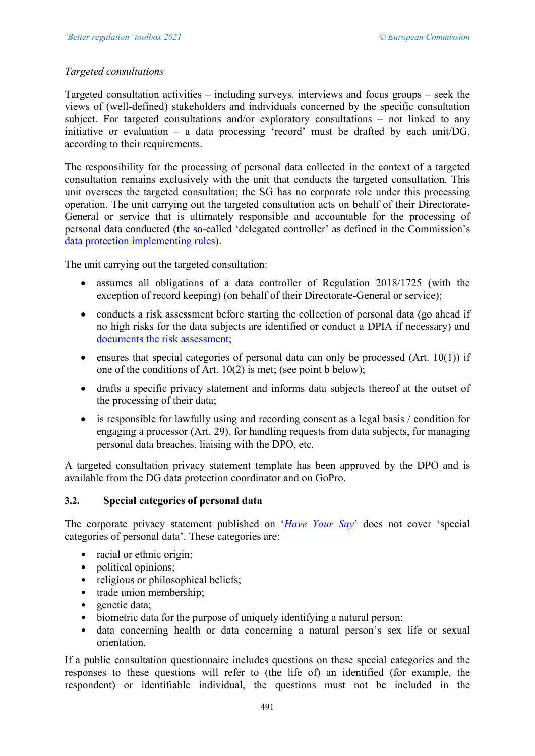*Targeted consultations*

Targeted consultation activities – including surveys, interviews and focus groups – seek the views of (well-defined) stakeholders and individuals concerned by the specific consultation subject. For targeted consultations and/or exploratory consultations – not linked to any initiative or evaluation – a data processing 'record' must be drafted by each unit/DG, according to their requirements.

The responsibility for the processing of personal data collected in the context of a targeted consultation remains exclusively with the unit that conducts the targeted consultation. This unit oversees the targeted consultation; the SG has no corporate role under this processing operation. The unit carrying out the targeted consultation acts on behalf of their Directorate-General or service that is ultimately responsible and accountable for the processing of personal data conducted (the so-called 'delegated controller' as defined in the Commission's [data protection implementing rules](data protection implementing rules)).

The unit carrying out the targeted consultation:

- assumes all obligations of a data controller of Regulation 2018/1725 (with the exception of record keeping) (on behalf of their Directorate-General or service);
- conducts a risk assessment before starting the collection of personal data (go ahead if no high risks for the data subjects are identified or conduct a DPIA if necessary) and [documents the risk assessment](documents the risk assessment);
- ensures that special categories of personal data can only be processed (Art. 10(1)) if one of the conditions of Art. 10(2) is met; (see point b below);
- drafts a specific privacy statement and informs data subjects thereof at the outset of the processing of their data;
- is responsible for lawfully using and recording consent as a legal basis / condition for engaging a processor (Art. 29), for handling requests from data subjects, for managing personal data breaches, liaising with the DPO, etc.

A targeted consultation privacy statement template has been approved by the DPO and is available from the DG data protection coordinator and on GoPro.

## 3.2. Special categories of personal data

The corporate privacy statement published on '*[Have Your Say](Have Your Say)*' does not cover 'special categories of personal data'. These categories are:

- racial or ethnic origin;
- political opinions;
- religious or philosophical beliefs;
- trade union membership;
- genetic data;
- biometric data for the purpose of uniquely identifying a natural person;
- data concerning health or data concerning a natural person's sex life or sexual orientation.

If a public consultation questionnaire includes questions on these special categories and the responses to these questions will refer to (the life of) an identified (for example, the respondent) or identifiable individual, the questions must not be included in the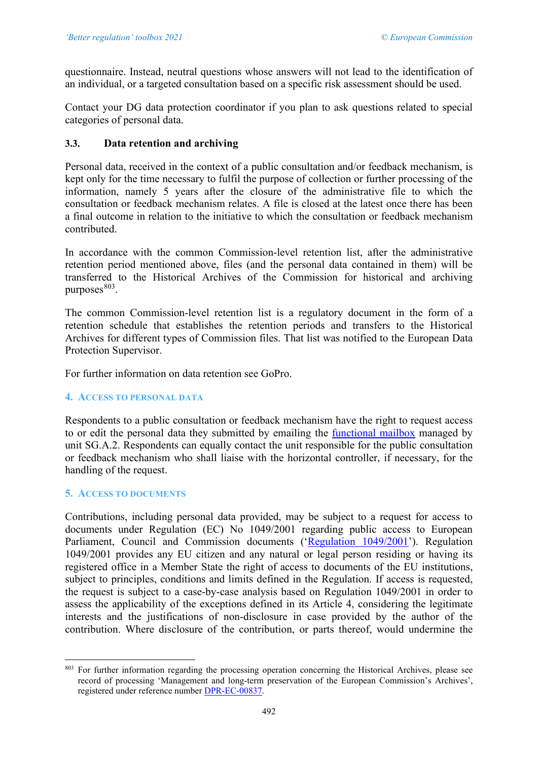questionnaire. Instead, neutral questions whose answers will not lead to the identification of an individual, or a targeted consultation based on a specific risk assessment should be used.

Contact your DG data protection coordinator if you plan to ask questions related to special categories of personal data.

### 3.3. Data retention and archiving

Personal data, received in the context of a public consultation and/or feedback mechanism, is kept only for the time necessary to fulfil the purpose of collection or further processing of the information, namely 5 years after the closure of the administrative file to which the consultation or feedback mechanism relates. A file is closed at the latest once there has been a final outcome in relation to the initiative to which the consultation or feedback mechanism contributed.

In accordance with the common Commission-level retention list, after the administrative retention period mentioned above, files (and the personal data contained in them) will be transferred to the Historical Archives of the Commission for historical and archiving purposes[803].

The common Commission-level retention list is a regulatory document in the form of a retention schedule that establishes the retention periods and transfers to the Historical Archives for different types of Commission files. That list was notified to the European Data Protection Supervisor.

For further information on data retention see GoPro.

## 4. Access to personal data

Respondents to a public consultation or feedback mechanism have the right to request access to or edit the personal data they submitted by emailing the functional mailbox managed by unit SG.A.2. Respondents can equally contact the unit responsible for the public consultation or feedback mechanism who shall liaise with the horizontal controller, if necessary, for the handling of the request.

## 5. Access to documents

Contributions, including personal data provided, may be subject to a request for access to documents under Regulation (EC) No 1049/2001 regarding public access to European Parliament, Council and Commission documents ('Regulation 1049/2001'). Regulation 1049/2001 provides any EU citizen and any natural or legal person residing or having its registered office in a Member State the right of access to documents of the EU institutions, subject to principles, conditions and limits defined in the Regulation. If access is requested, the request is subject to a case-by-case analysis based on Regulation 1049/2001 in order to assess the applicability of the exceptions defined in its Article 4, considering the legitimate interests and the justifications of non-disclosure in case provided by the author of the contribution. Where disclosure of the contribution, or parts thereof, would undermine the

---

[803] For further information regarding the processing operation concerning the Historical Archives, please see record of processing 'Management and long-term preservation of the European Commission's Archives', registered under reference number DPR-EC-00837.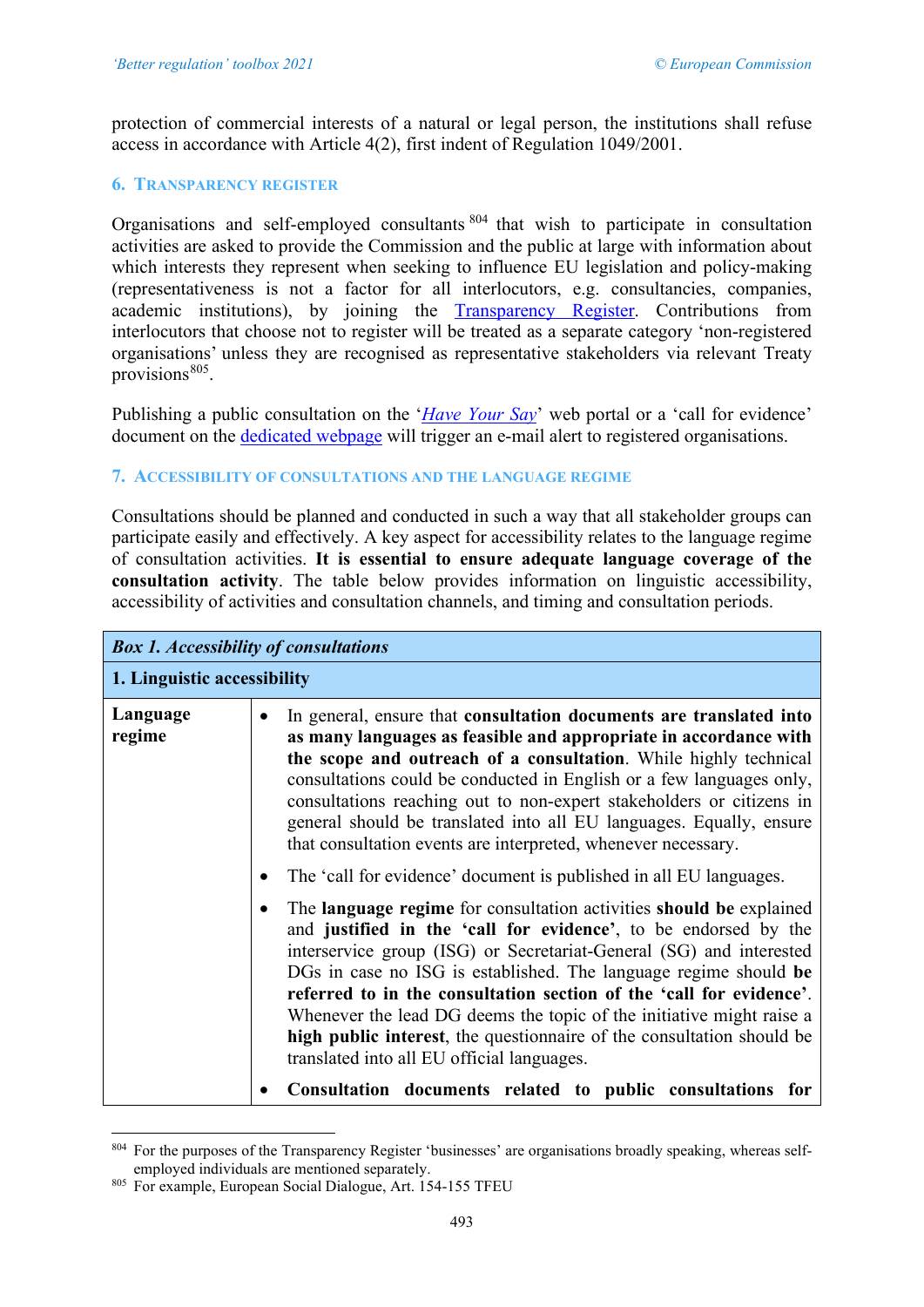protection of commercial interests of a natural or legal person, the institutions shall refuse access in accordance with Article 4(2), first indent of Regulation 1049/2001.

### 6. Transparency register

Organisations and self-employed consultants[804] that wish to participate in consultation activities are asked to provide the Commission and the public at large with information about which interests they represent when seeking to influence EU legislation and policy-making (representativeness is not a factor for all interlocutors, e.g. consultancies, companies, academic institutions), by joining the Transparency Register. Contributions from interlocutors that choose not to register will be treated as a separate category 'non-registered organisations' unless they are recognised as representative stakeholders via relevant Treaty provisions[805].

Publishing a public consultation on the '*Have Your Say*' web portal or a 'call for evidence' document on the dedicated webpage will trigger an e-mail alert to registered organisations.

### 7. Accessibility of consultations and the language regime

Consultations should be planned and conducted in such a way that all stakeholder groups can participate easily and effectively. A key aspect for accessibility relates to the language regime of consultation activities. **It is essential to ensure adequate language coverage of the consultation activity**. The table below provides information on linguistic accessibility, accessibility of activities and consultation channels, and timing and consultation periods.

| ***Box 1. Accessibility of consultations*** | |
|---|---|
| **1. Linguistic accessibility** | |
| **Language regime** | • In general, ensure that **consultation documents are translated into as many languages as feasible and appropriate in accordance with the scope and outreach of a consultation**. While highly technical consultations could be conducted in English or a few languages only, consultations reaching out to non-expert stakeholders or citizens in general should be translated into all EU languages. Equally, ensure that consultation events are interpreted, whenever necessary.<br>• The 'call for evidence' document is published in all EU languages.<br>• The **language regime** for consultation activities **should be** explained and **justified in the 'call for evidence'**, to be endorsed by the interservice group (ISG) or Secretariat-General (SG) and interested DGs in case no ISG is established. The language regime should **be referred to in the consultation section of the 'call for evidence'**. Whenever the lead DG deems the topic of the initiative might raise a **high public interest**, the questionnaire of the consultation should be translated into all EU official languages.<br>• **Consultation documents related to public consultations for** |

[804] For the purposes of the Transparency Register 'businesses' are organisations broadly speaking, whereas self-employed individuals are mentioned separately.

[805] For example, European Social Dialogue, Art. 154-155 TFEU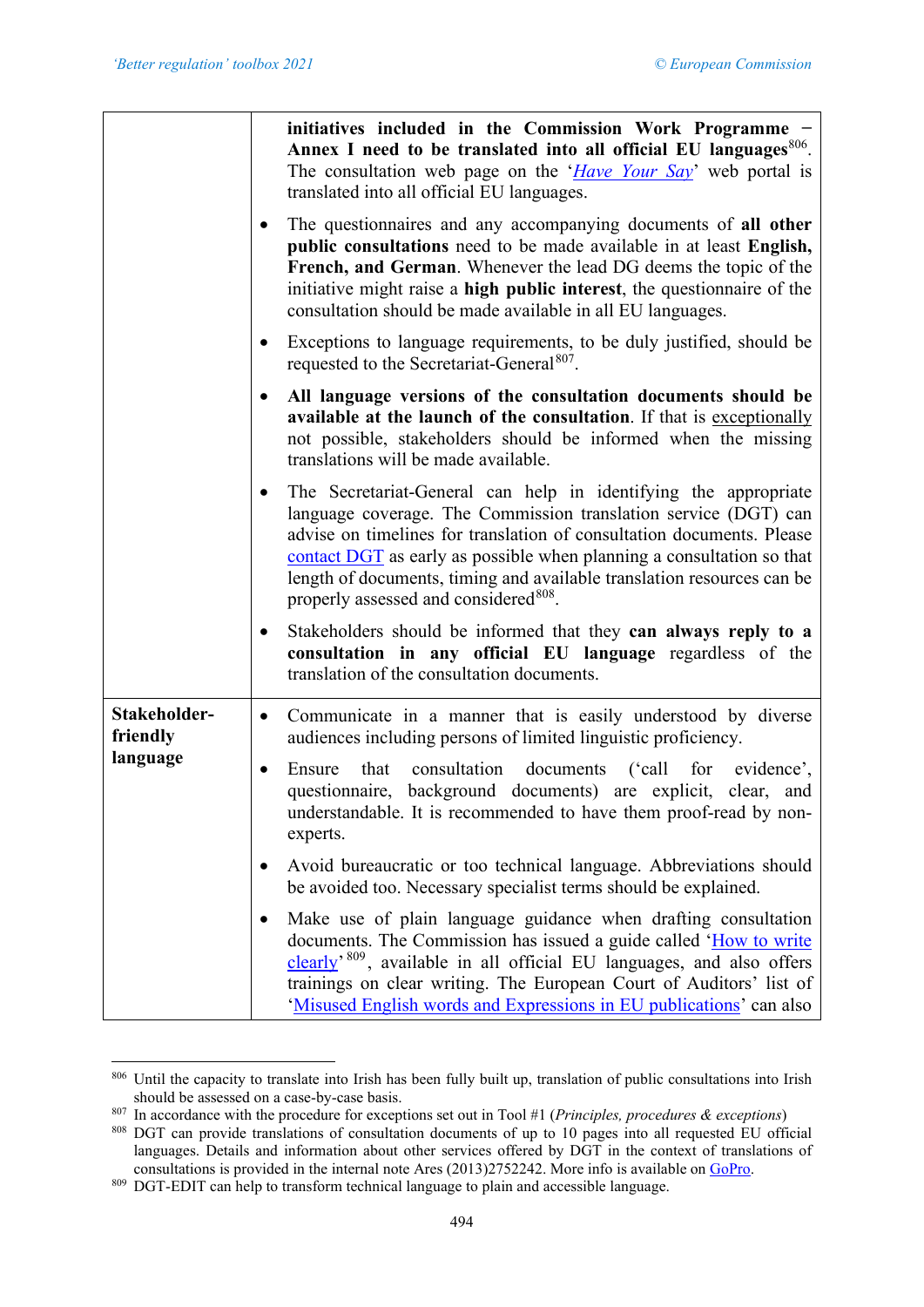| | |
|---|---|
| | **initiatives included in the Commission Work Programme – Annex I need to be translated into all official EU languages**[806]. The consultation web page on the '*Have Your Say*' web portal is translated into all official EU languages.<br><br>• The questionnaires and any accompanying documents of **all other public consultations** need to be made available in at least **English, French, and German**. Whenever the lead DG deems the topic of the initiative might raise a **high public interest**, the questionnaire of the consultation should be made available in all EU languages.<br><br>• Exceptions to language requirements, to be duly justified, should be requested to the Secretariat-General[807].<br><br>• **All language versions of the consultation documents should be available at the launch of the consultation**. If that is exceptionally not possible, stakeholders should be informed when the missing translations will be made available.<br><br>• The Secretariat-General can help in identifying the appropriate language coverage. The Commission translation service (DGT) can advise on timelines for translation of consultation documents. Please contact DGT as early as possible when planning a consultation so that length of documents, timing and available translation resources can be properly assessed and considered[808].<br><br>• Stakeholders should be informed that they **can always reply to a consultation in any official EU language** regardless of the translation of the consultation documents. |
| **Stakeholder-friendly language** | • Communicate in a manner that is easily understood by diverse audiences including persons of limited linguistic proficiency.<br><br>• Ensure that consultation documents ('call for evidence', questionnaire, background documents) are explicit, clear, and understandable. It is recommended to have them proof-read by non-experts.<br><br>• Avoid bureaucratic or too technical language. Abbreviations should be avoided too. Necessary specialist terms should be explained.<br><br>• Make use of plain language guidance when drafting consultation documents. The Commission has issued a guide called 'How to write clearly'[809], available in all official EU languages, and also offers trainings on clear writing. The European Court of Auditors' list of 'Misused English words and Expressions in EU publications' can also |

[806] Until the capacity to translate into Irish has been fully built up, translation of public consultations into Irish should be assessed on a case-by-case basis.

[807] In accordance with the procedure for exceptions set out in Tool #1 (*Principles, procedures & exceptions*)

[808] DGT can provide translations of consultation documents of up to 10 pages into all requested EU official languages. Details and information about other services offered by DGT in the context of translations of consultations is provided in the internal note Ares (2013)2752242. More info is available on GoPro.

[809] DGT-EDIT can help to transform technical language to plain and accessible language.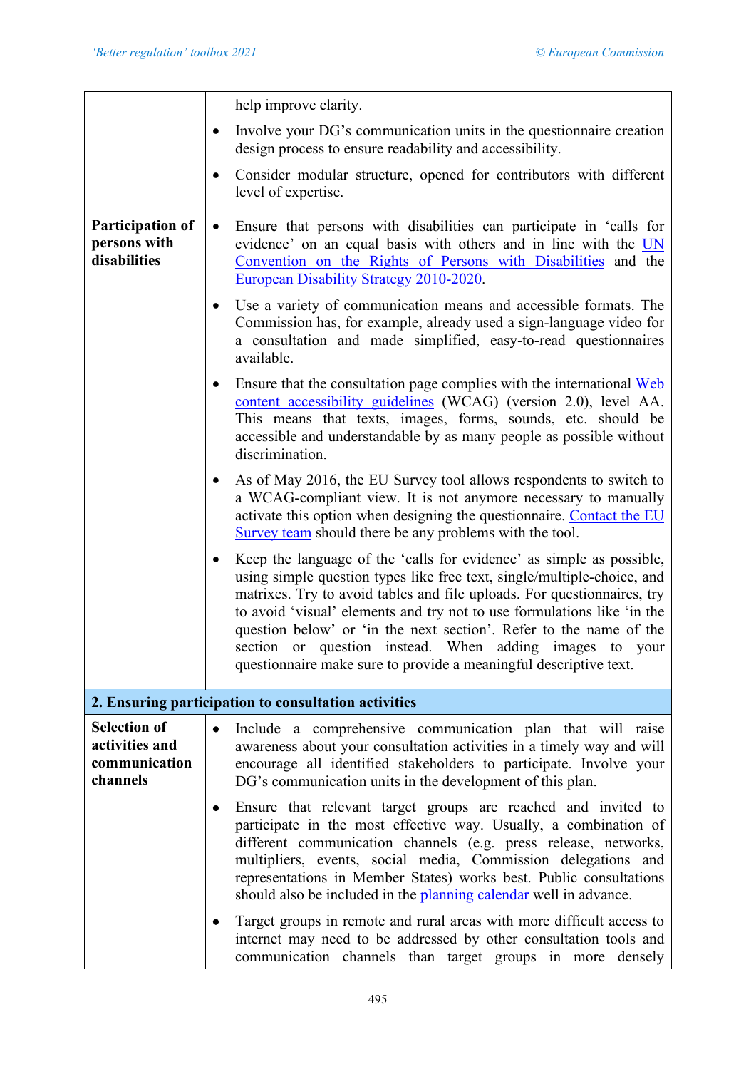| | |
|---|---|
| | help improve clarity.<br>• Involve your DG's communication units in the questionnaire creation design process to ensure readability and accessibility.<br>• Consider modular structure, opened for contributors with different level of expertise. |
| **Participation of persons with disabilities** | • Ensure that persons with disabilities can participate in 'calls for evidence' on an equal basis with others and in line with the [UN Convention on the Rights of Persons with Disabilities]() and the [European Disability Strategy 2010-2020]().<br>• Use a variety of communication means and accessible formats. The Commission has, for example, already used a sign-language video for a consultation and made simplified, easy-to-read questionnaires available.<br>• Ensure that the consultation page complies with the international [Web content accessibility guidelines]() (WCAG) (version 2.0), level AA. This means that texts, images, forms, sounds, etc. should be accessible and understandable by as many people as possible without discrimination.<br>• As of May 2016, the EU Survey tool allows respondents to switch to a WCAG-compliant view. It is not anymore necessary to manually activate this option when designing the questionnaire. [Contact the EU Survey team]() should there be any problems with the tool.<br>• Keep the language of the 'calls for evidence' as simple as possible, using simple question types like free text, single/multiple-choice, and matrixes. Try to avoid tables and file uploads. For questionnaires, try to avoid 'visual' elements and try not to use formulations like 'in the question below' or 'in the next section'. Refer to the name of the section or question instead. When adding images to your questionnaire make sure to provide a meaningful descriptive text. |
| **2. Ensuring participation to consultation activities** | |
| **Selection of activities and communication channels** | • Include a comprehensive communication plan that will raise awareness about your consultation activities in a timely way and will encourage all identified stakeholders to participate. Involve your DG's communication units in the development of this plan.<br>• Ensure that relevant target groups are reached and invited to participate in the most effective way. Usually, a combination of different communication channels (e.g. press release, networks, multipliers, events, social media, Commission delegations and representations in Member States) works best. Public consultations should also be included in the [planning calendar]() well in advance.<br>• Target groups in remote and rural areas with more difficult access to internet may need to be addressed by other consultation tools and communication channels than target groups in more densely |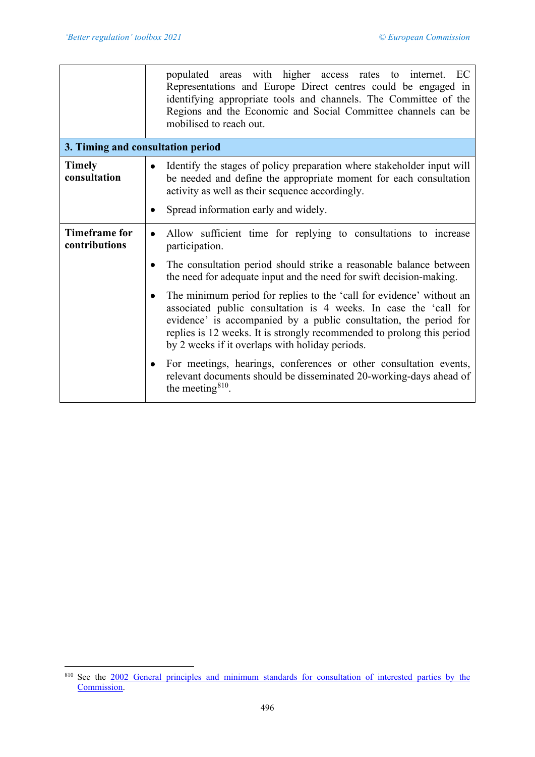| | |
|---|---|
| | populated areas with higher access rates to internet. EC Representations and Europe Direct centres could be engaged in identifying appropriate tools and channels. The Committee of the Regions and the Economic and Social Committee channels can be mobilised to reach out. |
| **3. Timing and consultation period** | |
| **Timely consultation** | • Identify the stages of policy preparation where stakeholder input will be needed and define the appropriate moment for each consultation activity as well as their sequence accordingly.<br>• Spread information early and widely. |
| **Timeframe for contributions** | • Allow sufficient time for replying to consultations to increase participation.<br>• The consultation period should strike a reasonable balance between the need for adequate input and the need for swift decision-making.<br>• The minimum period for replies to the 'call for evidence' without an associated public consultation is 4 weeks. In case the 'call for evidence' is accompanied by a public consultation, the period for replies is 12 weeks. It is strongly recommended to prolong this period by 2 weeks if it overlaps with holiday periods.<br>• For meetings, hearings, conferences or other consultation events, relevant documents should be disseminated 20-working-days ahead of the meeting[810]. |

[810] See the 2002 General principles and minimum standards for consultation of interested parties by the Commission.